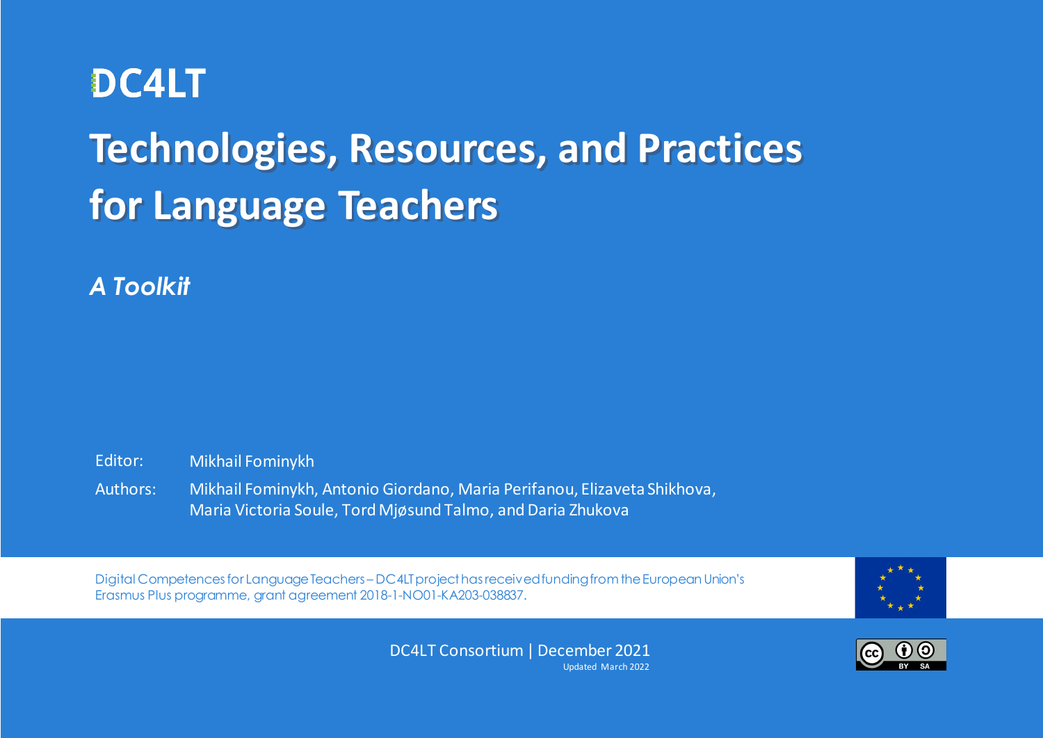# DC4LT

# Technologies, Resources, and Practices for Language Teachers

*A Toolkit*

Editor: Mikhail Fominykh

Authors: Mikhail Fominykh, Antonio Giordano, Maria Perifanou, Elizaveta Shikhova, Maria Victoria Soule, Tord Mjøsund Talmo, and Daria Zhukova

Digital Competences for Language Teachers – DC4LT project has received funding from the European Union's Erasmus Plus programme, grant agreement 2018-1-NO01-KA203-038837.

DC4LT Consortium | December 2021

Updated March 2022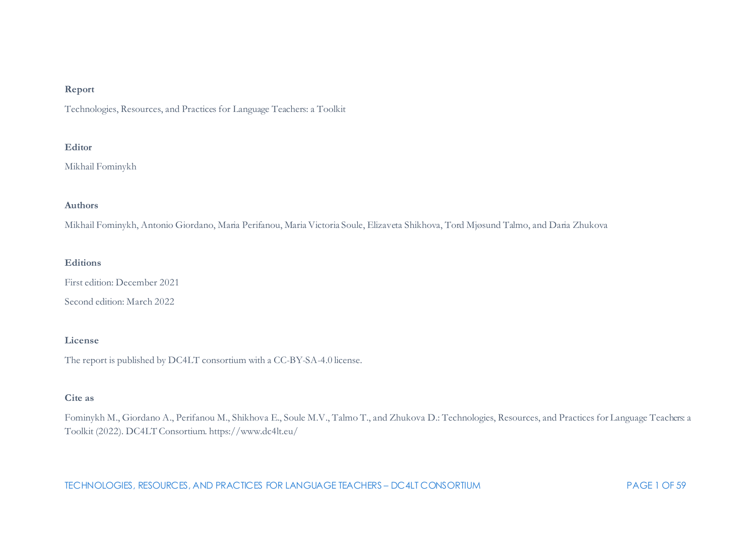**Report**

Technologies, Resources, and Practices for Language Teachers: a Toolkit

**Editor**

Mikhail Fominykh

**Authors**

Mikhail Fominykh, Antonio Giordano, Maria Perifanou, Maria Victoria Soule, Elizaveta Shikhova, Tord Mjøsund Talmo, and Daria Zhukova

**Editions**

First edition: December 2021

Second edition: March 2022

**License**

The report is published by DC4LT consortium with a CC-BY-SA-4.0 license.

**Cite as**

Fominykh M., Giordano A., Perifanou M., Shikhova E., Soule M.V., Talmo T., and Zhukova D.: Technologies, Resources, and Practices for Language Teachers: a Toolkit (2022). DC4LT Consortium. https://www.dc4lt.eu/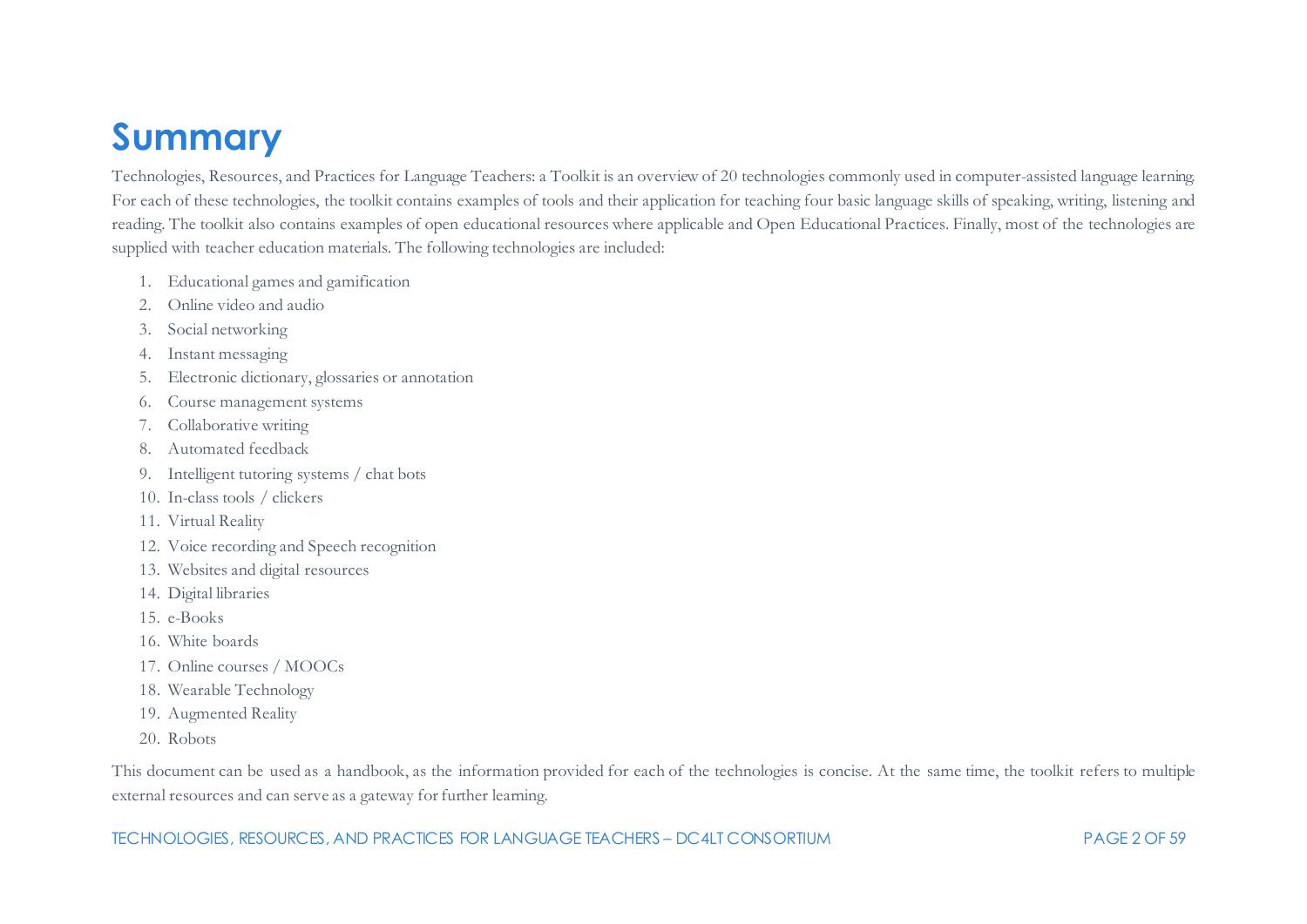# Summary

Technologies, Resources, and Practices for Language Teachers: a Toolkit is an overview of 20 technologies commonly used in computer-assisted language learning. For each of these technologies, the toolkit contains examples of tools and their application for teaching four basic language skills of speaking, writing, listening and reading. The toolkit also contains examples of open educational resources where applicable and Open Educational Practices. Finally, most of the technologies are supplied with teacher education materials. The following technologies are included:

1. Educational games and gamification
2. Online video and audio
3. Social networking
4. Instant messaging
5. Electronic dictionary, glossaries or annotation
6. Course management systems
7. Collaborative writing
8. Automated feedback
9. Intelligent tutoring systems / chat bots
10. In-class tools / clickers
11. Virtual Reality
12. Voice recording and Speech recognition
13. Websites and digital resources
14. Digital libraries
15. e-Books
16. White boards
17. Online courses / MOOCs
18. Wearable Technology
19. Augmented Reality
20. Robots

This document can be used as a handbook, as the information provided for each of the technologies is concise. At the same time, the toolkit refers to multiple external resources and can serve as a gateway for further learning.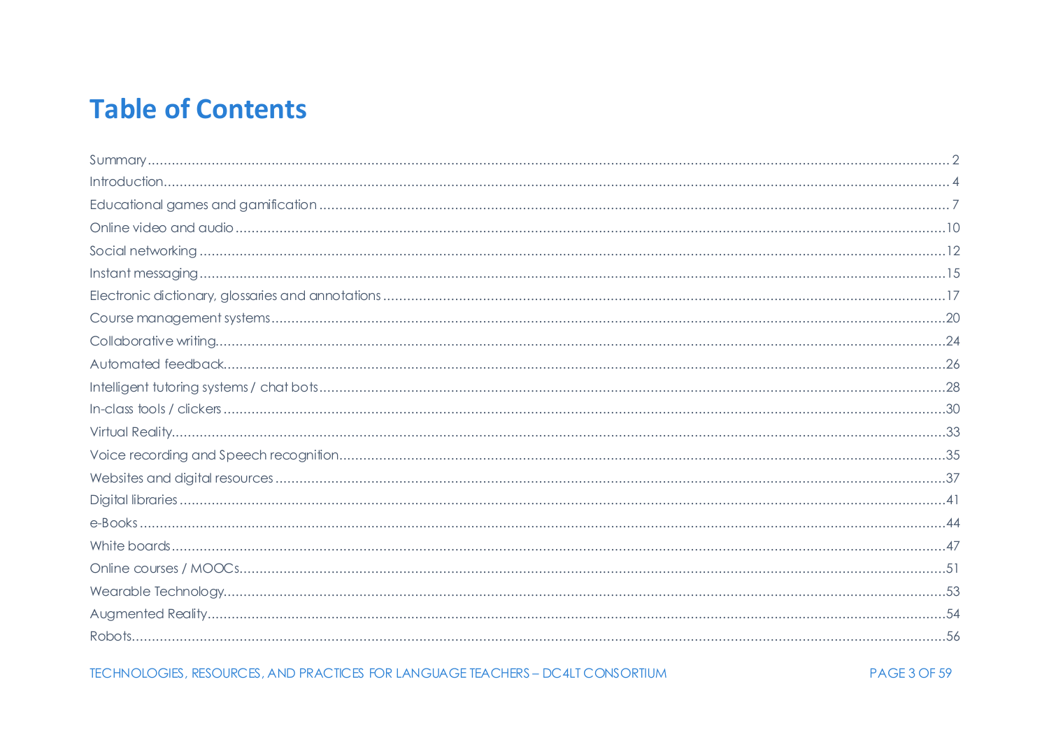# Table of Contents

Summary ........ 2
Introduction ........ 4
Educational games and gamification ........ 7
Online video and audio ........ 10
Social networking ........ 12
Instant messaging ........ 15
Electronic dictionary, glossaries and annotations ........ 17
Course management systems ........ 20
Collaborative writing ........ 24
Automated feedback ........ 26
Intelligent tutoring systems / chat bots ........ 28
In-class tools / clickers ........ 30
Virtual Reality ........ 33
Voice recording and Speech recognition ........ 35
Websites and digital resources ........ 37
Digital libraries ........ 41
e-Books ........ 44
White boards ........ 47
Online courses / MOOCs ........ 51
Wearable Technology ........ 53
Augmented Reality ........ 54
Robots ........ 56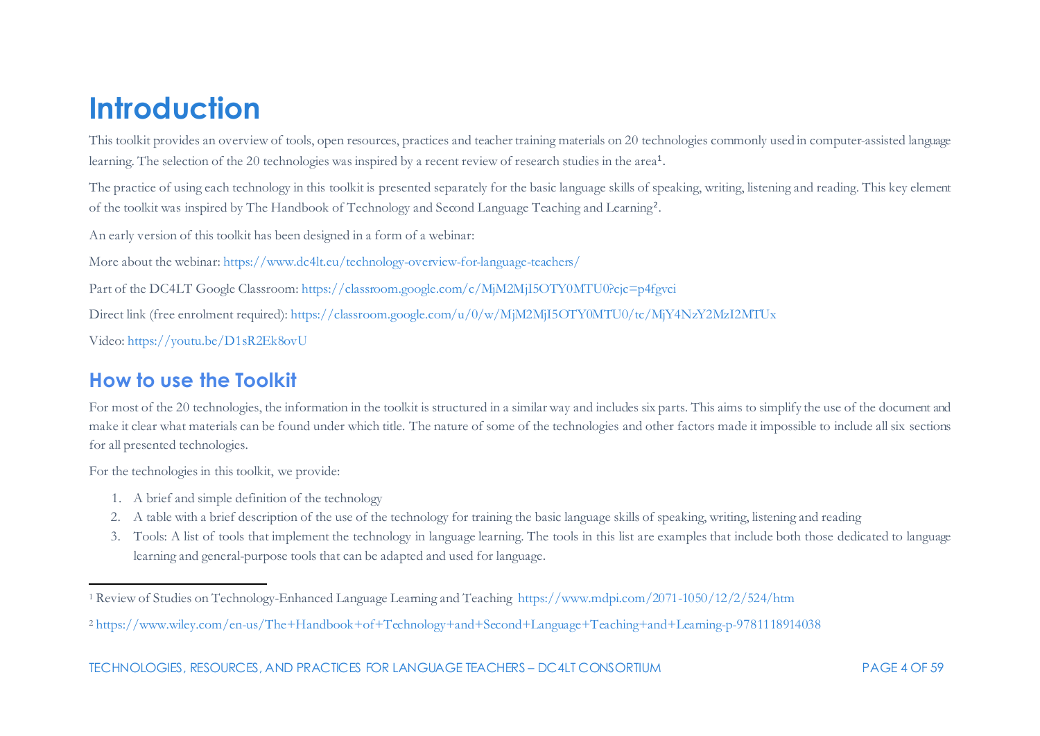# Introduction

This toolkit provides an overview of tools, open resources, practices and teacher training materials on 20 technologies commonly used in computer-assisted language learning. The selection of the 20 technologies was inspired by a recent review of research studies in the area[1].

The practice of using each technology in this toolkit is presented separately for the basic language skills of speaking, writing, listening and reading. This key element of the toolkit was inspired by The Handbook of Technology and Second Language Teaching and Learning[2].

An early version of this toolkit has been designed in a form of a webinar:

More about the webinar: https://www.dc4lt.eu/technology-overview-for-language-teachers/

Part of the DC4LT Google Classroom: https://classroom.google.com/c/MjM2MjI5OTY0MTU0?cjc=p4fgvci

Direct link (free enrolment required): https://classroom.google.com/u/0/w/MjM2MjI5OTY0MTU0/tc/MjY4NzY2MzI2MTUx

Video: https://youtu.be/D1sR2Ek8ovU

## How to use the Toolkit

For most of the 20 technologies, the information in the toolkit is structured in a similar way and includes six parts. This aims to simplify the use of the document and make it clear what materials can be found under which title. The nature of some of the technologies and other factors made it impossible to include all six sections for all presented technologies.

For the technologies in this toolkit, we provide:

1. A brief and simple definition of the technology
2. A table with a brief description of the use of the technology for training the basic language skills of speaking, writing, listening and reading
3. Tools: A list of tools that implement the technology in language learning. The tools in this list are examples that include both those dedicated to language learning and general-purpose tools that can be adapted and used for language.

---

[1] Review of Studies on Technology-Enhanced Language Learning and Teaching https://www.mdpi.com/2071-1050/12/2/524/htm

[2] https://www.wiley.com/en-us/The+Handbook+of+Technology+and+Second+Language+Teaching+and+Learning-p-9781118914038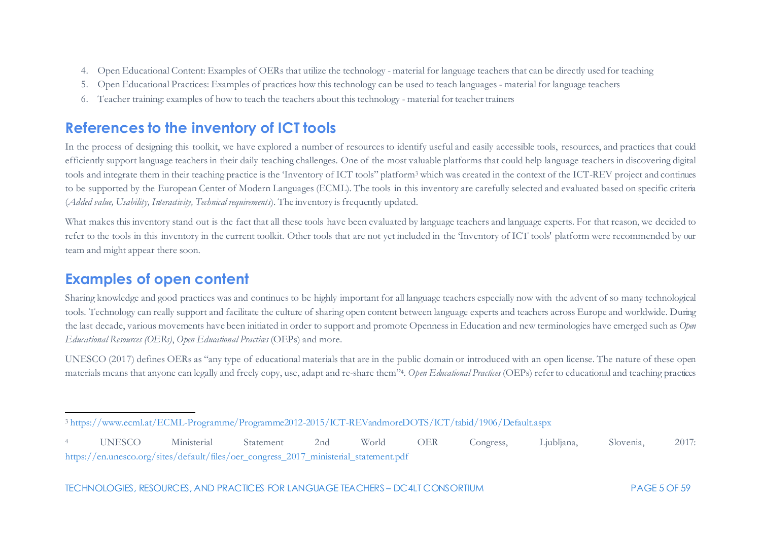4. Open Educational Content: Examples of OERs that utilize the technology - material for language teachers that can be directly used for teaching
5. Open Educational Practices: Examples of practices how this technology can be used to teach languages - material for language teachers
6. Teacher training: examples of how to teach the teachers about this technology - material for teacher trainers

## References to the inventory of ICT tools

In the process of designing this toolkit, we have explored a number of resources to identify useful and easily accessible tools, resources, and practices that could efficiently support language teachers in their daily teaching challenges. One of the most valuable platforms that could help language teachers in discovering digital tools and integrate them in their teaching practice is the 'Inventory of ICT tools" platform[3] which was created in the context of the ICT-REV project and continues to be supported by the European Center of Modern Languages (ECML). The tools in this inventory are carefully selected and evaluated based on specific criteria (*Added value, Usability, Interactivity, Technical requirements*). The inventory is frequently updated.

What makes this inventory stand out is the fact that all these tools have been evaluated by language teachers and language experts. For that reason, we decided to refer to the tools in this inventory in the current toolkit. Other tools that are not yet included in the 'Inventory of ICT tools' platform were recommended by our team and might appear there soon.

## Examples of open content

Sharing knowledge and good practices was and continues to be highly important for all language teachers especially now with the advent of so many technological tools. Technology can really support and facilitate the culture of sharing open content between language experts and teachers across Europe and worldwide. During the last decade, various movements have been initiated in order to support and promote Openness in Education and new terminologies have emerged such as *Open Educational Resources (OERs)*, *Open Educational Practices* (OEPs) and more.

UNESCO (2017) defines OERs as "any type of educational materials that are in the public domain or introduced with an open license. The nature of these open materials means that anyone can legally and freely copy, use, adapt and re-share them"[4]. *Open Educational Practices* (OEPs) refer to educational and teaching practices

---

[3] https://www.ecml.at/ECML-Programme/Programme2012-2015/ICT-REVandmoreDOTS/ICT/tabid/1906/Default.aspx

[4] UNESCO Ministerial Statement 2nd World OER Congress, Ljubljana, Slovenia, 2017: https://en.unesco.org/sites/default/files/oer_congress_2017_ministerial_statement.pdf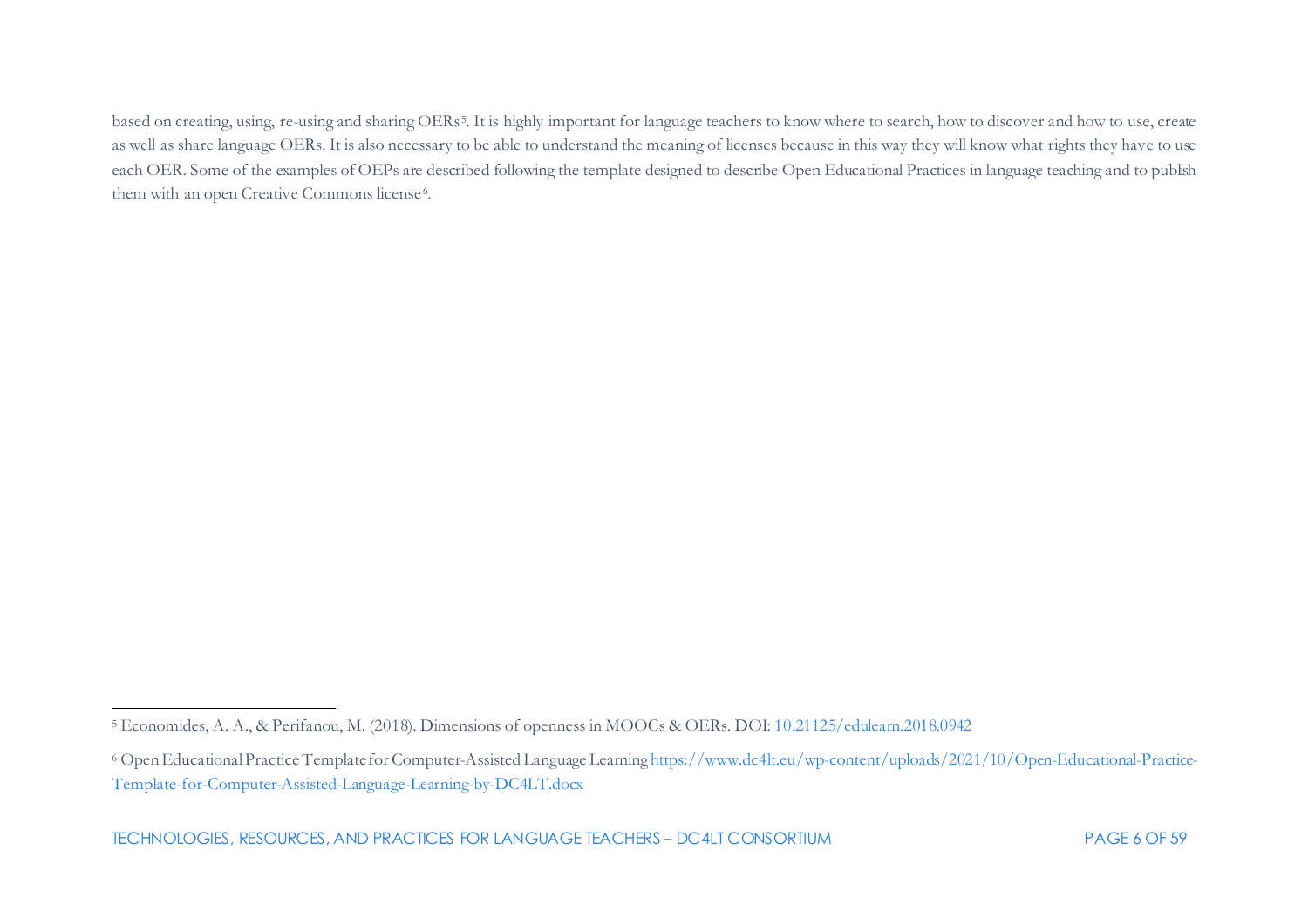based on creating, using, re-using and sharing OERs[5]. It is highly important for language teachers to know where to search, how to discover and how to use, create as well as share language OERs. It is also necessary to be able to understand the meaning of licenses because in this way they will know what rights they have to use each OER. Some of the examples of OEPs are described following the template designed to describe Open Educational Practices in language teaching and to publish them with an open Creative Commons license[6].

---

[5] Economides, A. A., & Perifanou, M. (2018). Dimensions of openness in MOOCs & OERs. DOI: 10.21125/edulearn.2018.0942

[6] Open Educational Practice Template for Computer-Assisted Language Learning https://www.dc4lt.eu/wp-content/uploads/2021/10/Open-Educational-Practice-Template-for-Computer-Assisted-Language-Learning-by-DC4LT.docx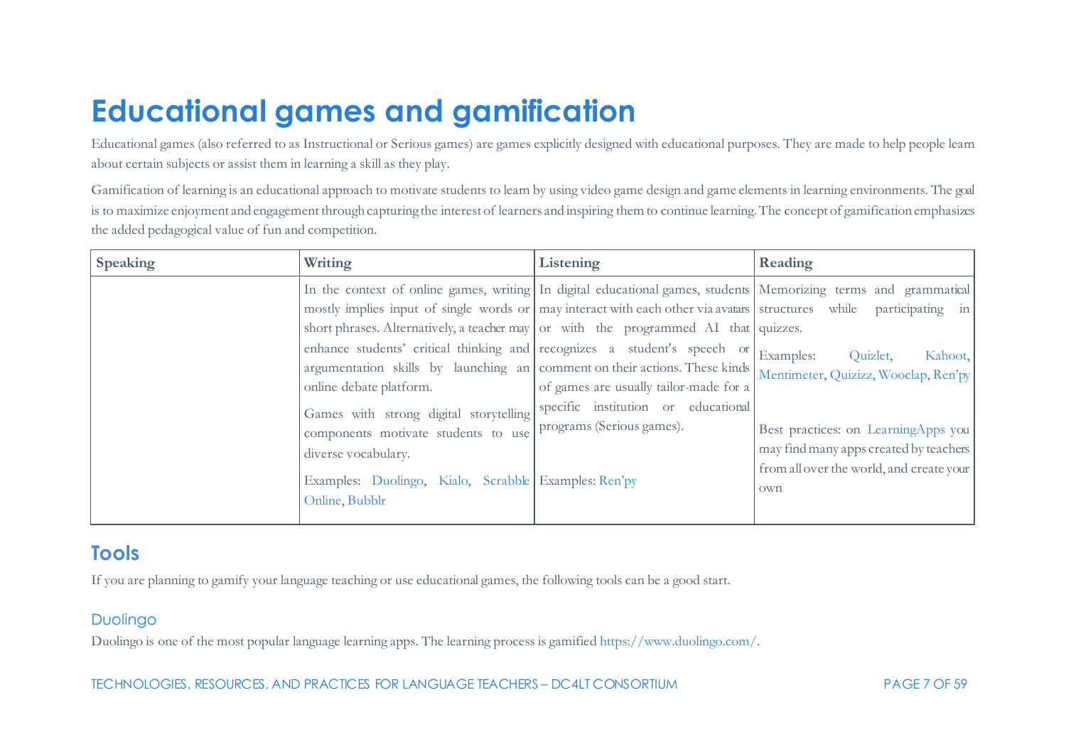# Educational games and gamification

Educational games (also referred to as Instructional or Serious games) are games explicitly designed with educational purposes. They are made to help people learn about certain subjects or assist them in learning a skill as they play.

Gamification of learning is an educational approach to motivate students to learn by using video game design and game elements in learning environments. The goal is to maximize enjoyment and engagement through capturing the interest of learners and inspiring them to continue learning. The concept of gamification emphasizes the added pedagogical value of fun and competition.

| Speaking | Writing | Listening | Reading |
|---|---|---|---|
| | In the context of online games, writing mostly implies input of single words or short phrases. Alternatively, a teacher may enhance students' critical thinking and argumentation skills by launching an online debate platform.<br><br>Games with strong digital storytelling components motivate students to use diverse vocabulary.<br><br>Examples: Duolingo, Kialo, Scrabble Online, Bubblr | In digital educational games, students may interact with each other via avatars or with the programmed AI that recognizes a student's speech or comment on their actions. These kinds of games are usually tailor-made for a specific institution or educational programs (Serious games).<br><br>Examples: Ren'py | Memorizing terms and grammatical structures while participating in quizzes.<br><br>Examples: Quizlet, Kahoot, Mentimeter, Quizizz, Wooclap, Ren'py<br><br>Best practices: on LearningApps you may find many apps created by teachers from all over the world, and create your own |

## Tools

If you are planning to gamify your language teaching or use educational games, the following tools can be a good start.

### Duolingo

Duolingo is one of the most popular language learning apps. The learning process is gamified https://www.duolingo.com/.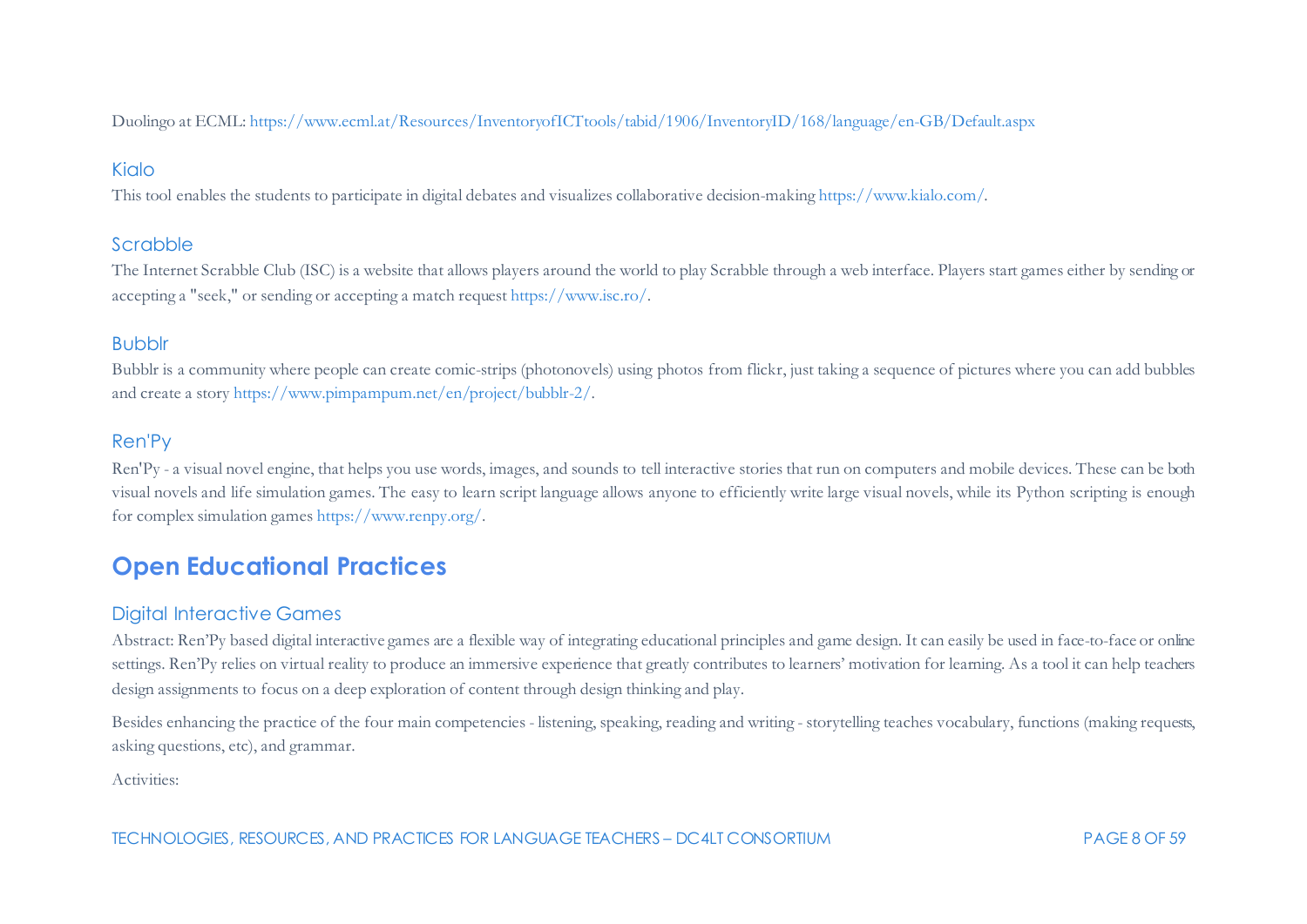Duolingo at ECML: https://www.ecml.at/Resources/InventoryofICTtools/tabid/1906/InventoryID/168/language/en-GB/Default.aspx

### Kialo

This tool enables the students to participate in digital debates and visualizes collaborative decision-making https://www.kialo.com/.

### Scrabble

The Internet Scrabble Club (ISC) is a website that allows players around the world to play Scrabble through a web interface. Players start games either by sending or accepting a "seek," or sending or accepting a match request https://www.isc.ro/.

### Bubblr

Bubblr is a community where people can create comic-strips (photonovels) using photos from flickr, just taking a sequence of pictures where you can add bubbles and create a story https://www.pimpampum.net/en/project/bubblr-2/.

### Ren'Py

Ren'Py - a visual novel engine, that helps you use words, images, and sounds to tell interactive stories that run on computers and mobile devices. These can be both visual novels and life simulation games. The easy to learn script language allows anyone to efficiently write large visual novels, while its Python scripting is enough for complex simulation games https://www.renpy.org/.

## Open Educational Practices

### Digital Interactive Games

Abstract: Ren'Py based digital interactive games are a flexible way of integrating educational principles and game design. It can easily be used in face-to-face or online settings. Ren'Py relies on virtual reality to produce an immersive experience that greatly contributes to learners' motivation for learning. As a tool it can help teachers design assignments to focus on a deep exploration of content through design thinking and play.

Besides enhancing the practice of the four main competencies - listening, speaking, reading and writing - storytelling teaches vocabulary, functions (making requests, asking questions, etc), and grammar.

Activities: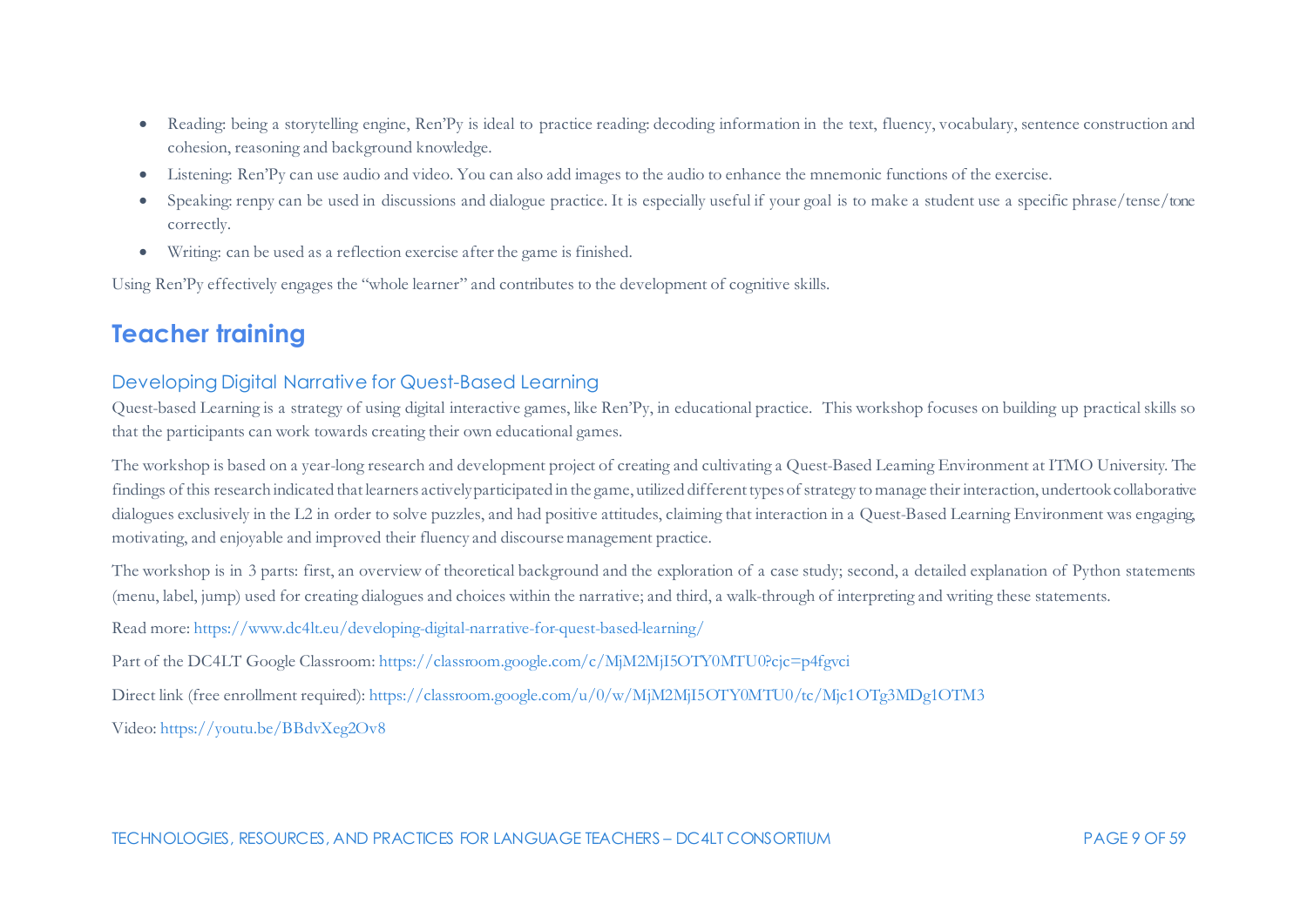- Reading: being a storytelling engine, Ren'Py is ideal to practice reading: decoding information in the text, fluency, vocabulary, sentence construction and cohesion, reasoning and background knowledge.
- Listening: Ren'Py can use audio and video. You can also add images to the audio to enhance the mnemonic functions of the exercise.
- Speaking: renpy can be used in discussions and dialogue practice. It is especially useful if your goal is to make a student use a specific phrase/tense/tone correctly.
- Writing: can be used as a reflection exercise after the game is finished.

Using Ren'Py effectively engages the "whole learner" and contributes to the development of cognitive skills.

# Teacher training

## Developing Digital Narrative for Quest-Based Learning

Quest-based Learning is a strategy of using digital interactive games, like Ren'Py, in educational practice. This workshop focuses on building up practical skills so that the participants can work towards creating their own educational games.

The workshop is based on a year-long research and development project of creating and cultivating a Quest-Based Learning Environment at ITMO University. The findings of this research indicated that learners actively participated in the game, utilized different types of strategy to manage their interaction, undertook collaborative dialogues exclusively in the L2 in order to solve puzzles, and had positive attitudes, claiming that interaction in a Quest-Based Learning Environment was engaging, motivating, and enjoyable and improved their fluency and discourse management practice.

The workshop is in 3 parts: first, an overview of theoretical background and the exploration of a case study; second, a detailed explanation of Python statements (menu, label, jump) used for creating dialogues and choices within the narrative; and third, a walk-through of interpreting and writing these statements.

Read more: https://www.dc4lt.eu/developing-digital-narrative-for-quest-based-learning/

Part of the DC4LT Google Classroom: https://classroom.google.com/c/MjM2MjI5OTY0MTU0?cjc=p4fgvci

Direct link (free enrollment required): https://classroom.google.com/u/0/w/MjM2MjI5OTY0MTU0/tc/Mjc1OTg3MDg1OTM3

Video: https://youtu.be/BBdvXeg2Ov8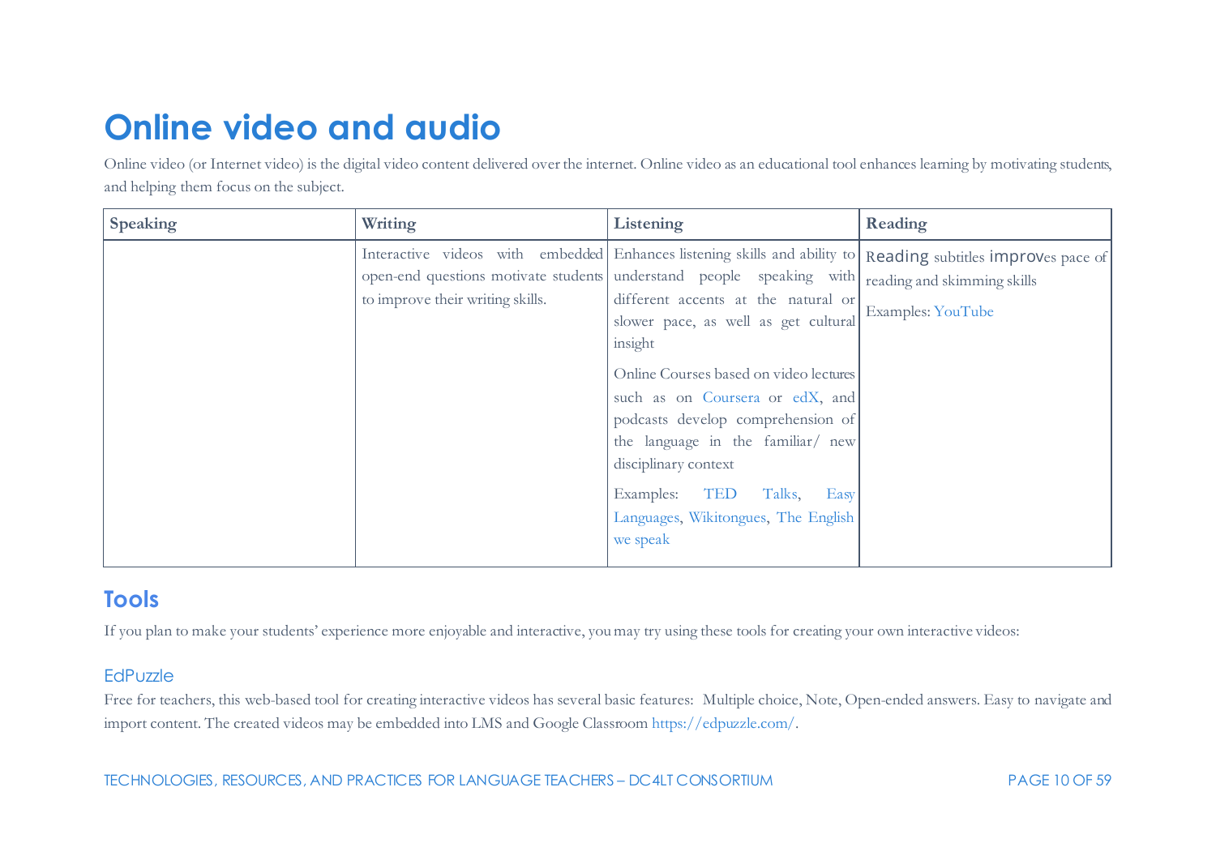# Online video and audio

Online video (or Internet video) is the digital video content delivered over the internet. Online video as an educational tool enhances learning by motivating students, and helping them focus on the subject.

| Speaking | Writing | Listening | Reading |
|---|---|---|---|
| | Interactive videos with embedded open-end questions motivate students to improve their writing skills. | Enhances listening skills and ability to understand people speaking with different accents at the natural or slower pace, as well as get cultural insight<br><br>Online Courses based on video lectures such as on Coursera or edX, and podcasts develop comprehension of the language in the familiar/ new disciplinary context<br><br>Examples: TED Talks, Easy Languages, Wikitongues, The English we speak | Reading subtitles improves pace of reading and skimming skills<br><br>Examples: YouTube |

## Tools

If you plan to make your students' experience more enjoyable and interactive, you may try using these tools for creating your own interactive videos:

### EdPuzzle

Free for teachers, this web-based tool for creating interactive videos has several basic features: Multiple choice, Note, Open-ended answers. Easy to navigate and import content. The created videos may be embedded into LMS and Google Classroom https://edpuzzle.com/.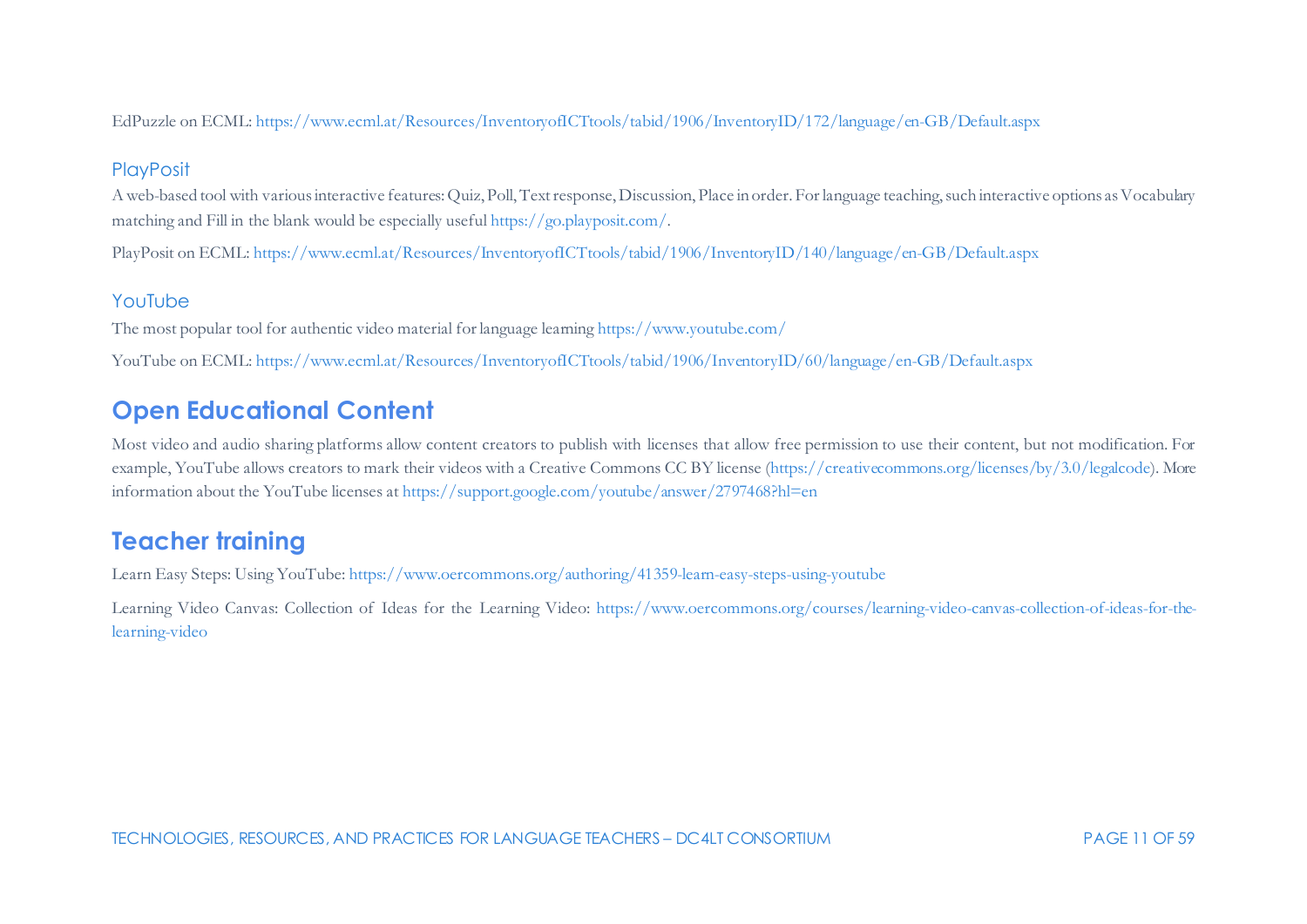EdPuzzle on ECML: https://www.ecml.at/Resources/InventoryofICTtools/tabid/1906/InventoryID/172/language/en-GB/Default.aspx

### PlayPosit

A web-based tool with various interactive features: Quiz, Poll, Text response, Discussion, Place in order. For language teaching, such interactive options as Vocabulary matching and Fill in the blank would be especially useful https://go.playposit.com/.

PlayPosit on ECML: https://www.ecml.at/Resources/InventoryofICTtools/tabid/1906/InventoryID/140/language/en-GB/Default.aspx

### YouTube

The most popular tool for authentic video material for language learning https://www.youtube.com/

YouTube on ECML: https://www.ecml.at/Resources/InventoryofICTtools/tabid/1906/InventoryID/60/language/en-GB/Default.aspx

## Open Educational Content

Most video and audio sharing platforms allow content creators to publish with licenses that allow free permission to use their content, but not modification. For example, YouTube allows creators to mark their videos with a Creative Commons CC BY license (https://creativecommons.org/licenses/by/3.0/legalcode). More information about the YouTube licenses at https://support.google.com/youtube/answer/2797468?hl=en

## Teacher training

Learn Easy Steps: Using YouTube: https://www.oercommons.org/authoring/41359-learn-easy-steps-using-youtube

Learning Video Canvas: Collection of Ideas for the Learning Video: https://www.oercommons.org/courses/learning-video-canvas-collection-of-ideas-for-the-learning-video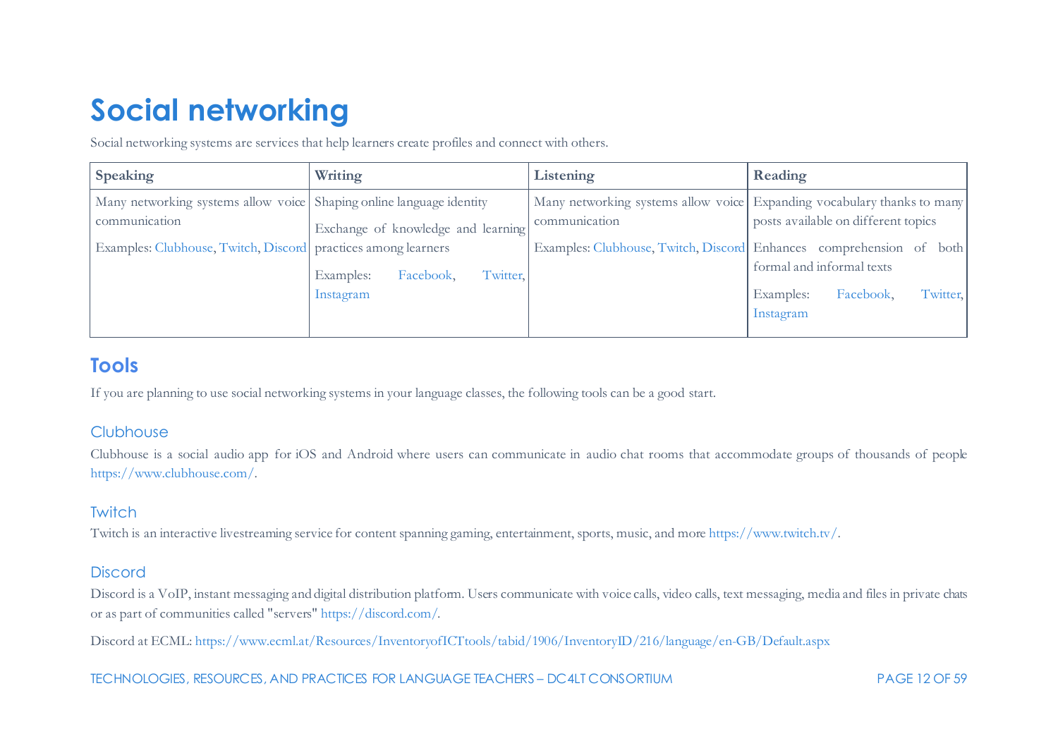# Social networking

Social networking systems are services that help learners create profiles and connect with others.

| Speaking | Writing | Listening | Reading |
|---|---|---|---|
| Many networking systems allow voice communication<br><br>Examples: Clubhouse, Twitch, Discord | Shaping online language identity<br><br>Exchange of knowledge and learning practices among learners<br><br>Examples: Facebook, Twitter, Instagram | Many networking systems allow voice communication<br><br>Examples: Clubhouse, Twitch, Discord | Expanding vocabulary thanks to many posts available on different topics<br><br>Enhances comprehension of both formal and informal texts<br><br>Examples: Facebook, Twitter, Instagram |

## Tools

If you are planning to use social networking systems in your language classes, the following tools can be a good start.

### Clubhouse

Clubhouse is a social audio app for iOS and Android where users can communicate in audio chat rooms that accommodate groups of thousands of people https://www.clubhouse.com/.

### Twitch

Twitch is an interactive livestreaming service for content spanning gaming, entertainment, sports, music, and more https://www.twitch.tv/.

### Discord

Discord is a VoIP, instant messaging and digital distribution platform. Users communicate with voice calls, video calls, text messaging, media and files in private chats or as part of communities called "servers" https://discord.com/.

Discord at ECML: https://www.ecml.at/Resources/InventoryofICTtools/tabid/1906/InventoryID/216/language/en-GB/Default.aspx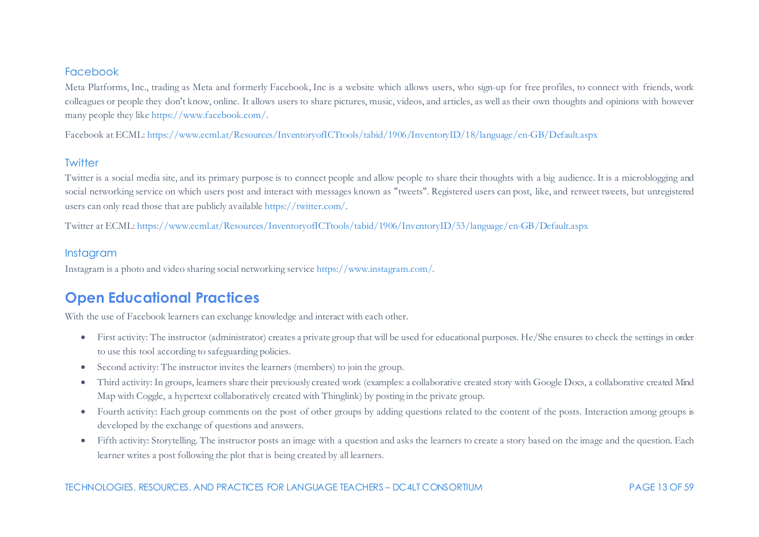### Facebook

Meta Platforms, Inc., trading as Meta and formerly Facebook, Inc is a website which allows users, who sign-up for free profiles, to connect with friends, work colleagues or people they don't know, online. It allows users to share pictures, music, videos, and articles, as well as their own thoughts and opinions with however many people they like https://www.facebook.com/.

Facebook at ECML: https://www.ecml.at/Resources/InventoryofICTtools/tabid/1906/InventoryID/18/language/en-GB/Default.aspx

### Twitter

Twitter is a social media site, and its primary purpose is to connect people and allow people to share their thoughts with a big audience. It is a microblogging and social networking service on which users post and interact with messages known as "tweets". Registered users can post, like, and retweet tweets, but unregistered users can only read those that are publicly available https://twitter.com/.

Twitter at ECML: https://www.ecml.at/Resources/InventoryofICTtools/tabid/1906/InventoryID/53/language/en-GB/Default.aspx

### Instagram

Instagram is a photo and video sharing social networking service https://www.instagram.com/.

## Open Educational Practices

With the use of Facebook learners can exchange knowledge and interact with each other.

- First activity: The instructor (administrator) creates a private group that will be used for educational purposes. He/She ensures to check the settings in order to use this tool according to safeguarding policies.
- Second activity: The instructor invites the learners (members) to join the group.
- Third activity: In groups, learners share their previously created work (examples: a collaborative created story with Google Docs, a collaborative created Mind Map with Coggle, a hypertext collaboratively created with Thinglink) by posting in the private group.
- Fourth activity: Each group comments on the post of other groups by adding questions related to the content of the posts. Interaction among groups is developed by the exchange of questions and answers.
- Fifth activity: Storytelling. The instructor posts an image with a question and asks the learners to create a story based on the image and the question. Each learner writes a post following the plot that is being created by all learners.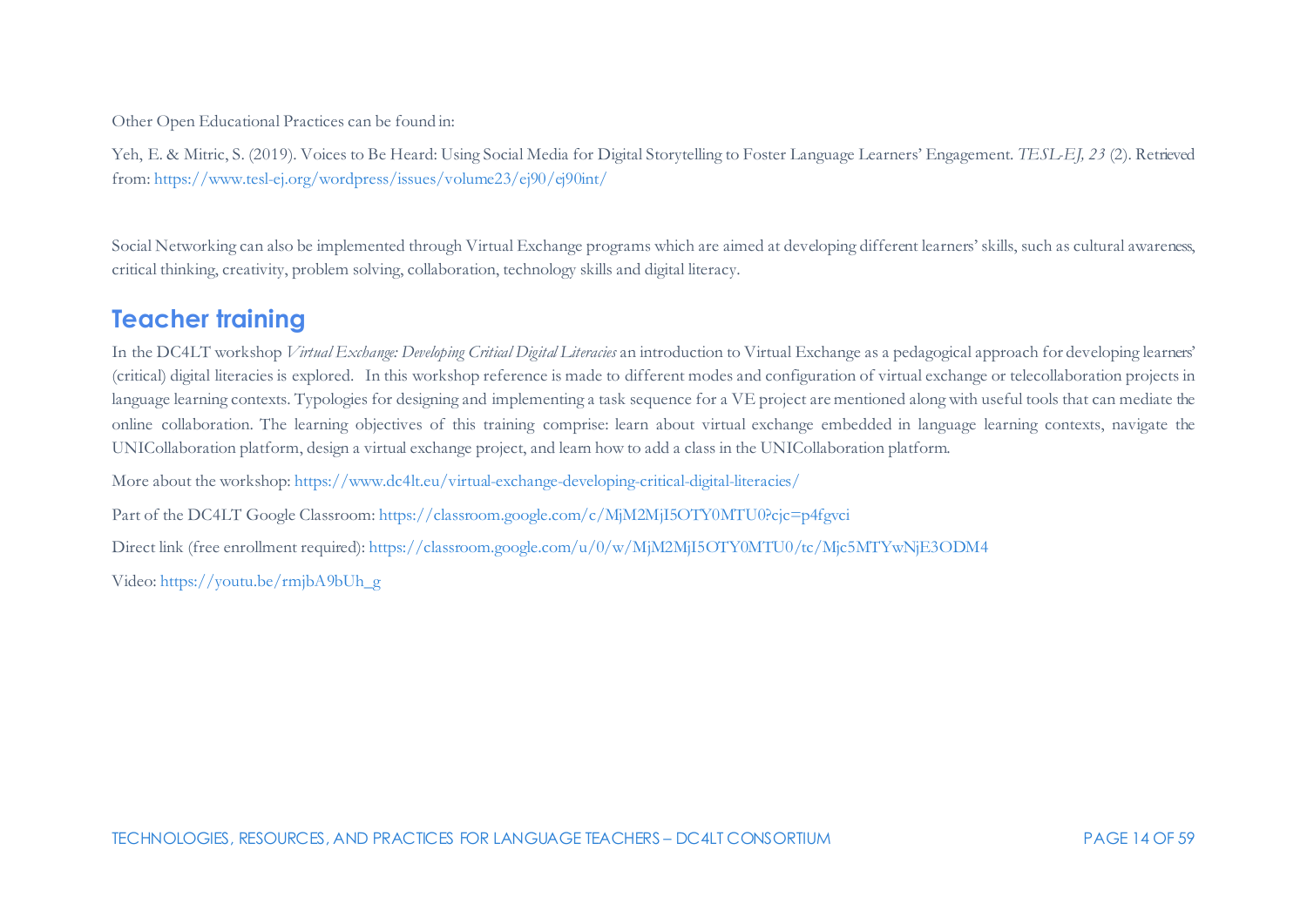Other Open Educational Practices can be found in:

Yeh, E. & Mitric, S. (2019). Voices to Be Heard: Using Social Media for Digital Storytelling to Foster Language Learners' Engagement. *TESL-EJ, 23* (2). Retrieved from: https://www.tesl-ej.org/wordpress/issues/volume23/ej90/ej90int/

Social Networking can also be implemented through Virtual Exchange programs which are aimed at developing different learners' skills, such as cultural awareness, critical thinking, creativity, problem solving, collaboration, technology skills and digital literacy.

## Teacher training

In the DC4LT workshop *Virtual Exchange: Developing Critical Digital Literacies* an introduction to Virtual Exchange as a pedagogical approach for developing learners' (critical) digital literacies is explored. In this workshop reference is made to different modes and configuration of virtual exchange or telecollaboration projects in language learning contexts. Typologies for designing and implementing a task sequence for a VE project are mentioned along with useful tools that can mediate the online collaboration. The learning objectives of this training comprise: learn about virtual exchange embedded in language learning contexts, navigate the UNICollaboration platform, design a virtual exchange project, and learn how to add a class in the UNICollaboration platform.

More about the workshop: https://www.dc4lt.eu/virtual-exchange-developing-critical-digital-literacies/

Part of the DC4LT Google Classroom: https://classroom.google.com/c/MjM2MjI5OTY0MTU0?cjc=p4fgvci

Direct link (free enrollment required): https://classroom.google.com/u/0/w/MjM2MjI5OTY0MTU0/tc/Mjc5MTYwNjE3ODM4

Video: https://youtu.be/rmjbA9bUh_g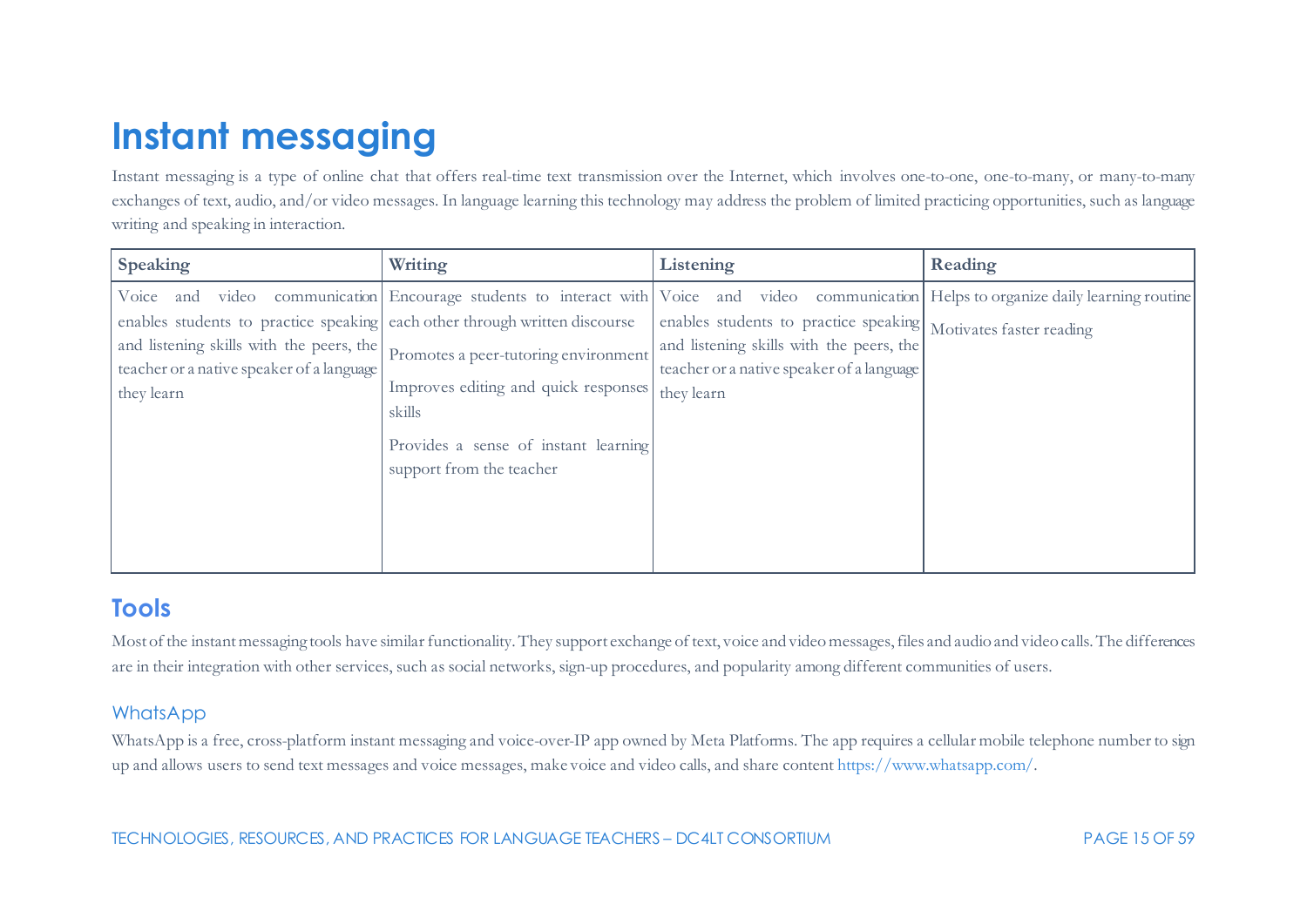# Instant messaging

Instant messaging is a type of online chat that offers real-time text transmission over the Internet, which involves one-to-one, one-to-many, or many-to-many exchanges of text, audio, and/or video messages. In language learning this technology may address the problem of limited practicing opportunities, such as language writing and speaking in interaction.

| Speaking | Writing | Listening | Reading |
|---|---|---|---|
| Voice and video communication enables students to practice speaking and listening skills with the peers, the teacher or a native speaker of a language they learn | Encourage students to interact with each other through written discourse<br><br>Promotes a peer-tutoring environment<br><br>Improves editing and quick responses skills<br><br>Provides a sense of instant learning support from the teacher | Voice and video communication enables students to practice speaking and listening skills with the peers, the teacher or a native speaker of a language they learn | Helps to organize daily learning routine<br><br>Motivates faster reading |

## Tools

Most of the instant messaging tools have similar functionality. They support exchange of text, voice and video messages, files and audio and video calls. The differences are in their integration with other services, such as social networks, sign-up procedures, and popularity among different communities of users.

### WhatsApp

WhatsApp is a free, cross-platform instant messaging and voice-over-IP app owned by Meta Platforms. The app requires a cellular mobile telephone number to sign up and allows users to send text messages and voice messages, make voice and video calls, and share content https://www.whatsapp.com/.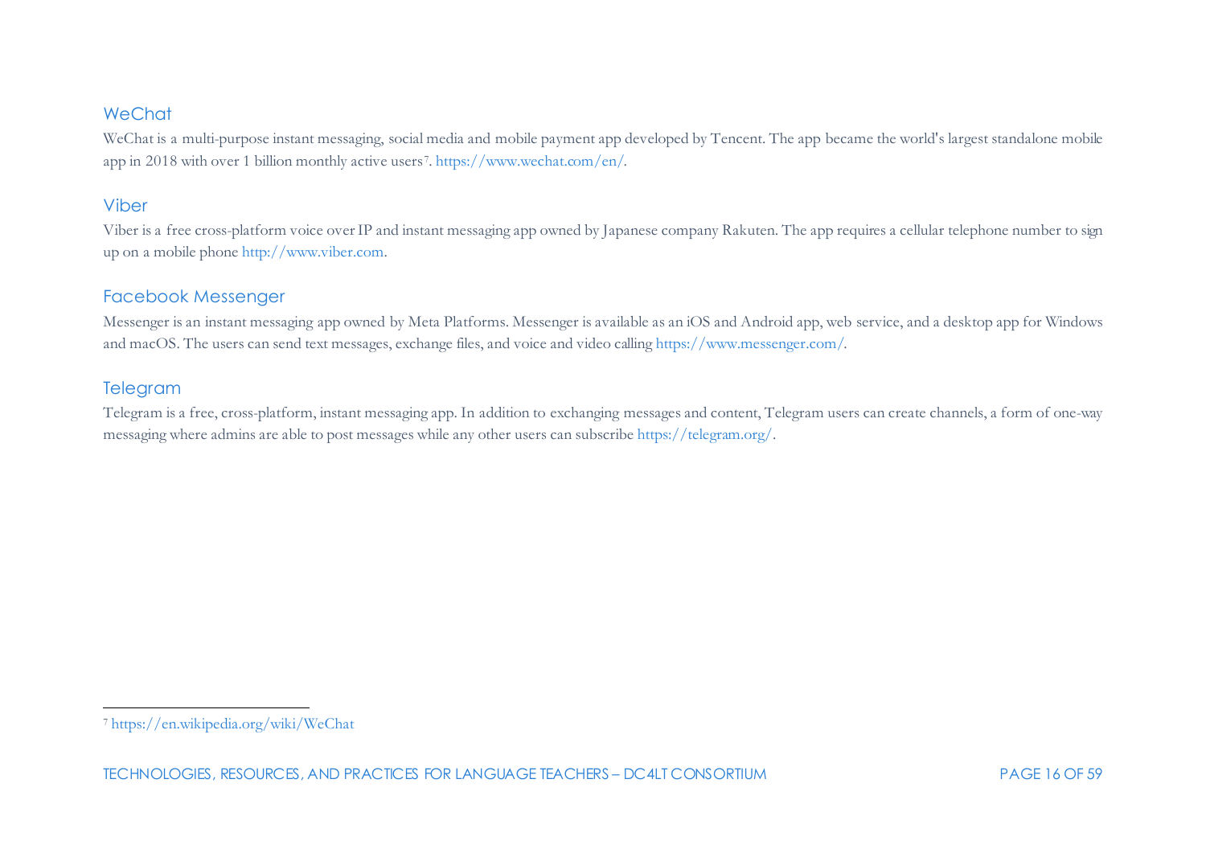## WeChat

WeChat is a multi-purpose instant messaging, social media and mobile payment app developed by Tencent. The app became the world's largest standalone mobile app in 2018 with over 1 billion monthly active users[7]. https://www.wechat.com/en/.

## Viber

Viber is a free cross-platform voice over IP and instant messaging app owned by Japanese company Rakuten. The app requires a cellular telephone number to sign up on a mobile phone http://www.viber.com.

## Facebook Messenger

Messenger is an instant messaging app owned by Meta Platforms. Messenger is available as an iOS and Android app, web service, and a desktop app for Windows and macOS. The users can send text messages, exchange files, and voice and video calling https://www.messenger.com/.

## Telegram

Telegram is a free, cross-platform, instant messaging app. In addition to exchanging messages and content, Telegram users can create channels, a form of one-way messaging where admins are able to post messages while any other users can subscribe https://telegram.org/.

---

[7] https://en.wikipedia.org/wiki/WeChat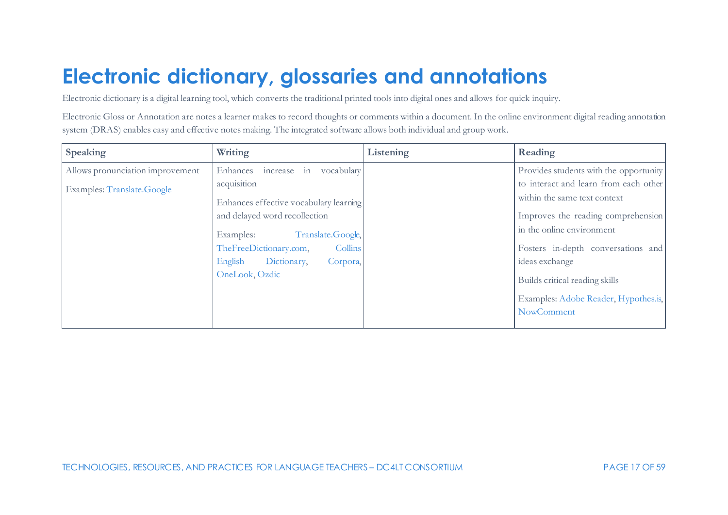# Electronic dictionary, glossaries and annotations

Electronic dictionary is a digital learning tool, which converts the traditional printed tools into digital ones and allows for quick inquiry.

Electronic Gloss or Annotation are notes a learner makes to record thoughts or comments within a document. In the online environment digital reading annotation system (DRAS) enables easy and effective notes making. The integrated software allows both individual and group work.

| Speaking | Writing | Listening | Reading |
|---|---|---|---|
| Allows pronunciation improvement<br><br>Examples: Translate.Google | Enhances increase in vocabulary acquisition<br><br>Enhances effective vocabulary learning and delayed word recollection<br><br>Examples: Translate.Google, TheFreeDictionary.com, Collins English Dictionary, Corpora, OneLook, Ozdic | | Provides students with the opportunity to interact and learn from each other within the same text context<br><br>Improves the reading comprehension in the online environment<br><br>Fosters in-depth conversations and ideas exchange<br><br>Builds critical reading skills<br><br>Examples: Adobe Reader, Hypothes.is, NowComment |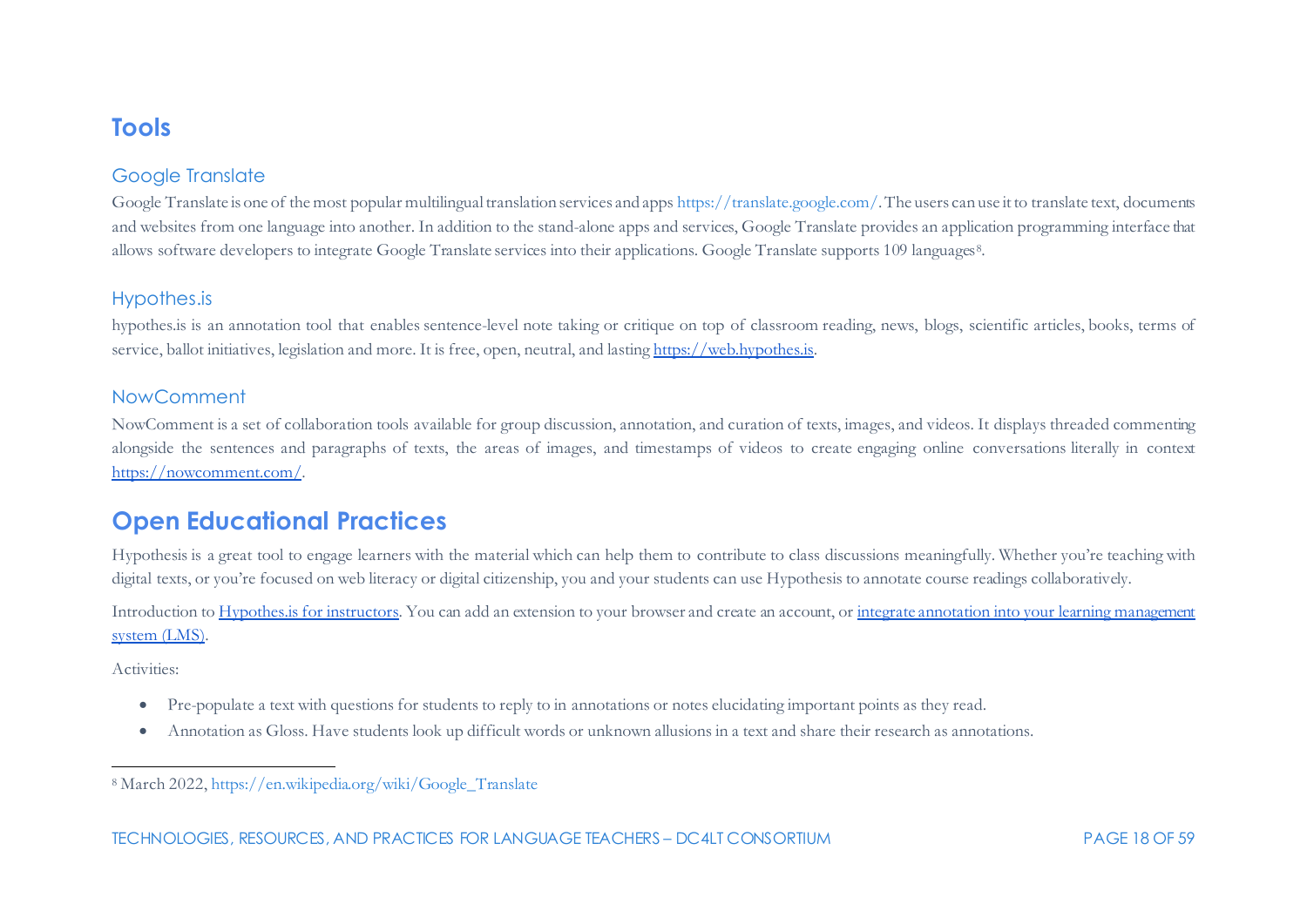## Tools

### Google Translate

Google Translate is one of the most popular multilingual translation services and apps https://translate.google.com/. The users can use it to translate text, documents and websites from one language into another. In addition to the stand-alone apps and services, Google Translate provides an application programming interface that allows software developers to integrate Google Translate services into their applications. Google Translate supports 109 languages[8].

### Hypothes.is

hypothes.is is an annotation tool that enables sentence-level note taking or critique on top of classroom reading, news, blogs, scientific articles, books, terms of service, ballot initiatives, legislation and more. It is free, open, neutral, and lasting https://web.hypothes.is.

### NowComment

NowComment is a set of collaboration tools available for group discussion, annotation, and curation of texts, images, and videos. It displays threaded commenting alongside the sentences and paragraphs of texts, the areas of images, and timestamps of videos to create engaging online conversations literally in context https://nowcomment.com/.

## Open Educational Practices

Hypothesis is a great tool to engage learners with the material which can help them to contribute to class discussions meaningfully. Whether you're teaching with digital texts, or you're focused on web literacy or digital citizenship, you and your students can use Hypothesis to annotate course readings collaboratively.

Introduction to Hypothes.is for instructors. You can add an extension to your browser and create an account, or integrate annotation into your learning management system (LMS).

Activities:

- Pre-populate a text with questions for students to reply to in annotations or notes elucidating important points as they read.
- Annotation as Gloss. Have students look up difficult words or unknown allusions in a text and share their research as annotations.

[8] March 2022, https://en.wikipedia.org/wiki/Google_Translate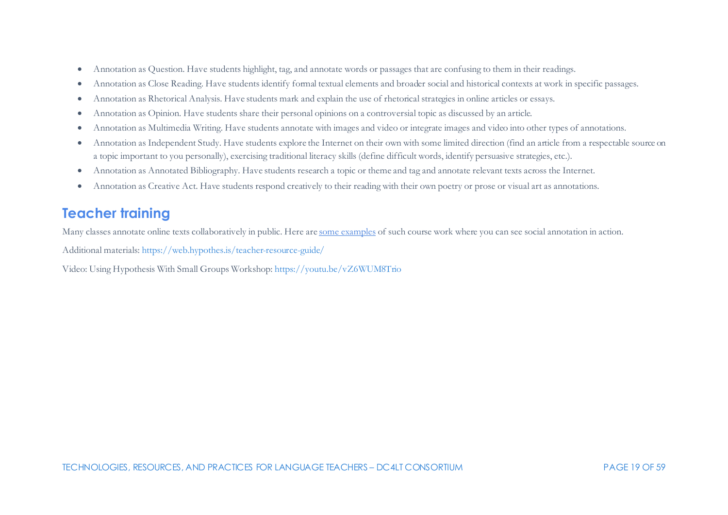- Annotation as Question. Have students highlight, tag, and annotate words or passages that are confusing to them in their readings.
- Annotation as Close Reading. Have students identify formal textual elements and broader social and historical contexts at work in specific passages.
- Annotation as Rhetorical Analysis. Have students mark and explain the use of rhetorical strategies in online articles or essays.
- Annotation as Opinion. Have students share their personal opinions on a controversial topic as discussed by an article.
- Annotation as Multimedia Writing. Have students annotate with images and video or integrate images and video into other types of annotations.
- Annotation as Independent Study. Have students explore the Internet on their own with some limited direction (find an article from a respectable source on a topic important to you personally), exercising traditional literacy skills (define difficult words, identify persuasive strategies, etc.).
- Annotation as Annotated Bibliography. Have students research a topic or theme and tag and annotate relevant texts across the Internet.
- Annotation as Creative Act. Have students respond creatively to their reading with their own poetry or prose or visual art as annotations.

## Teacher training

Many classes annotate online texts collaboratively in public. Here are some examples of such course work where you can see social annotation in action.

Additional materials: https://web.hypothes.is/teacher-resource-guide/

Video: Using Hypothesis With Small Groups Workshop: https://youtu.be/vZ6WUM8Trio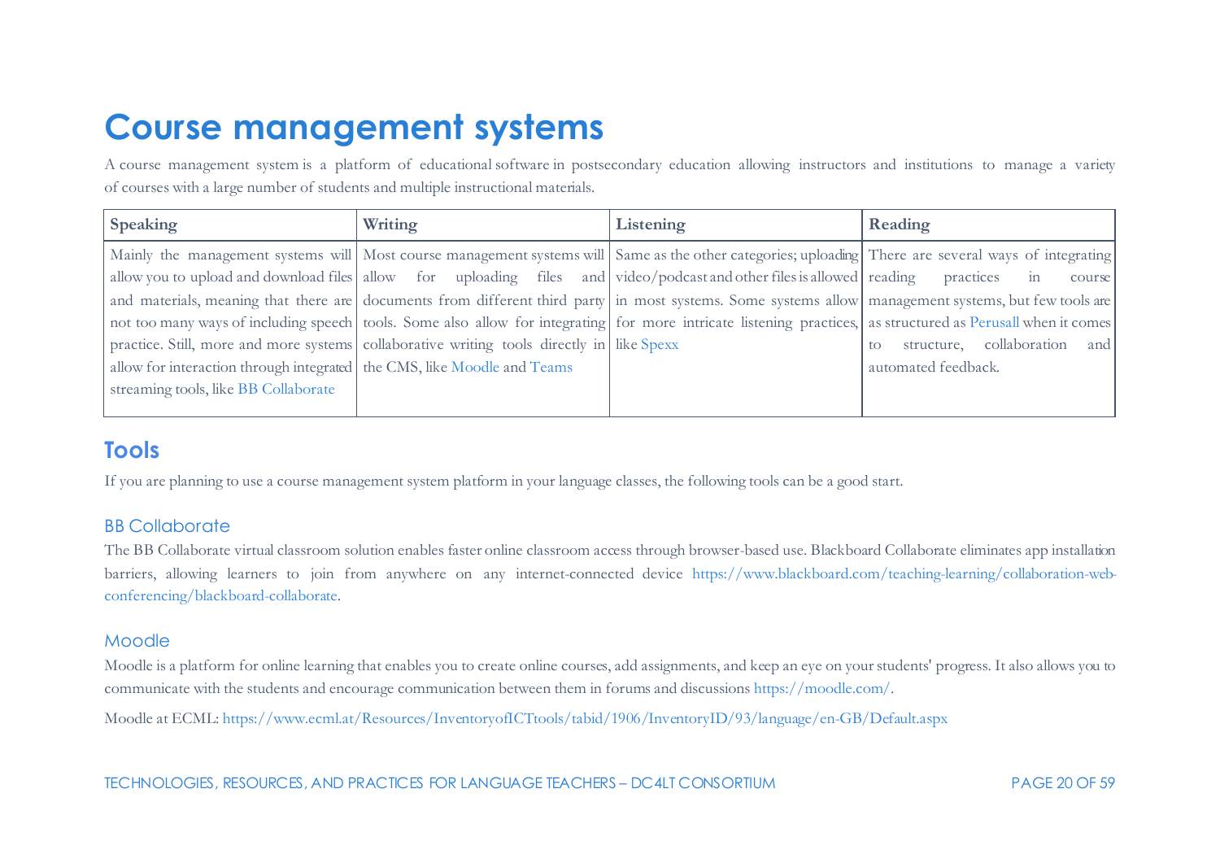# Course management systems

A course management system is a platform of educational software in postsecondary education allowing instructors and institutions to manage a variety of courses with a large number of students and multiple instructional materials.

| Speaking | Writing | Listening | Reading |
|---|---|---|---|
| Mainly the management systems will allow you to upload and download files and materials, meaning that there are not too many ways of including speech practice. Still, more and more systems allow for interaction through integrated streaming tools, like BB Collaborate | Most course management systems will allow for uploading files and documents from different third party tools. Some also allow for integrating collaborative writing tools directly in the CMS, like Moodle and Teams | Same as the other categories; uploading video/podcast and other files is allowed in most systems. Some systems allow for more intricate listening practices, like Spexx | There are several ways of integrating reading practices in course management systems, but few tools are as structured as Perusall when it comes to structure, collaboration and automated feedback. |

## Tools

If you are planning to use a course management system platform in your language classes, the following tools can be a good start.

### BB Collaborate

The BB Collaborate virtual classroom solution enables faster online classroom access through browser-based use. Blackboard Collaborate eliminates app installation barriers, allowing learners to join from anywhere on any internet-connected device https://www.blackboard.com/teaching-learning/collaboration-web-conferencing/blackboard-collaborate.

### Moodle

Moodle is a platform for online learning that enables you to create online courses, add assignments, and keep an eye on your students' progress. It also allows you to communicate with the students and encourage communication between them in forums and discussions https://moodle.com/.

Moodle at ECML: https://www.ecml.at/Resources/InventoryofICTtools/tabid/1906/InventoryID/93/language/en-GB/Default.aspx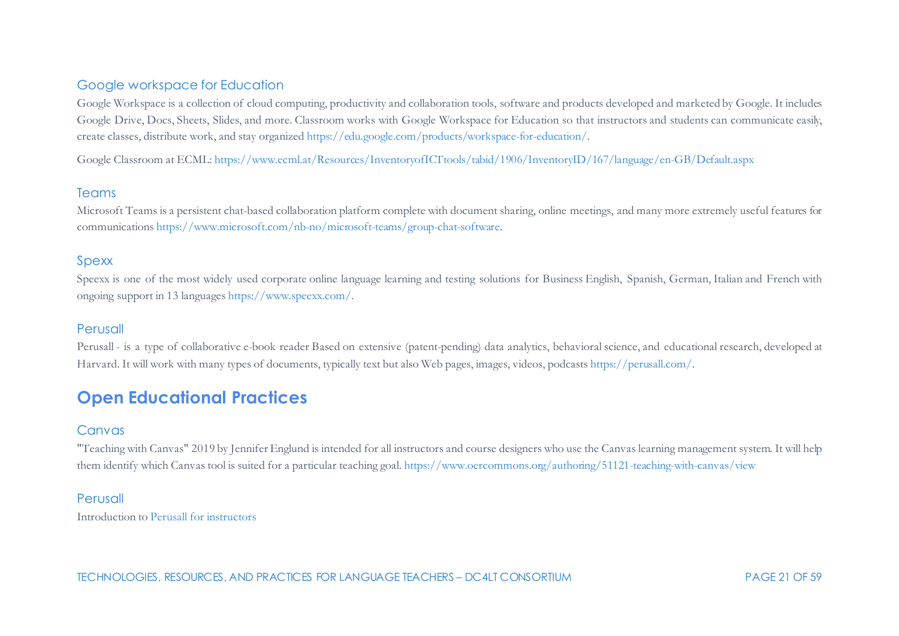### Google workspace for Education

Google Workspace is a collection of cloud computing, productivity and collaboration tools, software and products developed and marketed by Google. It includes Google Drive, Docs, Sheets, Slides, and more. Classroom works with Google Workspace for Education so that instructors and students can communicate easily, create classes, distribute work, and stay organized https://edu.google.com/products/workspace-for-education/.

Google Classroom at ECML: https://www.ecml.at/Resources/InventoryofICTtools/tabid/1906/InventoryID/167/language/en-GB/Default.aspx

### Teams

Microsoft Teams is a persistent chat-based collaboration platform complete with document sharing, online meetings, and many more extremely useful features for communications https://www.microsoft.com/nb-no/microsoft-teams/group-chat-software.

### Spexx

Speexx is one of the most widely used corporate online language learning and testing solutions for Business English, Spanish, German, Italian and French with ongoing support in 13 languages https://www.speexx.com/.

### Perusall

Perusall - is a type of collaborative e-book reader Based on extensive (patent-pending) data analytics, behavioral science, and educational research, developed at Harvard. It will work with many types of documents, typically text but also Web pages, images, videos, podcasts https://perusall.com/.

## Open Educational Practices

### Canvas

"Teaching with Canvas" 2019 by Jennifer Englund is intended for all instructors and course designers who use the Canvas learning management system. It will help them identify which Canvas tool is suited for a particular teaching goal. https://www.oercommons.org/authoring/51121-teaching-with-canvas/view

### Perusall

Introduction to Perusall for instructors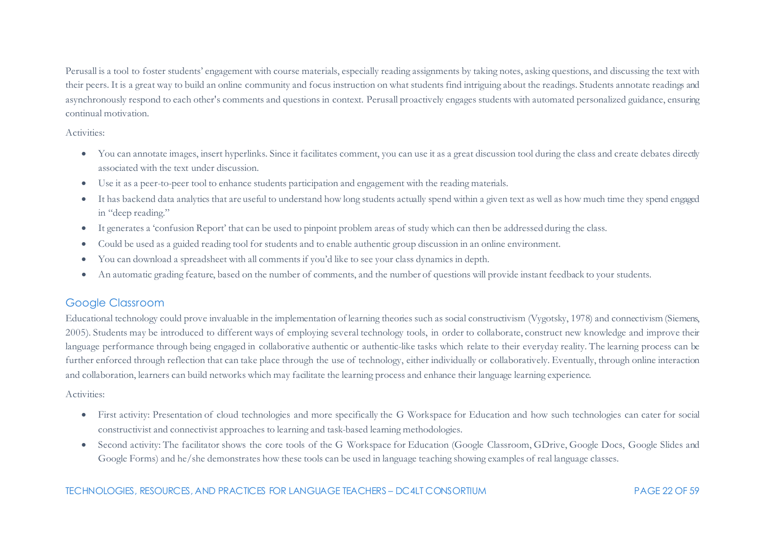Perusall is a tool to foster students' engagement with course materials, especially reading assignments by taking notes, asking questions, and discussing the text with their peers. It is a great way to build an online community and focus instruction on what students find intriguing about the readings. Students annotate readings and asynchronously respond to each other's comments and questions in context. Perusall proactively engages students with automated personalized guidance, ensuring continual motivation.

Activities:

- You can annotate images, insert hyperlinks. Since it facilitates comment, you can use it as a great discussion tool during the class and create debates directly associated with the text under discussion.
- Use it as a peer-to-peer tool to enhance students participation and engagement with the reading materials.
- It has backend data analytics that are useful to understand how long students actually spend within a given text as well as how much time they spend engaged in "deep reading."
- It generates a 'confusion Report' that can be used to pinpoint problem areas of study which can then be addressed during the class.
- Could be used as a guided reading tool for students and to enable authentic group discussion in an online environment.
- You can download a spreadsheet with all comments if you'd like to see your class dynamics in depth.
- An automatic grading feature, based on the number of comments, and the number of questions will provide instant feedback to your students.

## Google Classroom

Educational technology could prove invaluable in the implementation of learning theories such as social constructivism (Vygotsky, 1978) and connectivism (Siemens, 2005). Students may be introduced to different ways of employing several technology tools, in order to collaborate, construct new knowledge and improve their language performance through being engaged in collaborative authentic or authentic-like tasks which relate to their everyday reality. The learning process can be further enforced through reflection that can take place through the use of technology, either individually or collaboratively. Eventually, through online interaction and collaboration, learners can build networks which may facilitate the learning process and enhance their language learning experience.

Activities:

- First activity: Presentation of cloud technologies and more specifically the G Workspace for Education and how such technologies can cater for social constructivist and connectivist approaches to learning and task-based learning methodologies.
- Second activity: The facilitator shows the core tools of the G Workspace for Education (Google Classroom, GDrive, Google Docs, Google Slides and Google Forms) and he/she demonstrates how these tools can be used in language teaching showing examples of real language classes.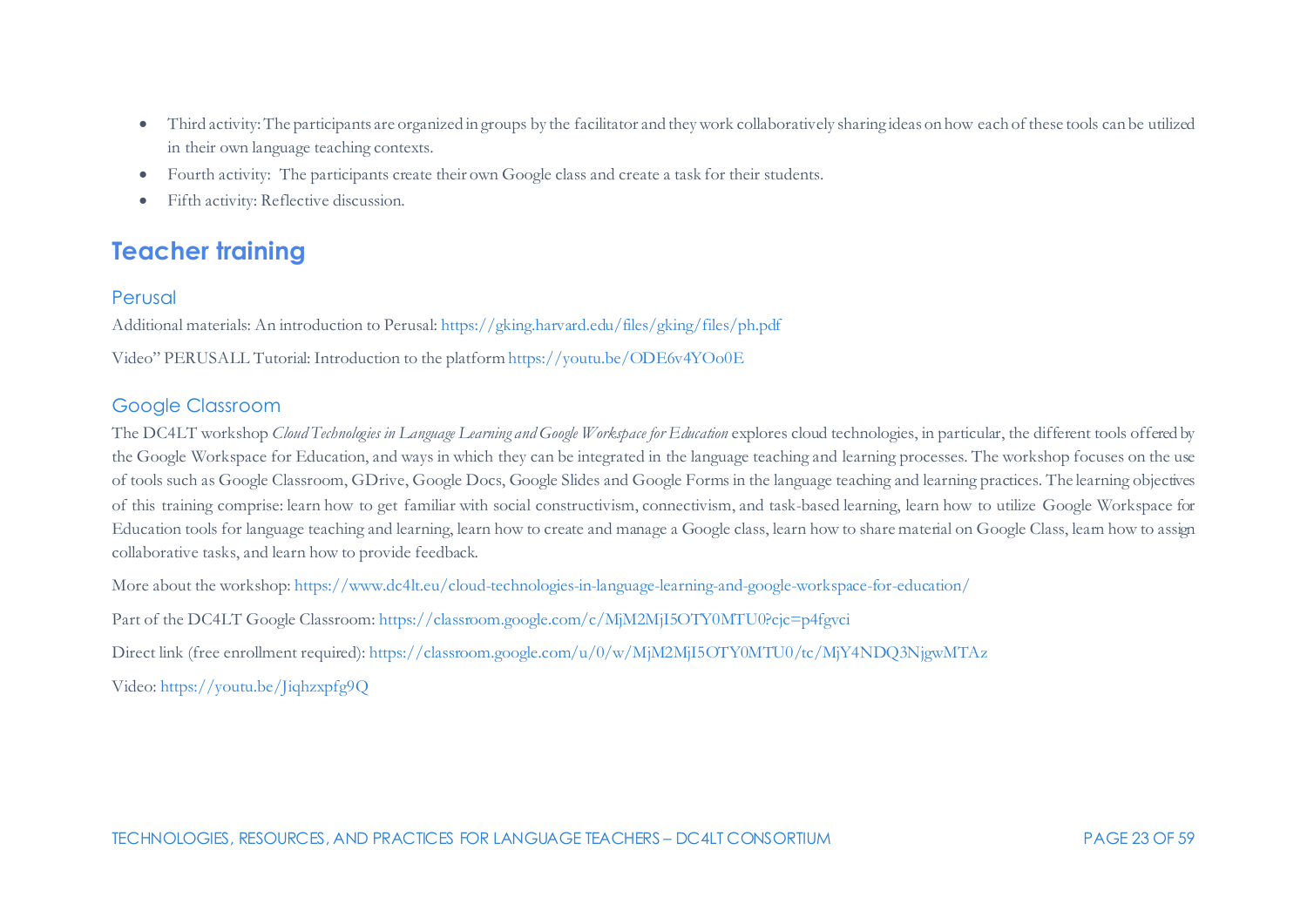- Third activity: The participants are organized in groups by the facilitator and they work collaboratively sharing ideas on how each of these tools can be utilized in their own language teaching contexts.
- Fourth activity: The participants create their own Google class and create a task for their students.
- Fifth activity: Reflective discussion.

# Teacher training

## Perusal

Additional materials: An introduction to Perusal: https://gking.harvard.edu/files/gking/files/ph.pdf

Video" PERUSALL Tutorial: Introduction to the platform https://youtu.be/ODE6v4YOo0E

## Google Classroom

The DC4LT workshop *Cloud Technologies in Language Learning and Google Workspace for Education* explores cloud technologies, in particular, the different tools offered by the Google Workspace for Education, and ways in which they can be integrated in the language teaching and learning processes. The workshop focuses on the use of tools such as Google Classroom, GDrive, Google Docs, Google Slides and Google Forms in the language teaching and learning practices. The learning objectives of this training comprise: learn how to get familiar with social constructivism, connectivism, and task-based learning, learn how to utilize Google Workspace for Education tools for language teaching and learning, learn how to create and manage a Google class, learn how to share material on Google Class, learn how to assign collaborative tasks, and learn how to provide feedback.

More about the workshop: https://www.dc4lt.eu/cloud-technologies-in-language-learning-and-google-workspace-for-education/

Part of the DC4LT Google Classroom: https://classroom.google.com/c/MjM2MjI5OTY0MTU0?cjc=p4fgvci

Direct link (free enrollment required): https://classroom.google.com/u/0/w/MjM2MjI5OTY0MTU0/tc/MjY4NDQ3NjgwMTAz

Video: https://youtu.be/Jiqhzxpfg9Q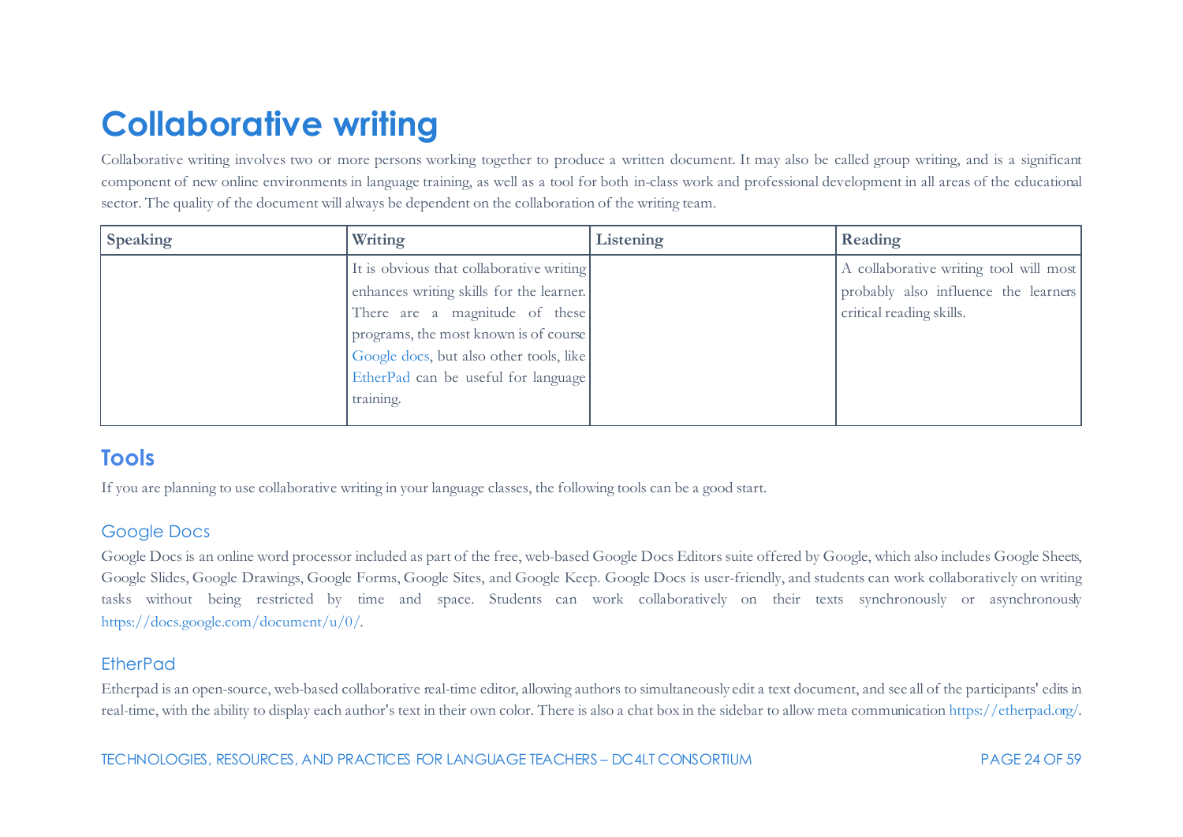# Collaborative writing

Collaborative writing involves two or more persons working together to produce a written document. It may also be called group writing, and is a significant component of new online environments in language training, as well as a tool for both in-class work and professional development in all areas of the educational sector. The quality of the document will always be dependent on the collaboration of the writing team.

| Speaking | Writing | Listening | Reading |
|---|---|---|---|
| | It is obvious that collaborative writing enhances writing skills for the learner. There are a magnitude of these programs, the most known is of course Google docs, but also other tools, like EtherPad can be useful for language training. | | A collaborative writing tool will most probably also influence the learners critical reading skills. |

## Tools

If you are planning to use collaborative writing in your language classes, the following tools can be a good start.

### Google Docs

Google Docs is an online word processor included as part of the free, web-based Google Docs Editors suite offered by Google, which also includes Google Sheets, Google Slides, Google Drawings, Google Forms, Google Sites, and Google Keep. Google Docs is user-friendly, and students can work collaboratively on writing tasks without being restricted by time and space. Students can work collaboratively on their texts synchronously or asynchronously https://docs.google.com/document/u/0/.

### EtherPad

Etherpad is an open-source, web-based collaborative real-time editor, allowing authors to simultaneously edit a text document, and see all of the participants' edits in real-time, with the ability to display each author's text in their own color. There is also a chat box in the sidebar to allow meta communication https://etherpad.org/.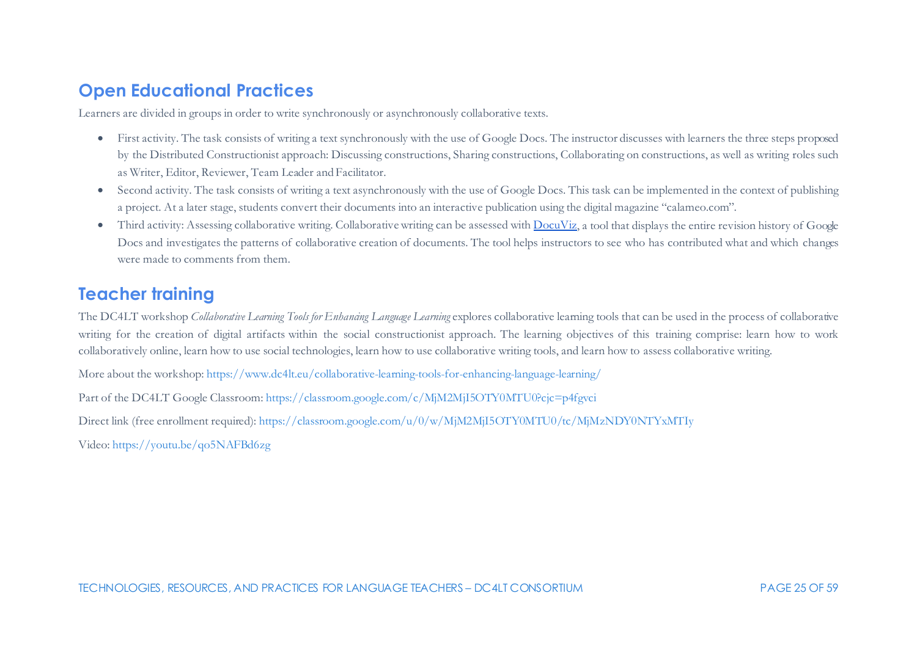## Open Educational Practices

Learners are divided in groups in order to write synchronously or asynchronously collaborative texts.

- First activity. The task consists of writing a text synchronously with the use of Google Docs. The instructor discusses with learners the three steps proposed by the Distributed Constructionist approach: Discussing constructions, Sharing constructions, Collaborating on constructions, as well as writing roles such as Writer, Editor, Reviewer, Team Leader and Facilitator.
- Second activity. The task consists of writing a text asynchronously with the use of Google Docs. This task can be implemented in the context of publishing a project. At a later stage, students convert their documents into an interactive publication using the digital magazine "calameo.com".
- Third activity: Assessing collaborative writing. Collaborative writing can be assessed with DocuViz, a tool that displays the entire revision history of Google Docs and investigates the patterns of collaborative creation of documents. The tool helps instructors to see who has contributed what and which changes were made to comments from them.

## Teacher training

The DC4LT workshop *Collaborative Learning Tools for Enhancing Language Learning* explores collaborative learning tools that can be used in the process of collaborative writing for the creation of digital artifacts within the social constructionist approach. The learning objectives of this training comprise: learn how to work collaboratively online, learn how to use social technologies, learn how to use collaborative writing tools, and learn how to assess collaborative writing.

More about the workshop: https://www.dc4lt.eu/collaborative-learning-tools-for-enhancing-language-learning/

Part of the DC4LT Google Classroom: https://classroom.google.com/c/MjM2MjI5OTY0MTU0?cjc=p4fgvci

Direct link (free enrollment required): https://classroom.google.com/u/0/w/MjM2MjI5OTY0MTU0/tc/MjMzNDY0NTYxMTIy

Video: https://youtu.be/qo5NAFBd6zg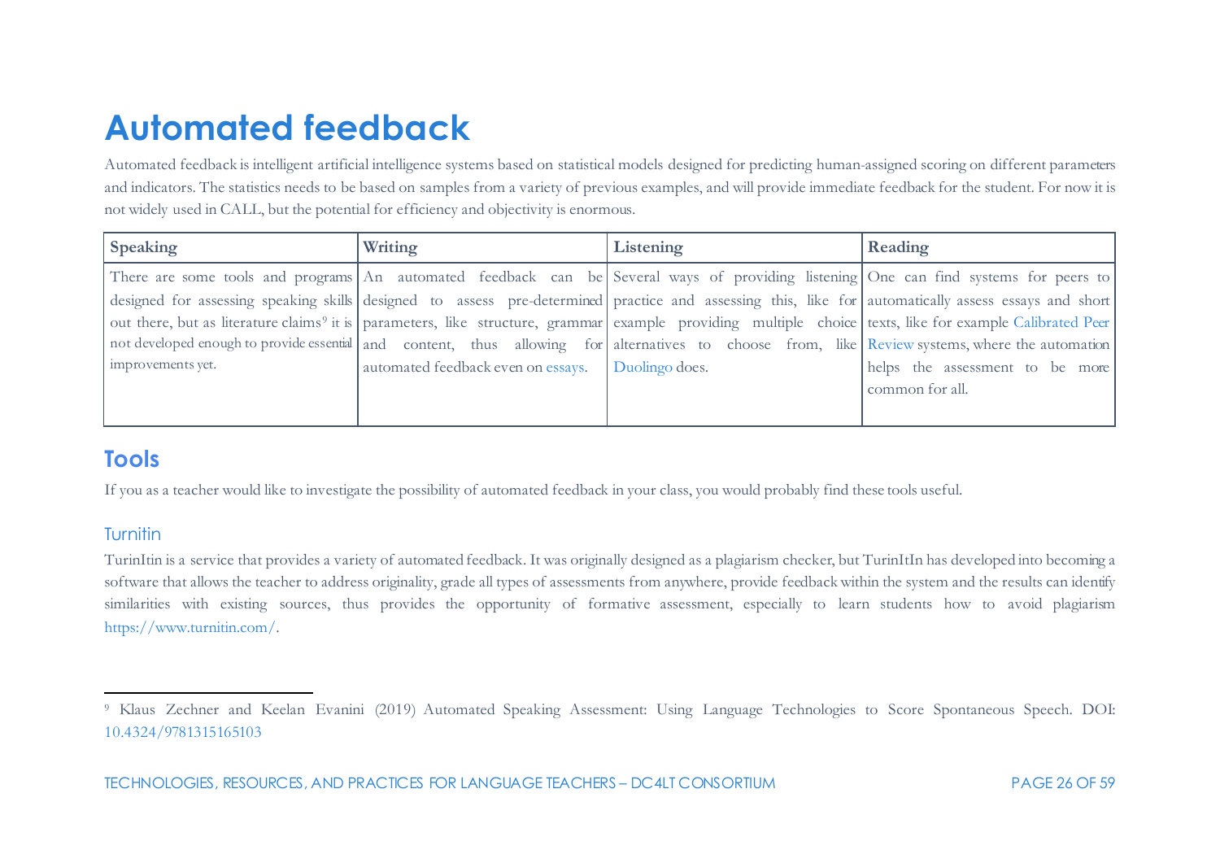# Automated feedback

Automated feedback is intelligent artificial intelligence systems based on statistical models designed for predicting human-assigned scoring on different parameters and indicators. The statistics needs to be based on samples from a variety of previous examples, and will provide immediate feedback for the student. For now it is not widely used in CALL, but the potential for efficiency and objectivity is enormous.

| Speaking | Writing | Listening | Reading |
|---|---|---|---|
| There are some tools and programs designed for assessing speaking skills out there, but as literature claims[9] it is not developed enough to provide essential improvements yet. | An automated feedback can be designed to assess pre-determined parameters, like structure, grammar and content, thus allowing for automated feedback even on essays. | Several ways of providing listening practice and assessing this, like for example providing multiple choice alternatives to choose from, like Duolingo does. | One can find systems for peers to automatically assess essays and short texts, like for example Calibrated Peer Review systems, where the automation helps the assessment to be more common for all. |

## Tools

If you as a teacher would like to investigate the possibility of automated feedback in your class, you would probably find these tools useful.

### Turnitin

TurinItin is a service that provides a variety of automated feedback. It was originally designed as a plagiarism checker, but TurinItIn has developed into becoming a software that allows the teacher to address originality, grade all types of assessments from anywhere, provide feedback within the system and the results can identify similarities with existing sources, thus provides the opportunity of formative assessment, especially to learn students how to avoid plagiarism https://www.turnitin.com/.

---

[9] Klaus Zechner and Keelan Evanini (2019) Automated Speaking Assessment: Using Language Technologies to Score Spontaneous Speech. DOI: 10.4324/9781315165103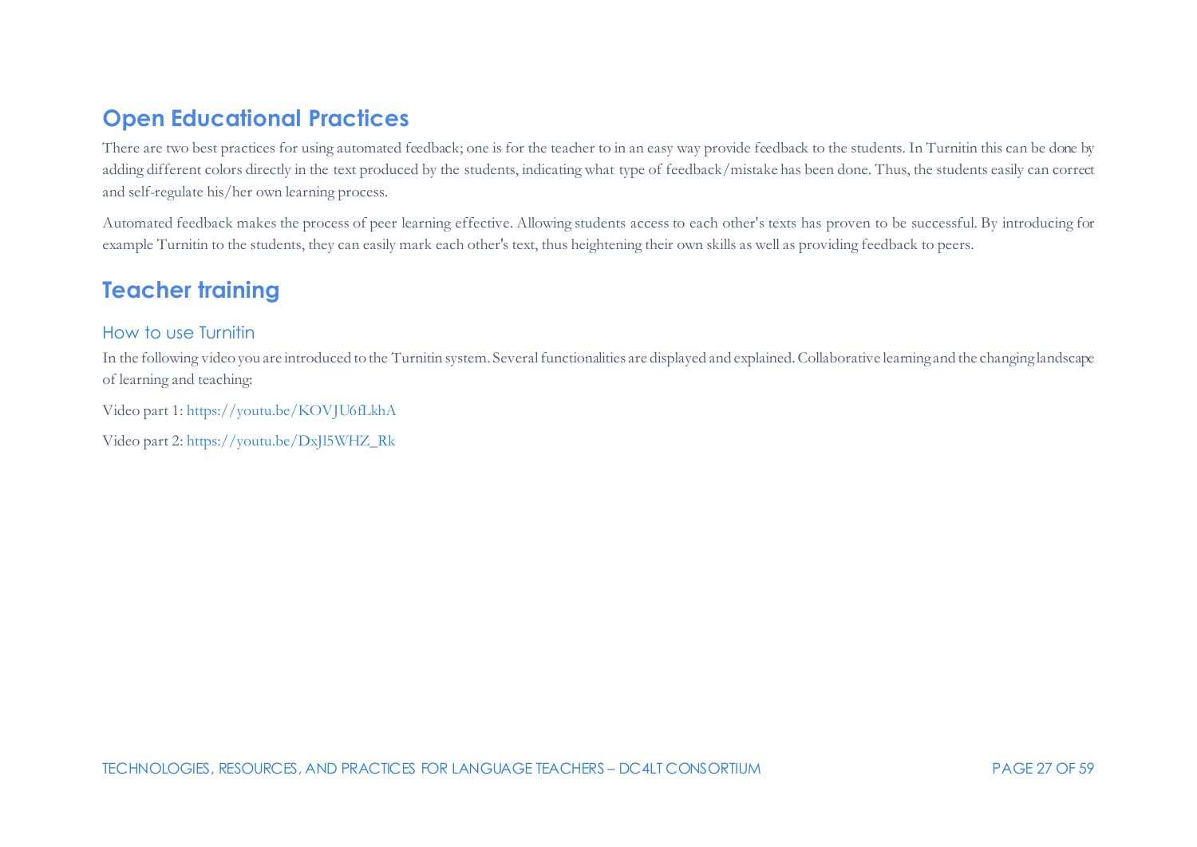## Open Educational Practices

There are two best practices for using automated feedback; one is for the teacher to in an easy way provide feedback to the students. In Turnitin this can be done by adding different colors directly in the text produced by the students, indicating what type of feedback/mistake has been done. Thus, the students easily can correct and self-regulate his/her own learning process.

Automated feedback makes the process of peer learning effective. Allowing students access to each other's texts has proven to be successful. By introducing for example Turnitin to the students, they can easily mark each other's text, thus heightening their own skills as well as providing feedback to peers.

## Teacher training

### How to use Turnitin

In the following video you are introduced to the Turnitin system. Several functionalities are displayed and explained. Collaborative learning and the changing landscape of learning and teaching:

Video part 1: https://youtu.be/KOVJU6fLkhA

Video part 2: https://youtu.be/DxJl5WHZ_Rk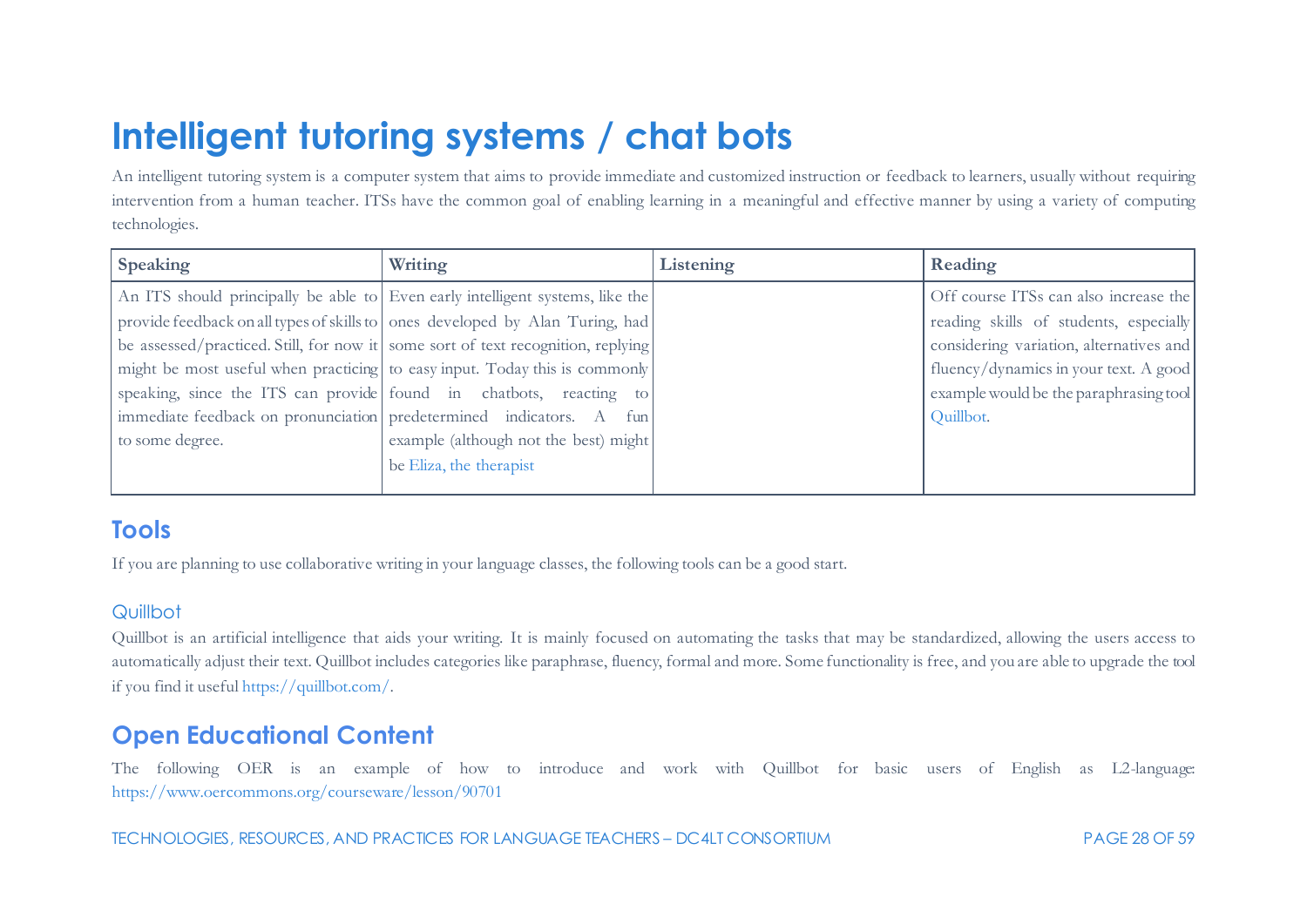# Intelligent tutoring systems / chat bots

An intelligent tutoring system is a computer system that aims to provide immediate and customized instruction or feedback to learners, usually without requiring intervention from a human teacher. ITSs have the common goal of enabling learning in a meaningful and effective manner by using a variety of computing technologies.

| Speaking | Writing | Listening | Reading |
|---|---|---|---|
| An ITS should principally be able to provide feedback on all types of skills to be assessed/practiced. Still, for now it might be most useful when practicing speaking, since the ITS can provide immediate feedback on pronunciation to some degree. | Even early intelligent systems, like the ones developed by Alan Turing, had some sort of text recognition, replying to easy input. Today this is commonly found in chatbots, reacting to predetermined indicators. A fun example (although not the best) might be Eliza, the therapist | | Off course ITSs can also increase the reading skills of students, especially considering variation, alternatives and fluency/dynamics in your text. A good example would be the paraphrasing tool Quillbot. |

## Tools

If you are planning to use collaborative writing in your language classes, the following tools can be a good start.

### Quillbot

Quillbot is an artificial intelligence that aids your writing. It is mainly focused on automating the tasks that may be standardized, allowing the users access to automatically adjust their text. Quillbot includes categories like paraphrase, fluency, formal and more. Some functionality is free, and you are able to upgrade the tool if you find it useful https://quillbot.com/.

## Open Educational Content

The following OER is an example of how to introduce and work with Quillbot for basic users of English as L2-language: https://www.oercommons.org/courseware/lesson/90701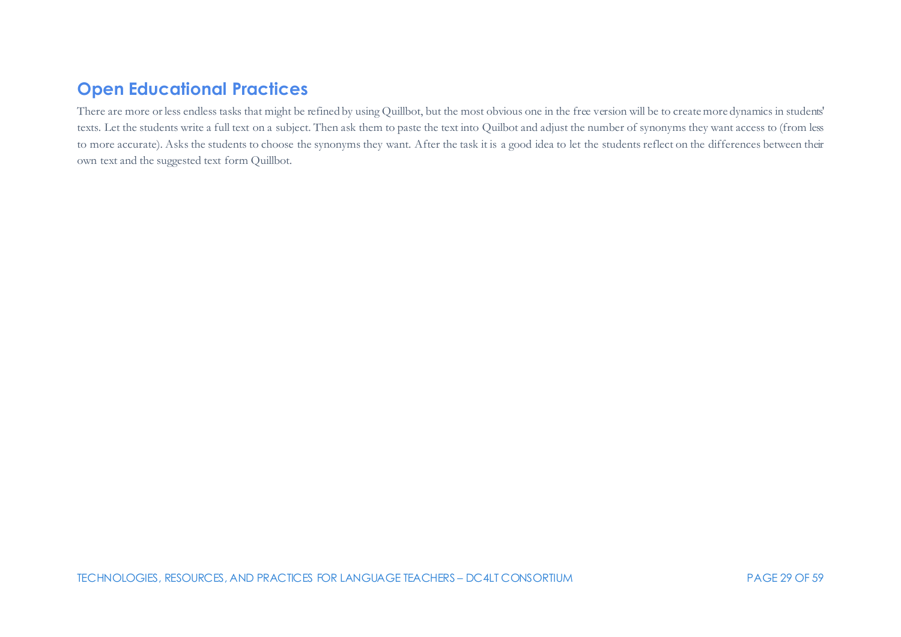## Open Educational Practices

There are more or less endless tasks that might be refined by using Quillbot, but the most obvious one in the free version will be to create more dynamics in students' texts. Let the students write a full text on a subject. Then ask them to paste the text into Quilbot and adjust the number of synonyms they want access to (from less to more accurate). Asks the students to choose the synonyms they want. After the task it is a good idea to let the students reflect on the differences between their own text and the suggested text form Quillbot.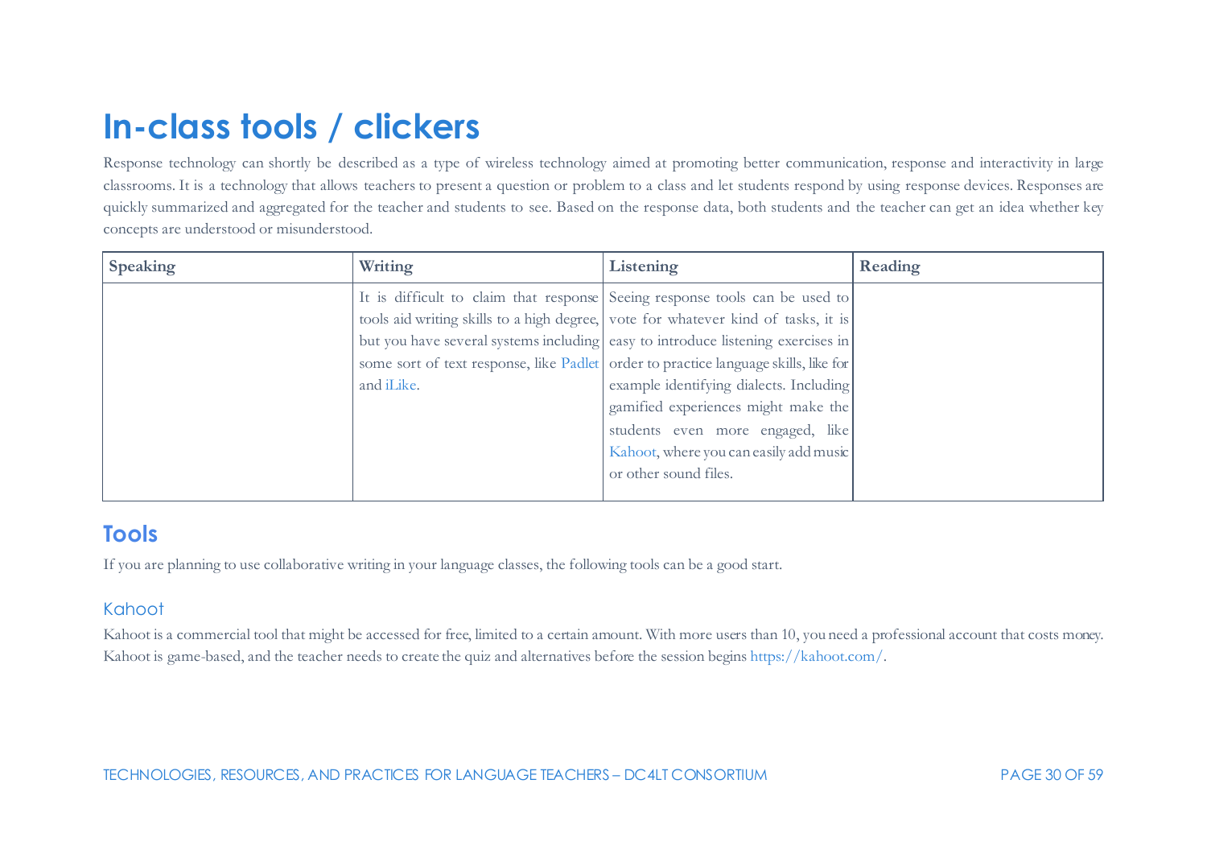# In-class tools / clickers

Response technology can shortly be described as a type of wireless technology aimed at promoting better communication, response and interactivity in large classrooms. It is a technology that allows teachers to present a question or problem to a class and let students respond by using response devices. Responses are quickly summarized and aggregated for the teacher and students to see. Based on the response data, both students and the teacher can get an idea whether key concepts are understood or misunderstood.

| Speaking | Writing | Listening | Reading |
|---|---|---|---|
| | It is difficult to claim that response tools aid writing skills to a high degree, but you have several systems including some sort of text response, like Padlet and iLike. | Seeing response tools can be used to vote for whatever kind of tasks, it is easy to introduce listening exercises in order to practice language skills, like for example identifying dialects. Including gamified experiences might make the students even more engaged, like Kahoot, where you can easily add music or other sound files. | |

## Tools

If you are planning to use collaborative writing in your language classes, the following tools can be a good start.

### Kahoot

Kahoot is a commercial tool that might be accessed for free, limited to a certain amount. With more users than 10, you need a professional account that costs money. Kahoot is game-based, and the teacher needs to create the quiz and alternatives before the session begins https://kahoot.com/.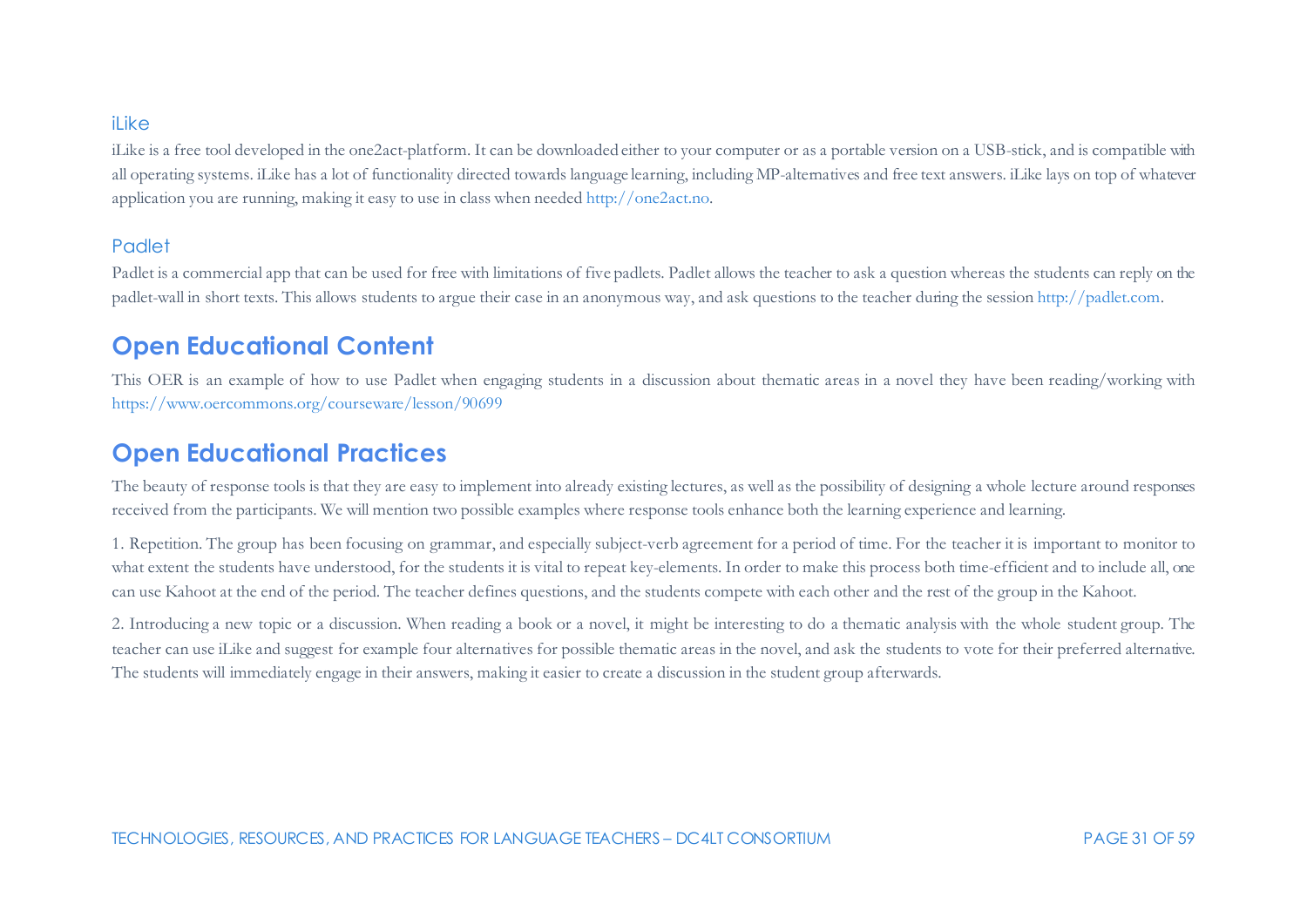### iLike

iLike is a free tool developed in the one2act-platform. It can be downloaded either to your computer or as a portable version on a USB-stick, and is compatible with all operating systems. iLike has a lot of functionality directed towards language learning, including MP-alternatives and free text answers. iLike lays on top of whatever application you are running, making it easy to use in class when needed http://one2act.no.

### Padlet

Padlet is a commercial app that can be used for free with limitations of five padlets. Padlet allows the teacher to ask a question whereas the students can reply on the padlet-wall in short texts. This allows students to argue their case in an anonymous way, and ask questions to the teacher during the session http://padlet.com.

## Open Educational Content

This OER is an example of how to use Padlet when engaging students in a discussion about thematic areas in a novel they have been reading/working with https://www.oercommons.org/courseware/lesson/90699

## Open Educational Practices

The beauty of response tools is that they are easy to implement into already existing lectures, as well as the possibility of designing a whole lecture around responses received from the participants. We will mention two possible examples where response tools enhance both the learning experience and learning.

1. Repetition. The group has been focusing on grammar, and especially subject-verb agreement for a period of time. For the teacher it is important to monitor to what extent the students have understood, for the students it is vital to repeat key-elements. In order to make this process both time-efficient and to include all, one can use Kahoot at the end of the period. The teacher defines questions, and the students compete with each other and the rest of the group in the Kahoot.

2. Introducing a new topic or a discussion. When reading a book or a novel, it might be interesting to do a thematic analysis with the whole student group. The teacher can use iLike and suggest for example four alternatives for possible thematic areas in the novel, and ask the students to vote for their preferred alternative. The students will immediately engage in their answers, making it easier to create a discussion in the student group afterwards.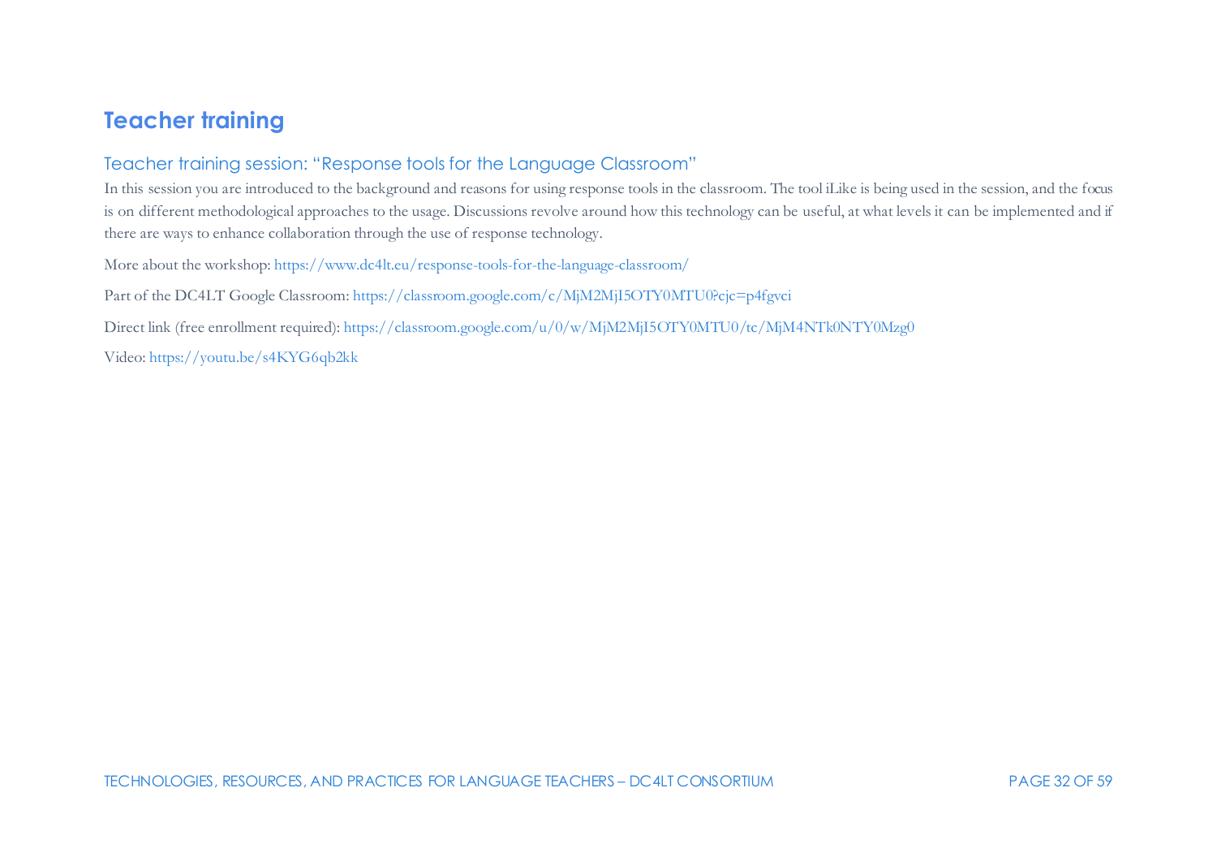# Teacher training

## Teacher training session: “Response tools for the Language Classroom”

In this session you are introduced to the background and reasons for using response tools in the classroom. The tool iLike is being used in the session, and the focus is on different methodological approaches to the usage. Discussions revolve around how this technology can be useful, at what levels it can be implemented and if there are ways to enhance collaboration through the use of response technology.

More about the workshop: https://www.dc4lt.eu/response-tools-for-the-language-classroom/

Part of the DC4LT Google Classroom: https://classroom.google.com/c/MjM2MjI5OTY0MTU0?cjc=p4fgvci

Direct link (free enrollment required): https://classroom.google.com/u/0/w/MjM2MjI5OTY0MTU0/tc/MjM4NTk0NTY0Mzg0

Video: https://youtu.be/s4KYG6qb2kk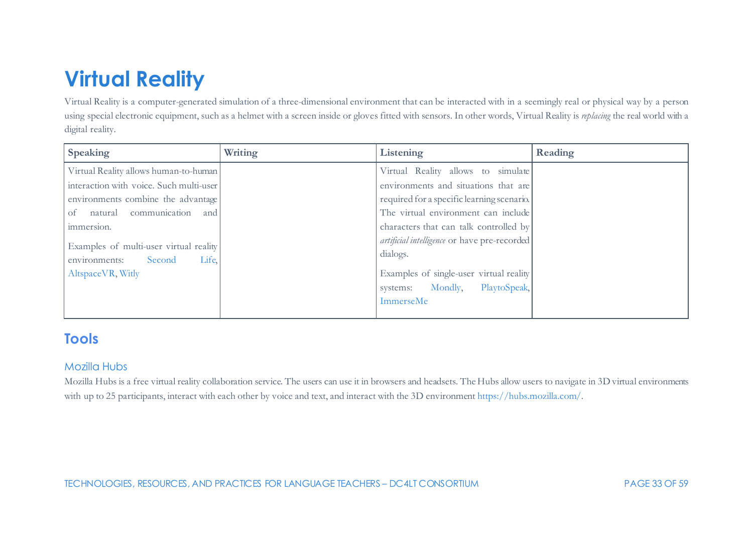# Virtual Reality

Virtual Reality is a computer-generated simulation of a three-dimensional environment that can be interacted with in a seemingly real or physical way by a person using special electronic equipment, such as a helmet with a screen inside or gloves fitted with sensors. In other words, Virtual Reality is *replacing* the real world with a digital reality.

| Speaking | Writing | Listening | Reading |
|---|---|---|---|
| Virtual Reality allows human-to-human interaction with voice. Such multi-user environments combine the advantage of natural communication and immersion.<br><br>Examples of multi-user virtual reality environments: Second Life, AltspaceVR, Witly | | Virtual Reality allows to simulate environments and situations that are required for a specific learning scenario. The virtual environment can include characters that can talk controlled by *artificial intelligence* or have pre-recorded dialogs.<br><br>Examples of single-user virtual reality systems: Mondly, PlaytoSpeak, ImmerseMe | |

## Tools

### Mozilla Hubs

Mozilla Hubs is a free virtual reality collaboration service. The users can use it in browsers and headsets. The Hubs allow users to navigate in 3D virtual environments with up to 25 participants, interact with each other by voice and text, and interact with the 3D environment https://hubs.mozilla.com/.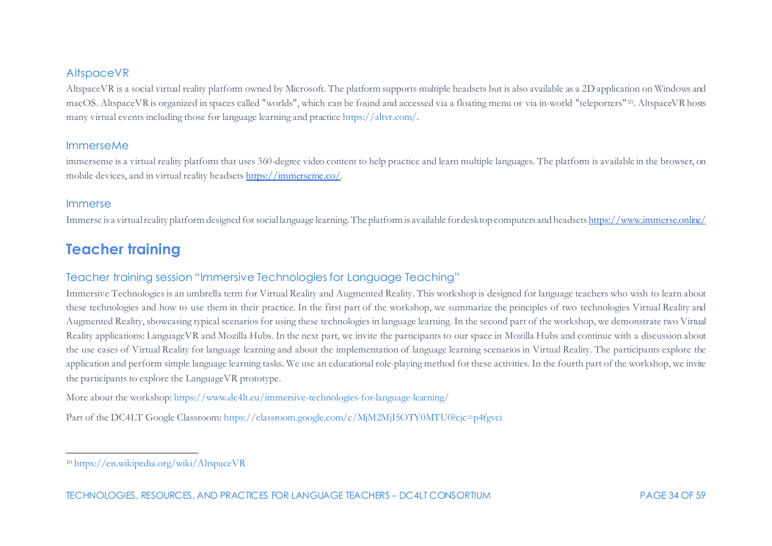### AltspaceVR

AltspaceVR is a social virtual reality platform owned by Microsoft. The platform supports multiple headsets but is also available as a 2D application on Windows and macOS. AltspaceVR is organized in spaces called "worlds", which can be found and accessed via a floating menu or via in-world "teleporters"[10]. AltspaceVR hosts many virtual events including those for language learning and practice https://altvr.com/.

### ImmerseMe

immerseme is a virtual reality platform that uses 360-degree video content to help practice and learn multiple languages. The platform is available in the browser, on mobile devices, and in virtual reality headsets https://immerseme.co/.

### Immerse

Immerse is a virtual reality platform designed for social language learning. The platform is available for desktop computers and headsets https://www.immerse.online/

## Teacher training

### Teacher training session "Immersive Technologies for Language Teaching"

Immersive Technologies is an umbrella term for Virtual Reality and Augmented Reality. This workshop is designed for language teachers who wish to learn about these technologies and how to use them in their practice. In the first part of the workshop, we summarize the principles of two technologies Virtual Reality and Augmented Reality, showcasing typical scenarios for using these technologies in language learning. In the second part of the workshop, we demonstrate two Virtual Reality applications: LanguageVR and Mozilla Hubs. In the next part, we invite the participants to our space in Mozilla Hubs and continue with a discussion about the use cases of Virtual Reality for language learning and about the implementation of language learning scenarios in Virtual Reality. The participants explore the application and perform simple language learning tasks. We use an educational role-playing method for these activities. In the fourth part of the workshop, we invite the participants to explore the LanguageVR prototype.

More about the workshop: https://www.dc4lt.eu/immersive-technologies-for-language-learning/

Part of the DC4LT Google Classroom: https://classroom.google.com/c/MjM2MjI5OTY0MTU0?cjc=p4fgvci

---

[10] https://en.wikipedia.org/wiki/AltspaceVR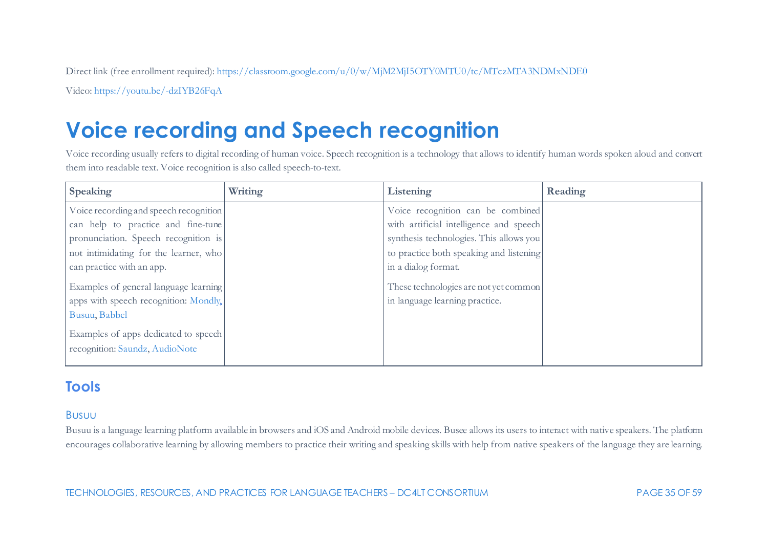Direct link (free enrollment required): https://classroom.google.com/u/0/w/MjM2MjI5OTY0MTU0/tc/MTczMTA3NDMxNDE0

Video: https://youtu.be/-dzIYB26FqA

# Voice recording and Speech recognition

Voice recording usually refers to digital recording of human voice. Speech recognition is a technology that allows to identify human words spoken aloud and convert them into readable text. Voice recognition is also called speech-to-text.

| Speaking | Writing | Listening | Reading |
| --- | --- | --- | --- |
| Voice recording and speech recognition can help to practice and fine-tune pronunciation. Speech recognition is not intimidating for the learner, who can practice with an app.<br><br>Examples of general language learning apps with speech recognition: Mondly, Busuu, Babbel<br><br>Examples of apps dedicated to speech recognition: Saundz, AudioNote | | Voice recognition can be combined with artificial intelligence and speech synthesis technologies. This allows you to practice both speaking and listening in a dialog format.<br><br>These technologies are not yet common in language learning practice. | |

## Tools

### Busuu

Busuu is a language learning platform available in browsers and iOS and Android mobile devices. Busee allows its users to interact with native speakers. The platform encourages collaborative learning by allowing members to practice their writing and speaking skills with help from native speakers of the language they are learning.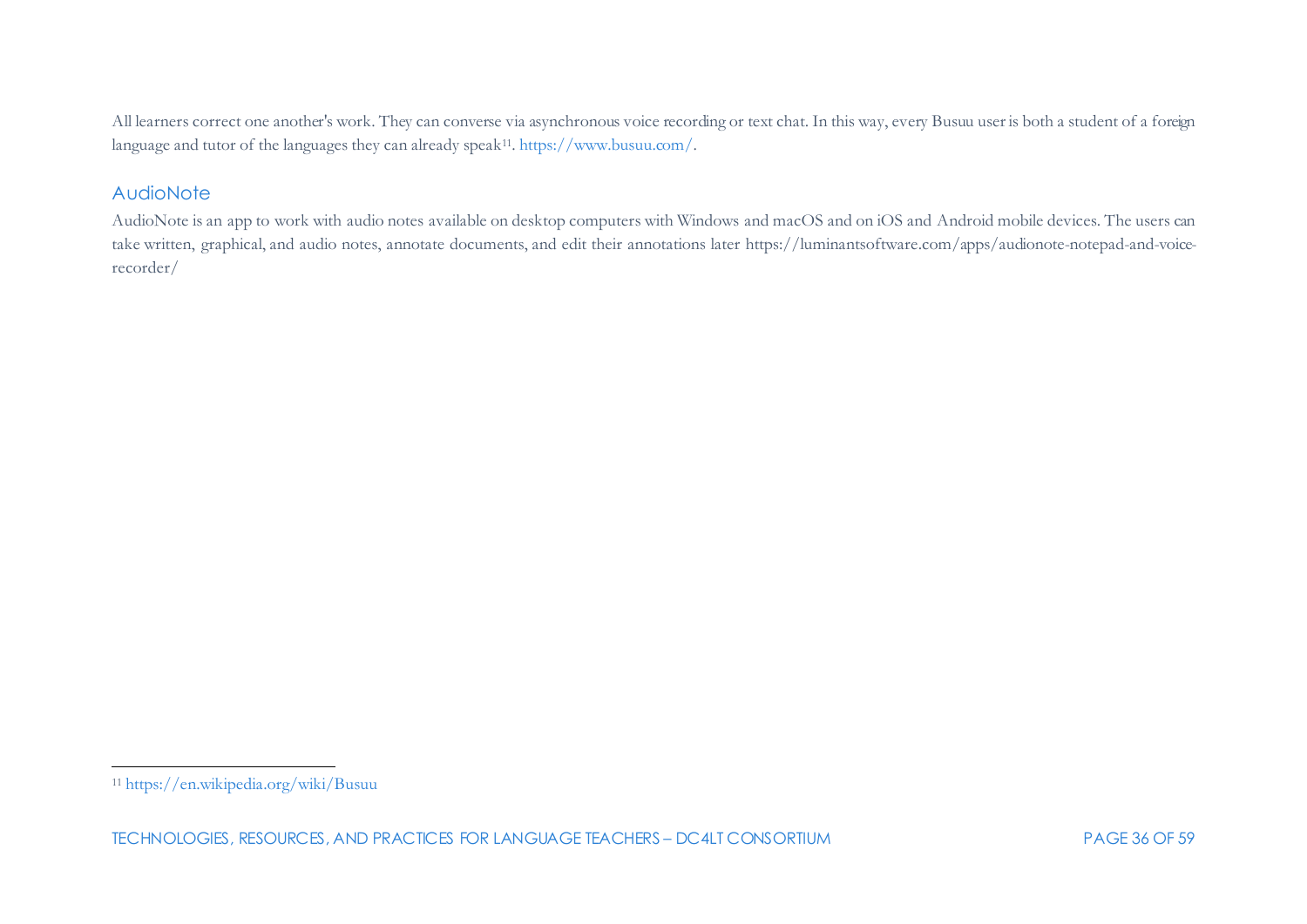All learners correct one another's work. They can converse via asynchronous voice recording or text chat. In this way, every Busuu user is both a student of a foreign language and tutor of the languages they can already speak[11]. https://www.busuu.com/.

## AudioNote

AudioNote is an app to work with audio notes available on desktop computers with Windows and macOS and on iOS and Android mobile devices. The users can take written, graphical, and audio notes, annotate documents, and edit their annotations later https://luminantsoftware.com/apps/audionote-notepad-and-voice-recorder/

[11] https://en.wikipedia.org/wiki/Busuu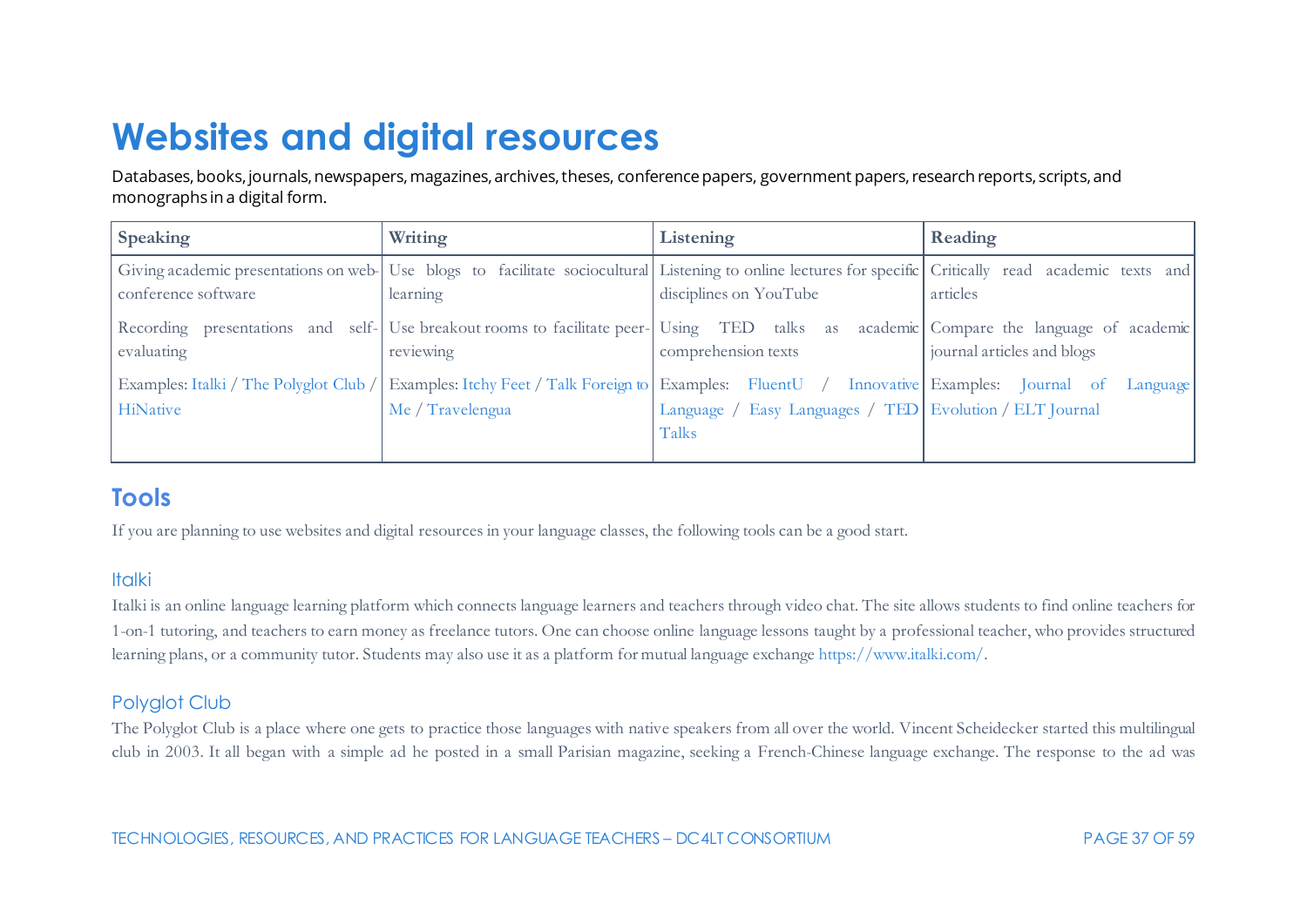# Websites and digital resources

Databases, books, journals, newspapers, magazines, archives, theses, conference papers, government papers, research reports, scripts, and monographs in a digital form.

| Speaking | Writing | Listening | Reading |
|---|---|---|---|
| Giving academic presentations on web-conference software | Use blogs to facilitate sociocultural learning | Listening to online lectures for specific disciplines on YouTube | Critically read academic texts and articles |
| Recording presentations and self-evaluating | Use breakout rooms to facilitate peer-reviewing | Using TED talks as academic comprehension texts | Compare the language of academic journal articles and blogs |
| Examples: Italki / The Polyglot Club / HiNative | Examples: Itchy Feet / Talk Foreign to Me / Travelengua | Examples: FluentU / Innovative Language / Easy Languages / TED Talks | Examples: Journal of Language Evolution / ELT Journal |

## Tools

If you are planning to use websites and digital resources in your language classes, the following tools can be a good start.

### Italki

Italki is an online language learning platform which connects language learners and teachers through video chat. The site allows students to find online teachers for 1-on-1 tutoring, and teachers to earn money as freelance tutors. One can choose online language lessons taught by a professional teacher, who provides structured learning plans, or a community tutor. Students may also use it as a platform for mutual language exchange https://www.italki.com/.

### Polyglot Club

The Polyglot Club is a place where one gets to practice those languages with native speakers from all over the world. Vincent Scheidecker started this multilingual club in 2003. It all began with a simple ad he posted in a small Parisian magazine, seeking a French-Chinese language exchange. The response to the ad was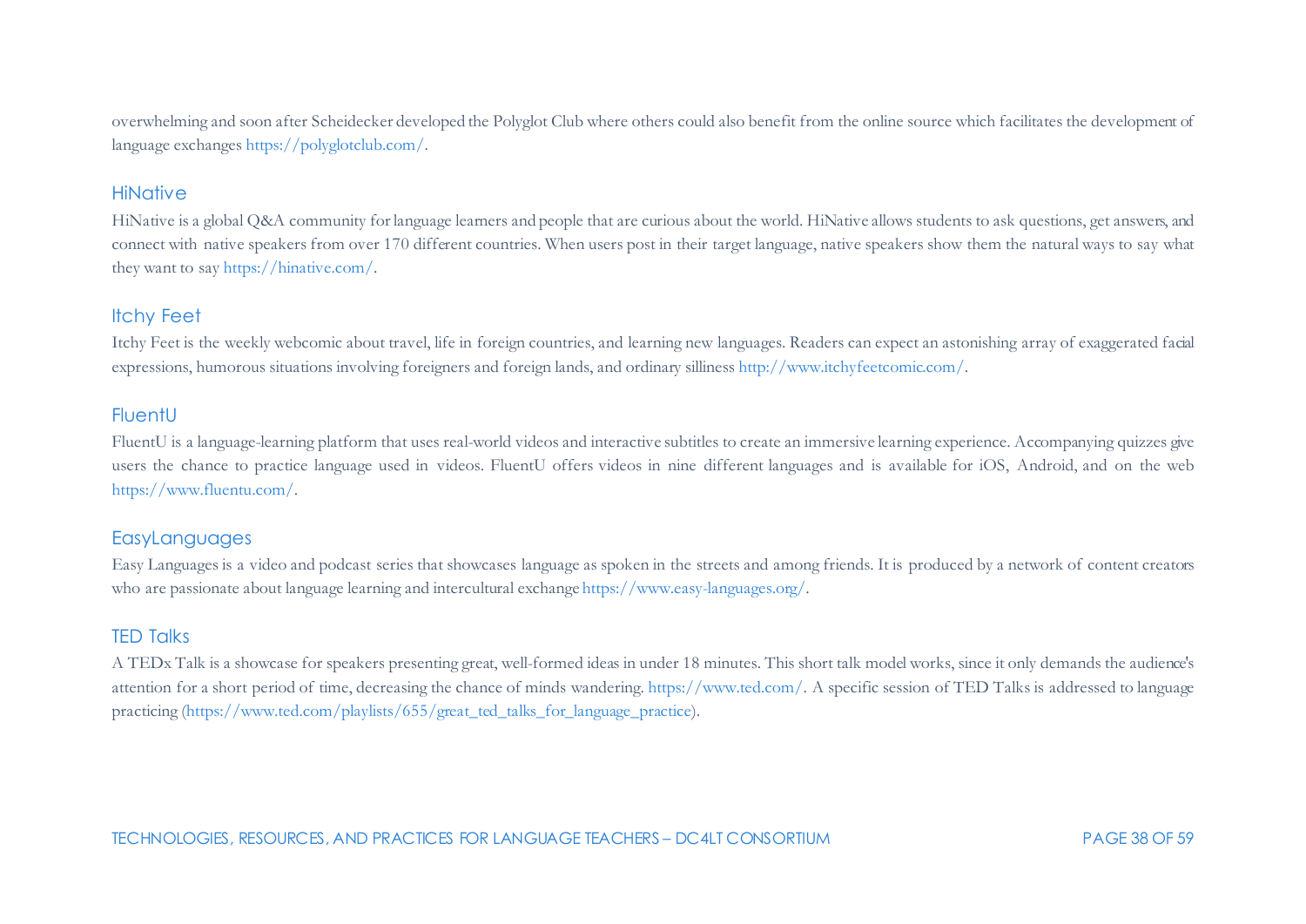overwhelming and soon after Scheidecker developed the Polyglot Club where others could also benefit from the online source which facilitates the development of language exchanges https://polyglotclub.com/.

### HiNative

HiNative is a global Q&A community for language learners and people that are curious about the world. HiNative allows students to ask questions, get answers, and connect with native speakers from over 170 different countries. When users post in their target language, native speakers show them the natural ways to say what they want to say https://hinative.com/.

### Itchy Feet

Itchy Feet is the weekly webcomic about travel, life in foreign countries, and learning new languages. Readers can expect an astonishing array of exaggerated facial expressions, humorous situations involving foreigners and foreign lands, and ordinary silliness http://www.itchyfeetcomic.com/.

### FluentU

FluentU is a language-learning platform that uses real-world videos and interactive subtitles to create an immersive learning experience. Accompanying quizzes give users the chance to practice language used in videos. FluentU offers videos in nine different languages and is available for iOS, Android, and on the web https://www.fluentu.com/.

### EasyLanguages

Easy Languages is a video and podcast series that showcases language as spoken in the streets and among friends. It is produced by a network of content creators who are passionate about language learning and intercultural exchange https://www.easy-languages.org/.

### TED Talks

A TEDx Talk is a showcase for speakers presenting great, well-formed ideas in under 18 minutes. This short talk model works, since it only demands the audience's attention for a short period of time, decreasing the chance of minds wandering. https://www.ted.com/. A specific session of TED Talks is addressed to language practicing (https://www.ted.com/playlists/655/great_ted_talks_for_language_practice).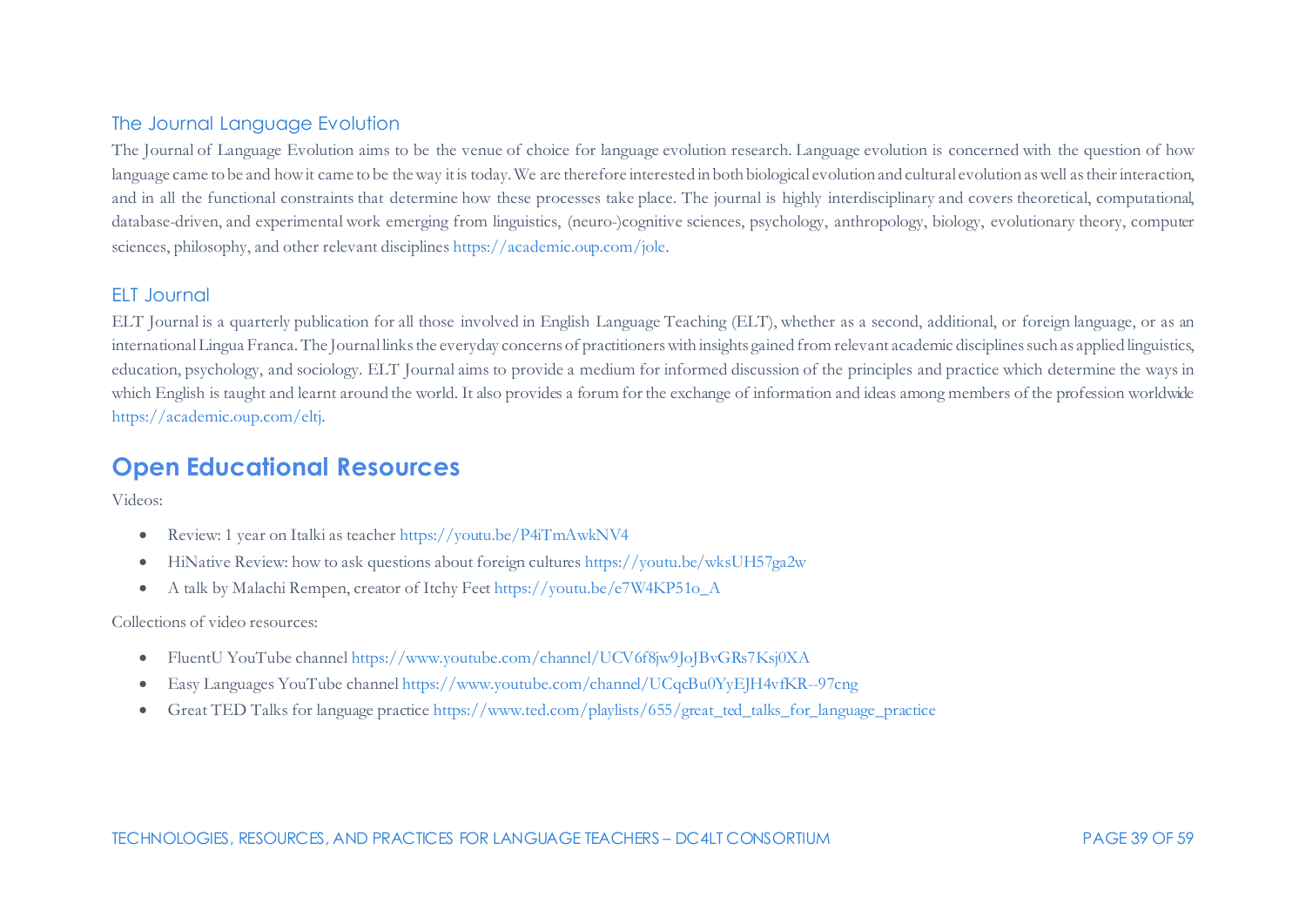### The Journal Language Evolution

The Journal of Language Evolution aims to be the venue of choice for language evolution research. Language evolution is concerned with the question of how language came to be and how it came to be the way it is today. We are therefore interested in both biological evolution and cultural evolution as well as their interaction, and in all the functional constraints that determine how these processes take place. The journal is highly interdisciplinary and covers theoretical, computational, database-driven, and experimental work emerging from linguistics, (neuro-)cognitive sciences, psychology, anthropology, biology, evolutionary theory, computer sciences, philosophy, and other relevant disciplines https://academic.oup.com/jole.

### ELT Journal

ELT Journal is a quarterly publication for all those involved in English Language Teaching (ELT), whether as a second, additional, or foreign language, or as an international Lingua Franca. The Journal links the everyday concerns of practitioners with insights gained from relevant academic disciplines such as applied linguistics, education, psychology, and sociology. ELT Journal aims to provide a medium for informed discussion of the principles and practice which determine the ways in which English is taught and learnt around the world. It also provides a forum for the exchange of information and ideas among members of the profession worldwide https://academic.oup.com/eltj.

## Open Educational Resources

Videos:

- Review: 1 year on Italki as teacher https://youtu.be/P4iTmAwkNV4
- HiNative Review: how to ask questions about foreign cultures https://youtu.be/wksUH57ga2w
- A talk by Malachi Rempen, creator of Itchy Feet https://youtu.be/e7W4KP51o_A

Collections of video resources:

- FluentU YouTube channel https://www.youtube.com/channel/UCV6f8jw9JoJBvGRs7Ksj0XA
- Easy Languages YouTube channel https://www.youtube.com/channel/UCqcBu0YyEJH4vfKR--97cng
- Great TED Talks for language practice https://www.ted.com/playlists/655/great_ted_talks_for_language_practice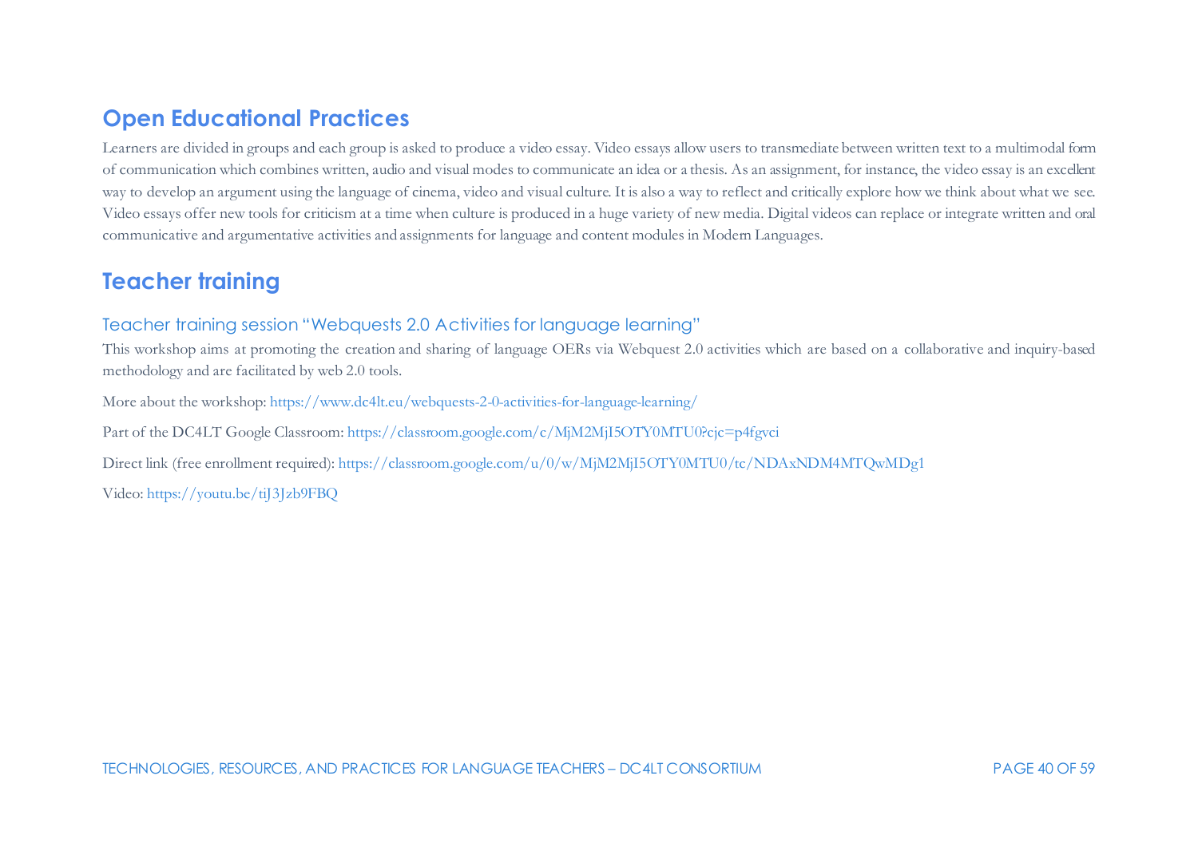## Open Educational Practices

Learners are divided in groups and each group is asked to produce a video essay. Video essays allow users to transmediate between written text to a multimodal form of communication which combines written, audio and visual modes to communicate an idea or a thesis. As an assignment, for instance, the video essay is an excellent way to develop an argument using the language of cinema, video and visual culture. It is also a way to reflect and critically explore how we think about what we see. Video essays offer new tools for criticism at a time when culture is produced in a huge variety of new media. Digital videos can replace or integrate written and oral communicative and argumentative activities and assignments for language and content modules in Modern Languages.

## Teacher training

### Teacher training session “Webquests 2.0 Activities for language learning”

This workshop aims at promoting the creation and sharing of language OERs via Webquest 2.0 activities which are based on a collaborative and inquiry-based methodology and are facilitated by web 2.0 tools.

More about the workshop: https://www.dc4lt.eu/webquests-2-0-activities-for-language-learning/

Part of the DC4LT Google Classroom: https://classroom.google.com/c/MjM2MjI5OTY0MTU0?cjc=p4fgvci

Direct link (free enrollment required): https://classroom.google.com/u/0/w/MjM2MjI5OTY0MTU0/tc/NDAxNDM4MTQwMDg1

Video: https://youtu.be/tiJ3Jzb9FBQ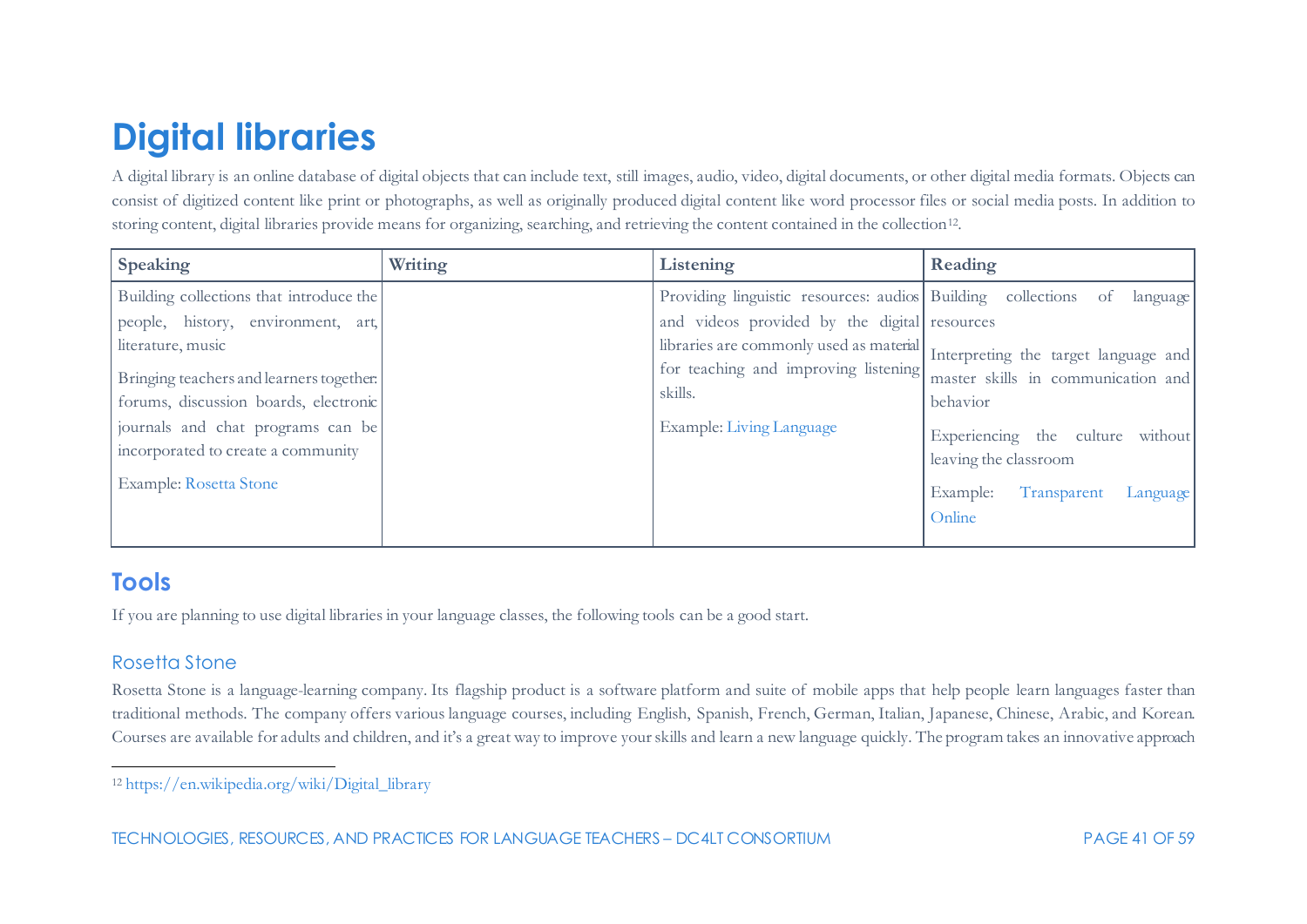# Digital libraries

A digital library is an online database of digital objects that can include text, still images, audio, video, digital documents, or other digital media formats. Objects can consist of digitized content like print or photographs, as well as originally produced digital content like word processor files or social media posts. In addition to storing content, digital libraries provide means for organizing, searching, and retrieving the content contained in the collection[12].

| Speaking | Writing | Listening | Reading |
|---|---|---|---|
| Building collections that introduce the people, history, environment, art, literature, music<br><br>Bringing teachers and learners together: forums, discussion boards, electronic journals and chat programs can be incorporated to create a community<br><br>Example: Rosetta Stone | | Providing linguistic resources: audios and videos provided by the digital libraries are commonly used as material for teaching and improving listening skills.<br><br>Example: Living Language | Building collections of language resources<br><br>Interpreting the target language and master skills in communication and behavior<br><br>Experiencing the culture without leaving the classroom<br><br>Example: Transparent Language Online |

## Tools

If you are planning to use digital libraries in your language classes, the following tools can be a good start.

### Rosetta Stone

Rosetta Stone is a language-learning company. Its flagship product is a software platform and suite of mobile apps that help people learn languages faster than traditional methods. The company offers various language courses, including English, Spanish, French, German, Italian, Japanese, Chinese, Arabic, and Korean. Courses are available for adults and children, and it's a great way to improve your skills and learn a new language quickly. The program takes an innovative approach

[12] https://en.wikipedia.org/wiki/Digital_library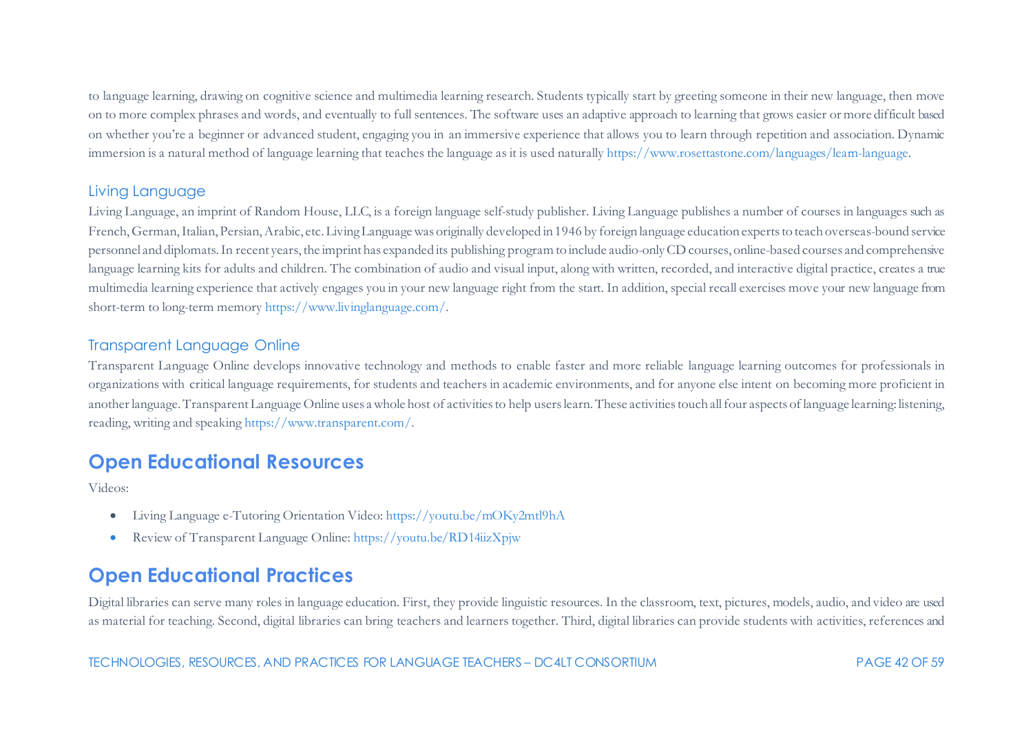to language learning, drawing on cognitive science and multimedia learning research. Students typically start by greeting someone in their new language, then move on to more complex phrases and words, and eventually to full sentences. The software uses an adaptive approach to learning that grows easier or more difficult based on whether you're a beginner or advanced student, engaging you in an immersive experience that allows you to learn through repetition and association. Dynamic immersion is a natural method of language learning that teaches the language as it is used naturally https://www.rosettastone.com/languages/learn-language.

### Living Language

Living Language, an imprint of Random House, LLC, is a foreign language self-study publisher. Living Language publishes a number of courses in languages such as French, German, Italian, Persian, Arabic, etc. Living Language was originally developed in 1946 by foreign language education experts to teach overseas-bound service personnel and diplomats. In recent years, the imprint has expanded its publishing program to include audio-only CD courses, online-based courses and comprehensive language learning kits for adults and children. The combination of audio and visual input, along with written, recorded, and interactive digital practice, creates a true multimedia learning experience that actively engages you in your new language right from the start. In addition, special recall exercises move your new language from short-term to long-term memory https://www.livinglanguage.com/.

### Transparent Language Online

Transparent Language Online develops innovative technology and methods to enable faster and more reliable language learning outcomes for professionals in organizations with critical language requirements, for students and teachers in academic environments, and for anyone else intent on becoming more proficient in another language. Transparent Language Online uses a whole host of activities to help users learn. These activities touch all four aspects of language learning: listening, reading, writing and speaking https://www.transparent.com/.

## Open Educational Resources

Videos:

- Living Language e-Tutoring Orientation Video: https://youtu.be/mOKy2mtl9hA
- Review of Transparent Language Online: https://youtu.be/RD14iizXpjw

## Open Educational Practices

Digital libraries can serve many roles in language education. First, they provide linguistic resources. In the classroom, text, pictures, models, audio, and video are used as material for teaching. Second, digital libraries can bring teachers and learners together. Third, digital libraries can provide students with activities, references and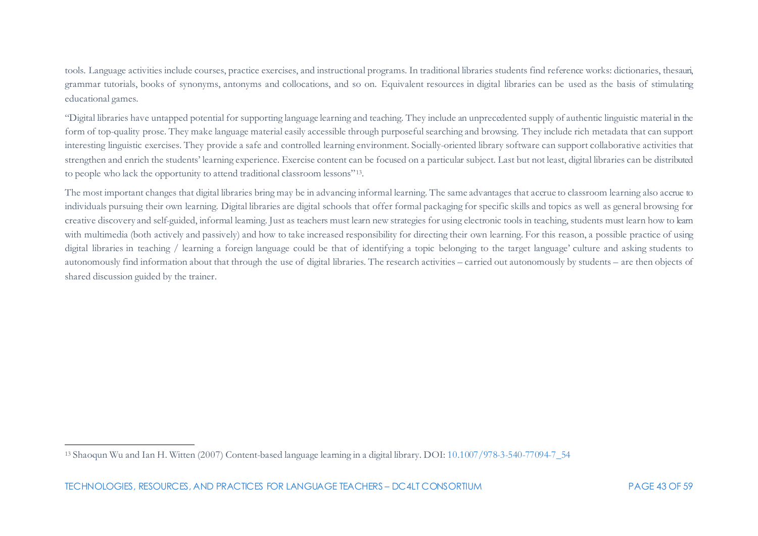tools. Language activities include courses, practice exercises, and instructional programs. In traditional libraries students find reference works: dictionaries, thesauri, grammar tutorials, books of synonyms, antonyms and collocations, and so on. Equivalent resources in digital libraries can be used as the basis of stimulating educational games.

"Digital libraries have untapped potential for supporting language learning and teaching. They include an unprecedented supply of authentic linguistic material in the form of top-quality prose. They make language material easily accessible through purposeful searching and browsing. They include rich metadata that can support interesting linguistic exercises. They provide a safe and controlled learning environment. Socially-oriented library software can support collaborative activities that strengthen and enrich the students' learning experience. Exercise content can be focused on a particular subject. Last but not least, digital libraries can be distributed to people who lack the opportunity to attend traditional classroom lessons"[13].

The most important changes that digital libraries bring may be in advancing informal learning. The same advantages that accrue to classroom learning also accrue to individuals pursuing their own learning. Digital libraries are digital schools that offer formal packaging for specific skills and topics as well as general browsing for creative discovery and self-guided, informal learning. Just as teachers must learn new strategies for using electronic tools in teaching, students must learn how to learn with multimedia (both actively and passively) and how to take increased responsibility for directing their own learning. For this reason, a possible practice of using digital libraries in teaching / learning a foreign language could be that of identifying a topic belonging to the target language' culture and asking students to autonomously find information about that through the use of digital libraries. The research activities – carried out autonomously by students – are then objects of shared discussion guided by the trainer.

---

[13] Shaoqun Wu and Ian H. Witten (2007) Content-based language learning in a digital library. DOI: 10.1007/978-3-540-77094-7_54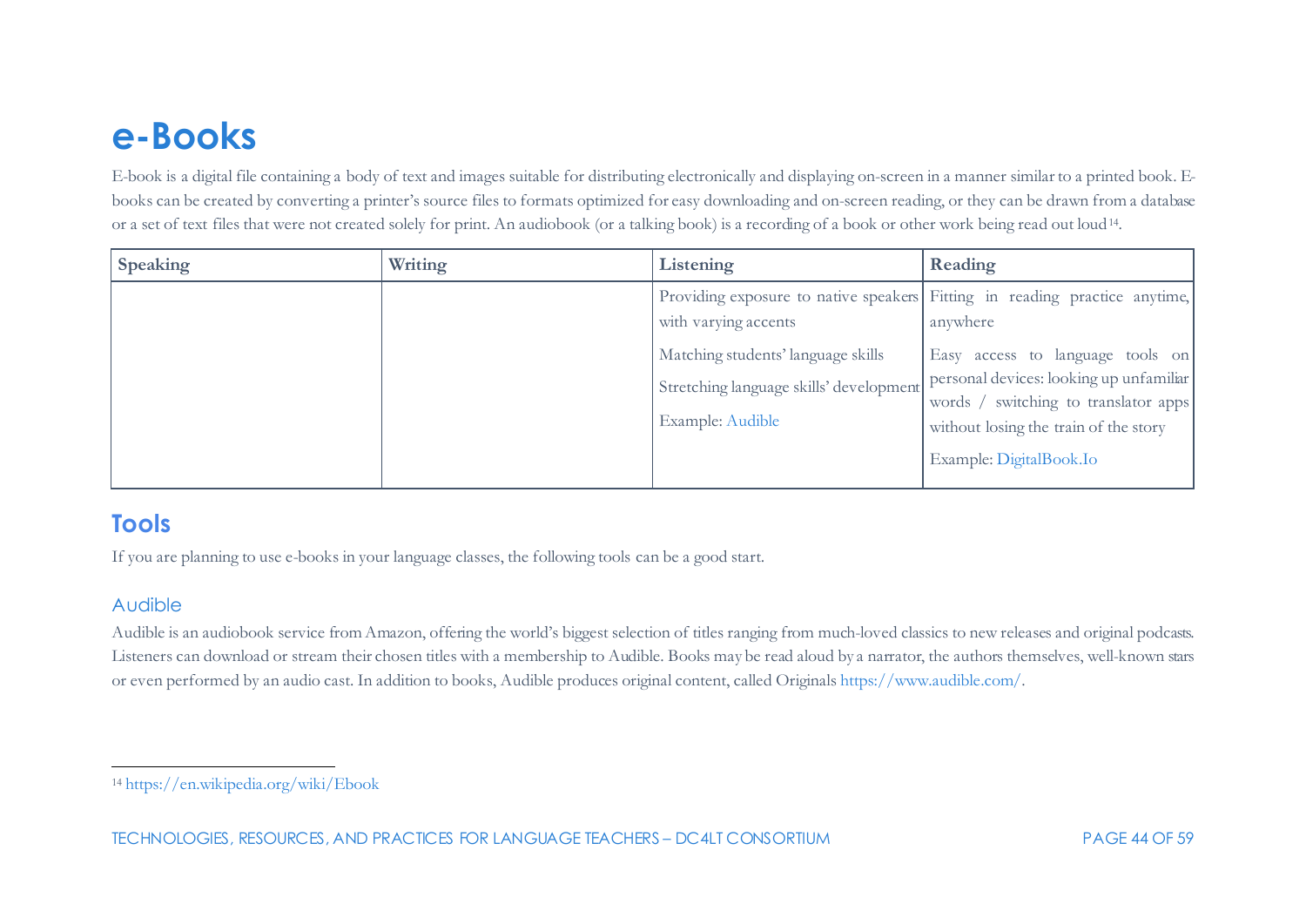# e-Books

E-book is a digital file containing a body of text and images suitable for distributing electronically and displaying on-screen in a manner similar to a printed book. E-books can be created by converting a printer's source files to formats optimized for easy downloading and on-screen reading, or they can be drawn from a database or a set of text files that were not created solely for print. An audiobook (or a talking book) is a recording of a book or other work being read out loud[14].

| Speaking | Writing | Listening | Reading |
|---|---|---|---|
| | | Providing exposure to native speakers with varying accents<br><br>Matching students' language skills<br><br>Stretching language skills' development<br><br>Example: Audible | Fitting in reading practice anytime, anywhere<br><br>Easy access to language tools on personal devices: looking up unfamiliar words / switching to translator apps without losing the train of the story<br><br>Example: DigitalBook.Io |

## Tools

If you are planning to use e-books in your language classes, the following tools can be a good start.

### Audible

Audible is an audiobook service from Amazon, offering the world's biggest selection of titles ranging from much-loved classics to new releases and original podcasts. Listeners can download or stream their chosen titles with a membership to Audible. Books may be read aloud by a narrator, the authors themselves, well-known stars or even performed by an audio cast. In addition to books, Audible produces original content, called Originals https://www.audible.com/.

[14] https://en.wikipedia.org/wiki/Ebook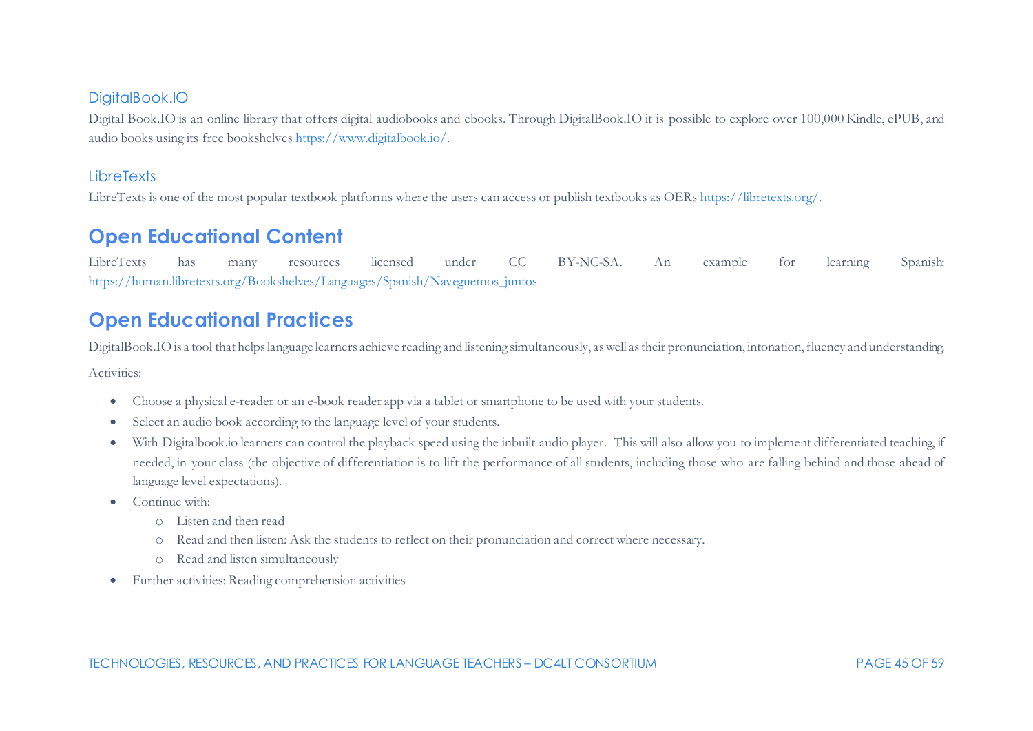### DigitalBook.IO

Digital Book.IO is an online library that offers digital audiobooks and ebooks. Through DigitalBook.IO it is possible to explore over 100,000 Kindle, ePUB, and audio books using its free bookshelves https://www.digitalbook.io/.

### LibreTexts

LibreTexts is one of the most popular textbook platforms where the users can access or publish textbooks as OERs https://libretexts.org/.

## Open Educational Content

LibreTexts has many resources licensed under CC BY-NC-SA. An example for learning Spanish: https://human.libretexts.org/Bookshelves/Languages/Spanish/Naveguemos_juntos

## Open Educational Practices

DigitalBook.IO is a tool that helps language learners achieve reading and listening simultaneously, as well as their pronunciation, intonation, fluency and understanding.

Activities:

- Choose a physical e-reader or an e-book reader app via a tablet or smartphone to be used with your students.
- Select an audio book according to the language level of your students.
- With Digitalbook.io learners can control the playback speed using the inbuilt audio player. This will also allow you to implement differentiated teaching, if needed, in your class (the objective of differentiation is to lift the performance of all students, including those who are falling behind and those ahead of language level expectations).
- Continue with:
  - Listen and then read
  - Read and then listen: Ask the students to reflect on their pronunciation and correct where necessary.
  - Read and listen simultaneously
- Further activities: Reading comprehension activities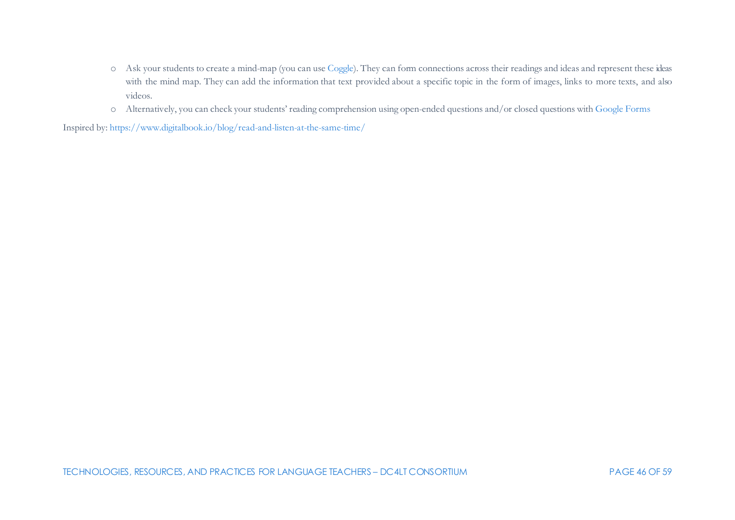- Ask your students to create a mind-map (you can use Coggle). They can form connections across their readings and ideas and represent these ideas with the mind map. They can add the information that text provided about a specific topic in the form of images, links to more texts, and also videos.
- Alternatively, you can check your students' reading comprehension using open-ended questions and/or closed questions with Google Forms

Inspired by: https://www.digitalbook.io/blog/read-and-listen-at-the-same-time/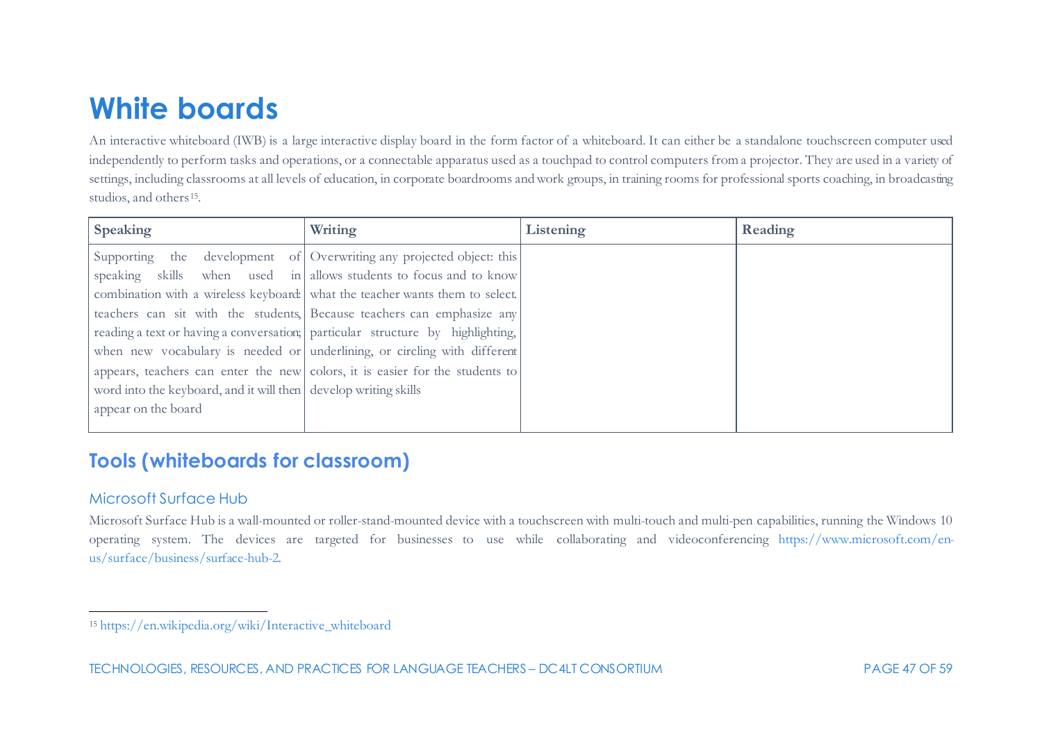# White boards

An interactive whiteboard (IWB) is a large interactive display board in the form factor of a whiteboard. It can either be a standalone touchscreen computer used independently to perform tasks and operations, or a connectable apparatus used as a touchpad to control computers from a projector. They are used in a variety of settings, including classrooms at all levels of education, in corporate boardrooms and work groups, in training rooms for professional sports coaching, in broadcasting studios, and others[15].

| Speaking | Writing | Listening | Reading |
| --- | --- | --- | --- |
| Supporting the development of speaking skills when used in combination with a wireless keyboard: teachers can sit with the students, reading a text or having a conversation; when new vocabulary is needed or appears, teachers can enter the new word into the keyboard, and it will then appear on the board | Overwriting any projected object: this allows students to focus and to know what the teacher wants them to select. Because teachers can emphasize any particular structure by highlighting, underlining, or circling with different colors, it is easier for the students to develop writing skills | | |

## Tools (whiteboards for classroom)

### Microsoft Surface Hub

Microsoft Surface Hub is a wall-mounted or roller-stand-mounted device with a touchscreen with multi-touch and multi-pen capabilities, running the Windows 10 operating system. The devices are targeted for businesses to use while collaborating and videoconferencing https://www.microsoft.com/en-us/surface/business/surface-hub-2.

---

[15] https://en.wikipedia.org/wiki/Interactive_whiteboard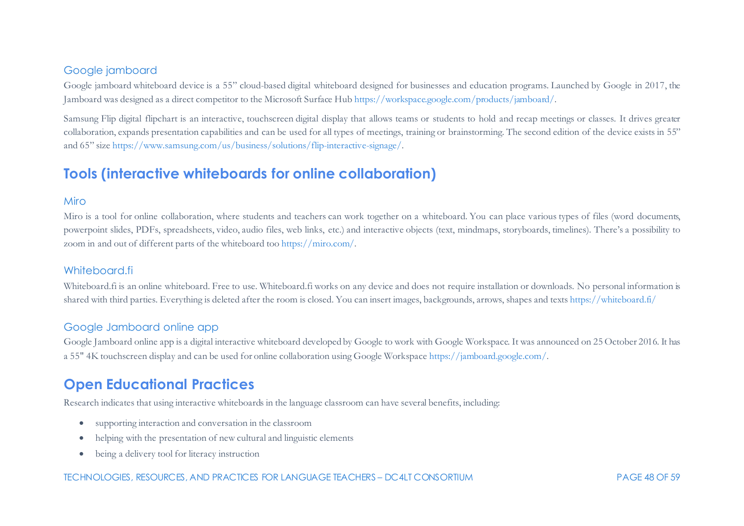### Google jamboard

Google jamboard whiteboard device is a 55" cloud-based digital whiteboard designed for businesses and education programs. Launched by Google in 2017, the Jamboard was designed as a direct competitor to the Microsoft Surface Hub https://workspace.google.com/products/jamboard/.

Samsung Flip digital flipchart is an interactive, touchscreen digital display that allows teams or students to hold and recap meetings or classes. It drives greater collaboration, expands presentation capabilities and can be used for all types of meetings, training or brainstorming. The second edition of the device exists in 55" and 65" size https://www.samsung.com/us/business/solutions/flip-interactive-signage/.

## Tools (interactive whiteboards for online collaboration)

### Miro

Miro is a tool for online collaboration, where students and teachers can work together on a whiteboard. You can place various types of files (word documents, powerpoint slides, PDFs, spreadsheets, video, audio files, web links, etc.) and interactive objects (text, mindmaps, storyboards, timelines). There's a possibility to zoom in and out of different parts of the whiteboard too https://miro.com/.

### Whiteboard.fi

Whiteboard.fi is an online whiteboard. Free to use. Whiteboard.fi works on any device and does not require installation or downloads. No personal information is shared with third parties. Everything is deleted after the room is closed. You can insert images, backgrounds, arrows, shapes and texts https://whiteboard.fi/

### Google Jamboard online app

Google Jamboard online app is a digital interactive whiteboard developed by Google to work with Google Workspace. It was announced on 25 October 2016. It has a 55" 4K touchscreen display and can be used for online collaboration using Google Workspace https://jamboard.google.com/.

## Open Educational Practices

Research indicates that using interactive whiteboards in the language classroom can have several benefits, including:

- supporting interaction and conversation in the classroom
- helping with the presentation of new cultural and linguistic elements
- being a delivery tool for literacy instruction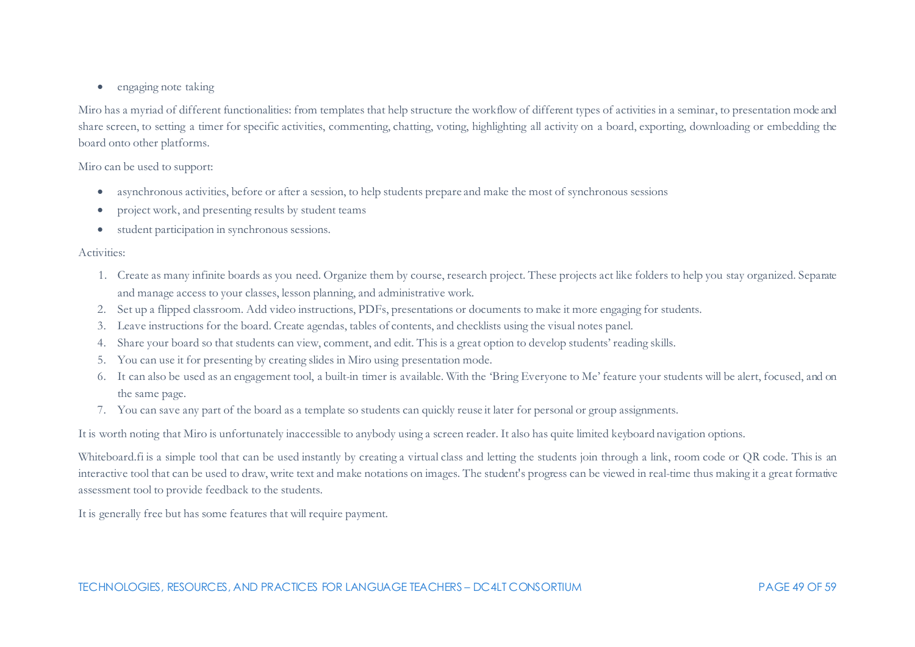- engaging note taking

Miro has a myriad of different functionalities: from templates that help structure the workflow of different types of activities in a seminar, to presentation mode and share screen, to setting a timer for specific activities, commenting, chatting, voting, highlighting all activity on a board, exporting, downloading or embedding the board onto other platforms.

Miro can be used to support:

- asynchronous activities, before or after a session, to help students prepare and make the most of synchronous sessions
- project work, and presenting results by student teams
- student participation in synchronous sessions.

Activities:

1. Create as many infinite boards as you need. Organize them by course, research project. These projects act like folders to help you stay organized. Separate and manage access to your classes, lesson planning, and administrative work.
2. Set up a flipped classroom. Add video instructions, PDFs, presentations or documents to make it more engaging for students.
3. Leave instructions for the board. Create agendas, tables of contents, and checklists using the visual notes panel.
4. Share your board so that students can view, comment, and edit. This is a great option to develop students' reading skills.
5. You can use it for presenting by creating slides in Miro using presentation mode.
6. It can also be used as an engagement tool, a built-in timer is available. With the 'Bring Everyone to Me' feature your students will be alert, focused, and on the same page.
7. You can save any part of the board as a template so students can quickly reuse it later for personal or group assignments.

It is worth noting that Miro is unfortunately inaccessible to anybody using a screen reader. It also has quite limited keyboard navigation options.

Whiteboard.fi is a simple tool that can be used instantly by creating a virtual class and letting the students join through a link, room code or QR code. This is an interactive tool that can be used to draw, write text and make notations on images. The student's progress can be viewed in real-time thus making it a great formative assessment tool to provide feedback to the students.

It is generally free but has some features that will require payment.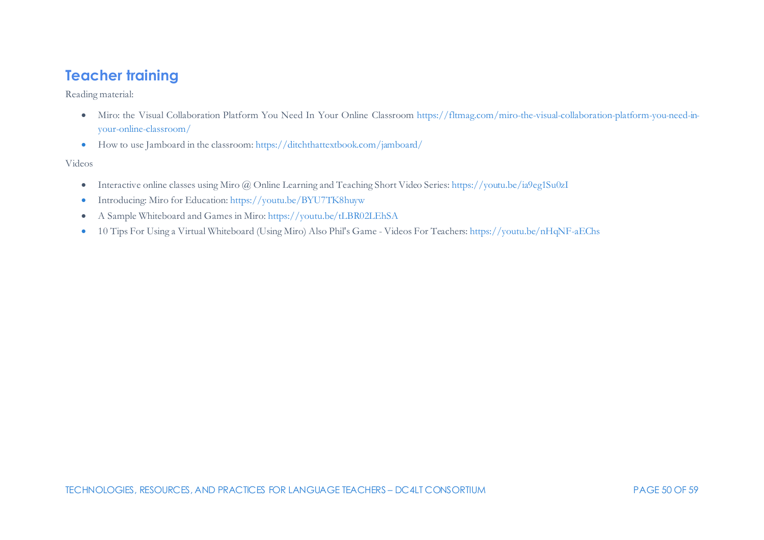## Teacher training

Reading material:

- Miro: the Visual Collaboration Platform You Need In Your Online Classroom https://fltmag.com/miro-the-visual-collaboration-platform-you-need-in-your-online-classroom/
- How to use Jamboard in the classroom: https://ditchthattextbook.com/jamboard/

Videos

- Interactive online classes using Miro @ Online Learning and Teaching Short Video Series: https://youtu.be/ia9eg1Su0zI
- Introducing: Miro for Education: https://youtu.be/BYU7TK8huyw
- A Sample Whiteboard and Games in Miro: https://youtu.be/tLBR02LEhSA
- 10 Tips For Using a Virtual Whiteboard (Using Miro) Also Phil's Game - Videos For Teachers: https://youtu.be/nHqNF-aEChs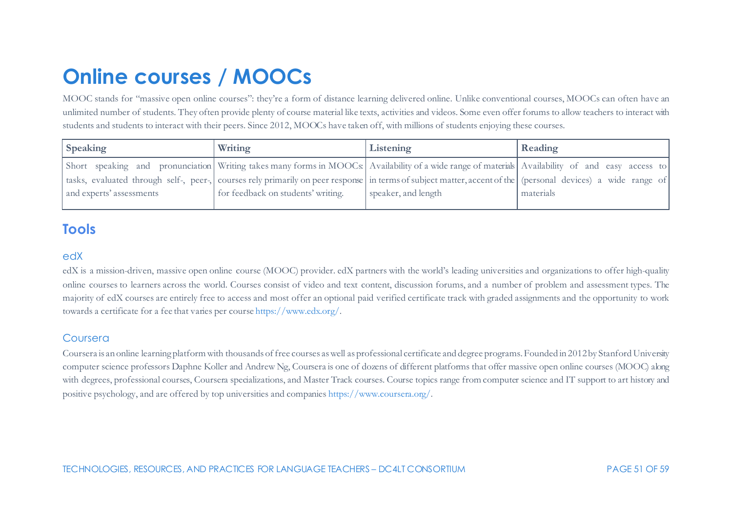# Online courses / MOOCs

MOOC stands for "massive open online courses": they're a form of distance learning delivered online. Unlike conventional courses, MOOCs can often have an unlimited number of students. They often provide plenty of course material like texts, activities and videos. Some even offer forums to allow teachers to interact with students and students to interact with their peers. Since 2012, MOOCs have taken off, with millions of students enjoying these courses.

| Speaking | Writing | Listening | Reading |
| --- | --- | --- | --- |
| Short speaking and pronunciation tasks, evaluated through self-, peer-, and experts' assessments | Writing takes many forms in MOOCs: courses rely primarily on peer response for feedback on students' writing. | Availability of a wide range of materials in terms of subject matter, accent of the speaker, and length | Availability of and easy access to (personal devices) a wide range of materials |

## Tools

### edX

edX is a mission-driven, massive open online course (MOOC) provider. edX partners with the world's leading universities and organizations to offer high-quality online courses to learners across the world. Courses consist of video and text content, discussion forums, and a number of problem and assessment types. The majority of edX courses are entirely free to access and most offer an optional paid verified certificate track with graded assignments and the opportunity to work towards a certificate for a fee that varies per course https://www.edx.org/.

### Coursera

Coursera is an online learning platform with thousands of free courses as well as professional certificate and degree programs. Founded in 2012 by Stanford University computer science professors Daphne Koller and Andrew Ng, Coursera is one of dozens of different platforms that offer massive open online courses (MOOC) along with degrees, professional courses, Coursera specializations, and Master Track courses. Course topics range from computer science and IT support to art history and positive psychology, and are offered by top universities and companies https://www.coursera.org/.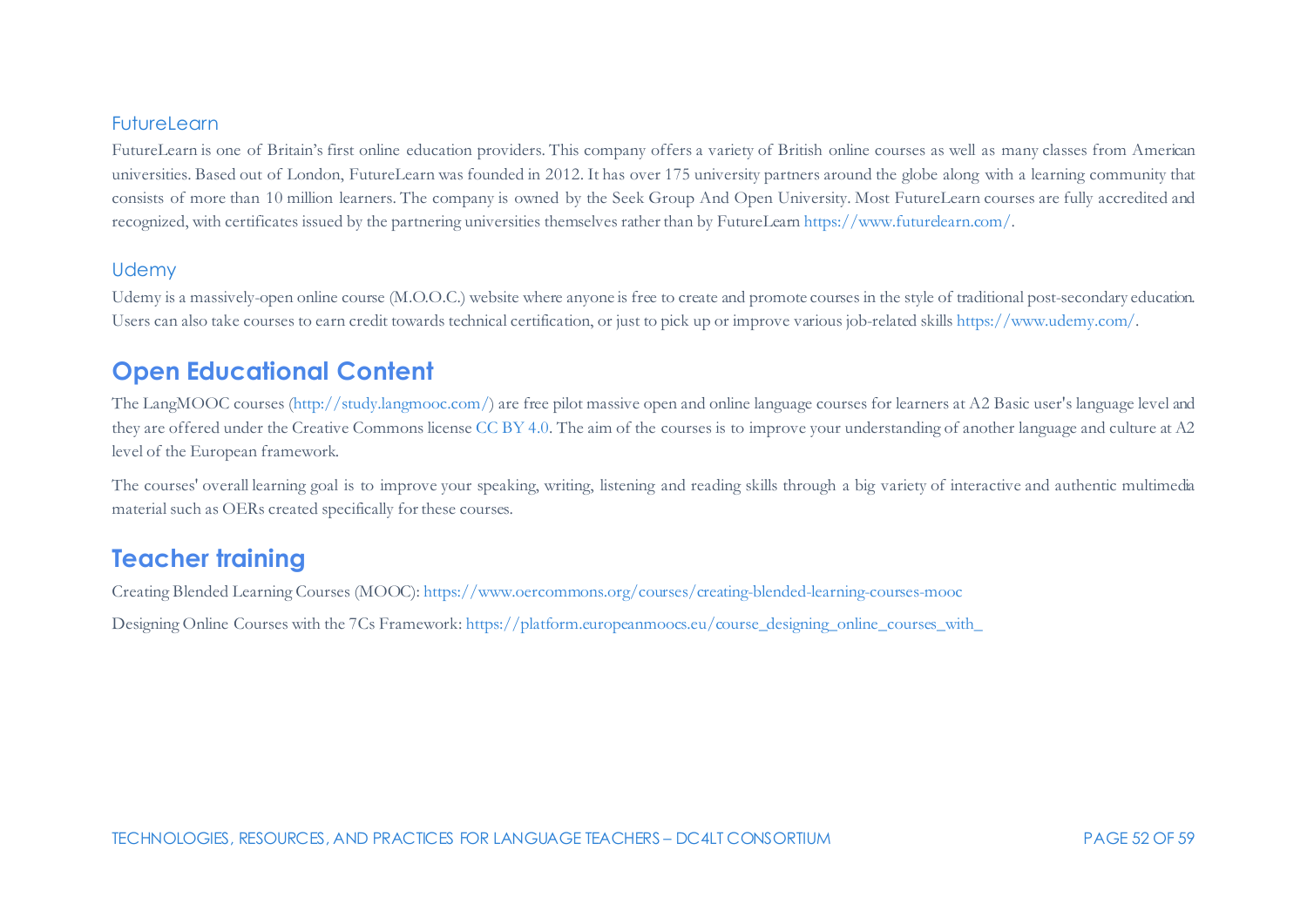### FutureLearn

FutureLearn is one of Britain's first online education providers. This company offers a variety of British online courses as well as many classes from American universities. Based out of London, FutureLearn was founded in 2012. It has over 175 university partners around the globe along with a learning community that consists of more than 10 million learners. The company is owned by the Seek Group And Open University. Most FutureLearn courses are fully accredited and recognized, with certificates issued by the partnering universities themselves rather than by FutureLearn https://www.futurelearn.com/.

### Udemy

Udemy is a massively-open online course (M.O.O.C.) website where anyone is free to create and promote courses in the style of traditional post-secondary education. Users can also take courses to earn credit towards technical certification, or just to pick up or improve various job-related skills https://www.udemy.com/.

## Open Educational Content

The LangMOOC courses (http://study.langmooc.com/) are free pilot massive open and online language courses for learners at A2 Basic user's language level and they are offered under the Creative Commons license CC BY 4.0. The aim of the courses is to improve your understanding of another language and culture at A2 level of the European framework.

The courses' overall learning goal is to improve your speaking, writing, listening and reading skills through a big variety of interactive and authentic multimedia material such as OERs created specifically for these courses.

## Teacher training

Creating Blended Learning Courses (MOOC): https://www.oercommons.org/courses/creating-blended-learning-courses-mooc

Designing Online Courses with the 7Cs Framework: https://platform.europeanmoocs.eu/course_designing_online_courses_with_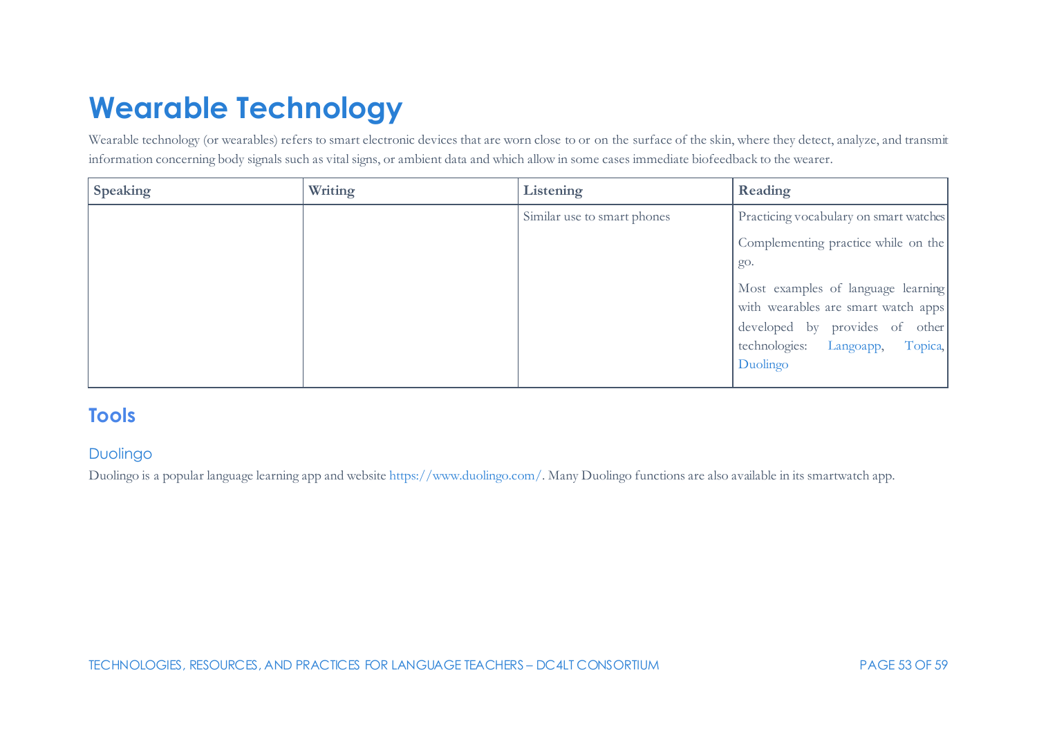# Wearable Technology

Wearable technology (or wearables) refers to smart electronic devices that are worn close to or on the surface of the skin, where they detect, analyze, and transmit information concerning body signals such as vital signs, or ambient data and which allow in some cases immediate biofeedback to the wearer.

| Speaking | Writing | Listening | Reading |
|---|---|---|---|
| | | Similar use to smart phones | Practicing vocabulary on smart watches<br><br>Complementing practice while on the go.<br><br>Most examples of language learning with wearables are smart watch apps developed by provides of other technologies: Langoapp, Topica, Duolingo |

## Tools

### Duolingo

Duolingo is a popular language learning app and website https://www.duolingo.com/. Many Duolingo functions are also available in its smartwatch app.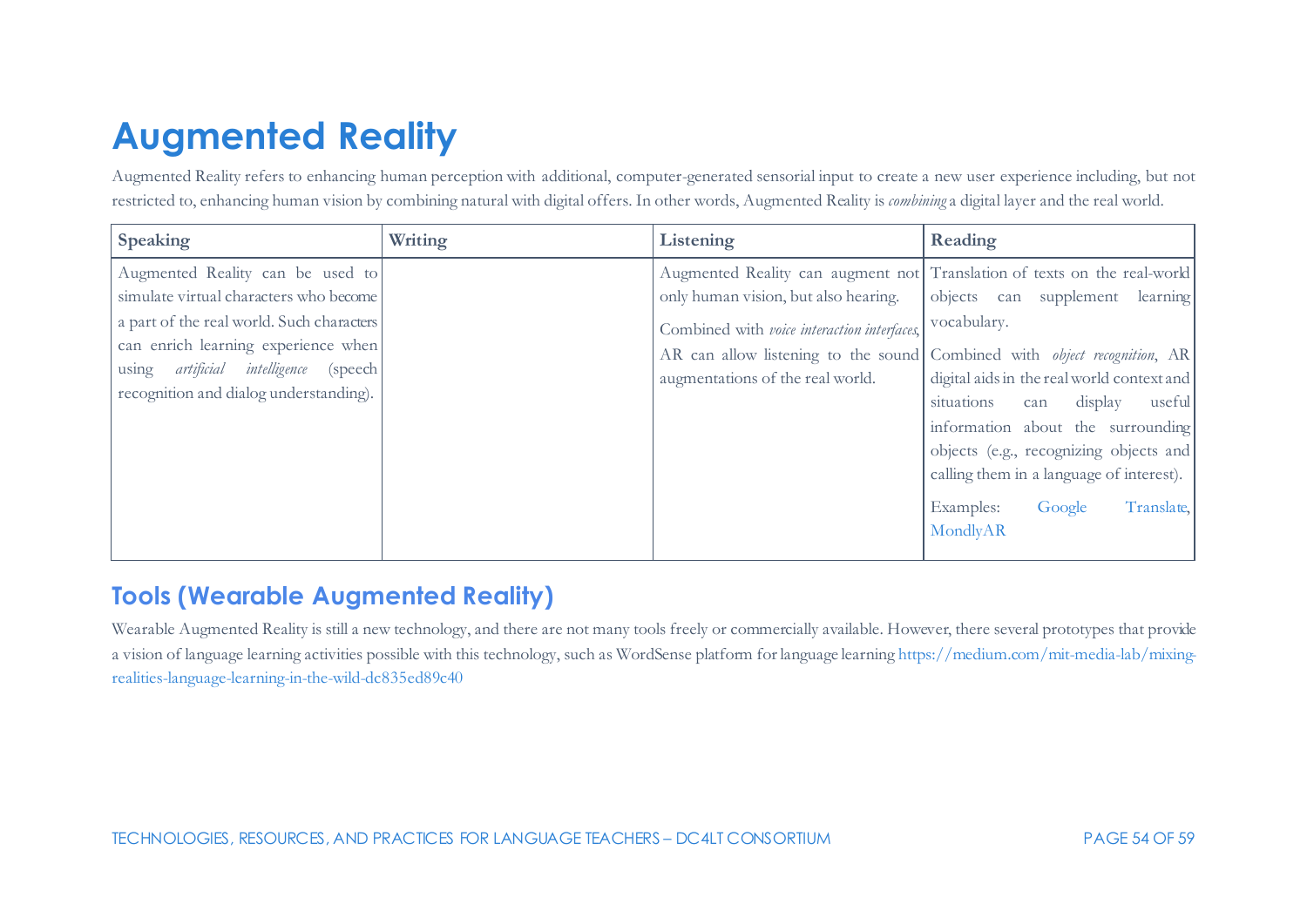# Augmented Reality

Augmented Reality refers to enhancing human perception with additional, computer-generated sensorial input to create a new user experience including, but not restricted to, enhancing human vision by combining natural with digital offers. In other words, Augmented Reality is *combining* a digital layer and the real world.

| Speaking | Writing | Listening | Reading |
|---|---|---|---|
| Augmented Reality can be used to simulate virtual characters who become a part of the real world. Such characters can enrich learning experience when using *artificial intelligence* (speech recognition and dialog understanding). | | Augmented Reality can augment not only human vision, but also hearing.<br><br>Combined with *voice interaction interfaces*, AR can allow listening to the sound augmentations of the real world. | Translation of texts on the real-world objects can supplement learning vocabulary.<br><br>Combined with *object recognition*, AR digital aids in the real world context and situations can display useful information about the surrounding objects (e.g., recognizing objects and calling them in a language of interest).<br><br>Examples: Google Translate, MondlyAR |

## Tools (Wearable Augmented Reality)

Wearable Augmented Reality is still a new technology, and there are not many tools freely or commercially available. However, there several prototypes that provide a vision of language learning activities possible with this technology, such as WordSense platform for language learning https://medium.com/mit-media-lab/mixing-realities-language-learning-in-the-wild-dc835ed89c40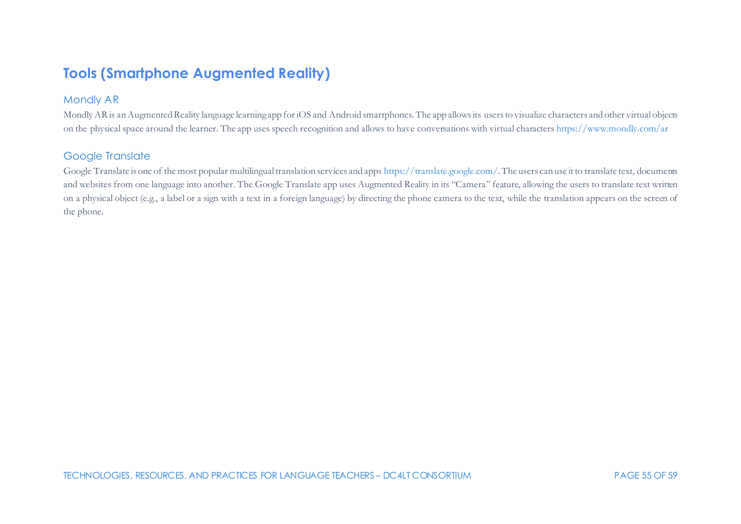## Tools (Smartphone Augmented Reality)

### Mondly AR

Mondly AR is an Augmented Reality language learning app for iOS and Android smartphones. The app allows its users to visualize characters and other virtual objects on the physical space around the learner. The app uses speech recognition and allows to have conversations with virtual characters https://www.mondly.com/ar

### Google Translate

Google Translate is one of the most popular multilingual translation services and apps https://translate.google.com/. The users can use it to translate text, documents and websites from one language into another. The Google Translate app uses Augmented Reality in its "Camera" feature, allowing the users to translate text written on a physical object (e.g., a label or a sign with a text in a foreign language) by directing the phone camera to the text, while the translation appears on the screen of the phone.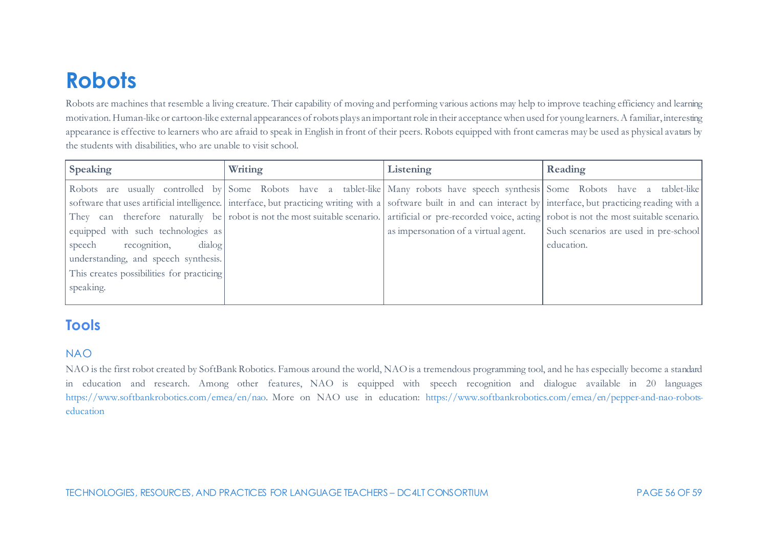# Robots

Robots are machines that resemble a living creature. Their capability of moving and performing various actions may help to improve teaching efficiency and learning motivation. Human-like or cartoon-like external appearances of robots plays an important role in their acceptance when used for young learners. A familiar, interesting appearance is effective to learners who are afraid to speak in English in front of their peers. Robots equipped with front cameras may be used as physical avatars by the students with disabilities, who are unable to visit school.

| Speaking | Writing | Listening | Reading |
| --- | --- | --- | --- |
| Robots are usually controlled by software that uses artificial intelligence. They can therefore naturally be equipped with such technologies as speech recognition, dialog understanding, and speech synthesis. This creates possibilities for practicing speaking. | Some Robots have a tablet-like interface, but practicing writing with a robot is not the most suitable scenario. | Many robots have speech synthesis software built in and can interact by artificial or pre-recorded voice, acting as impersonation of a virtual agent. | Some Robots have a tablet-like interface, but practicing reading with a robot is not the most suitable scenario. Such scenarios are used in pre-school education. |

## Tools

### NAO

NAO is the first robot created by SoftBank Robotics. Famous around the world, NAO is a tremendous programming tool, and he has especially become a standard in education and research. Among other features, NAO is equipped with speech recognition and dialogue available in 20 languages https://www.softbankrobotics.com/emea/en/nao. More on NAO use in education: https://www.softbankrobotics.com/emea/en/pepper-and-nao-robots-education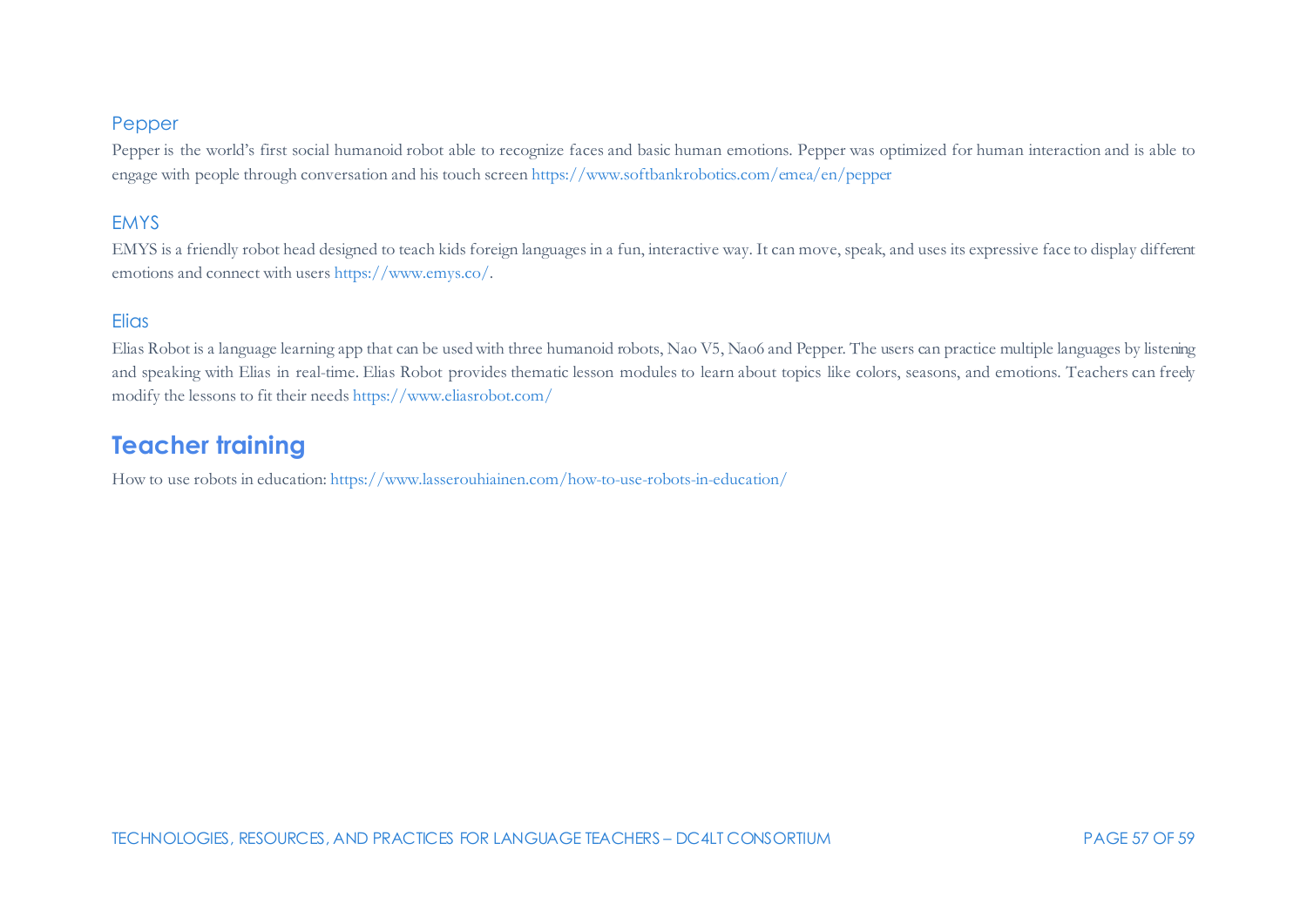### Pepper

Pepper is the world's first social humanoid robot able to recognize faces and basic human emotions. Pepper was optimized for human interaction and is able to engage with people through conversation and his touch screen https://www.softbankrobotics.com/emea/en/pepper

### EMYS

EMYS is a friendly robot head designed to teach kids foreign languages in a fun, interactive way. It can move, speak, and uses its expressive face to display different emotions and connect with users https://www.emys.co/.

### Elias

Elias Robot is a language learning app that can be used with three humanoid robots, Nao V5, Nao6 and Pepper. The users can practice multiple languages by listening and speaking with Elias in real-time. Elias Robot provides thematic lesson modules to learn about topics like colors, seasons, and emotions. Teachers can freely modify the lessons to fit their needs https://www.eliasrobot.com/

## Teacher training

How to use robots in education: https://www.lasserouhiainen.com/how-to-use-robots-in-education/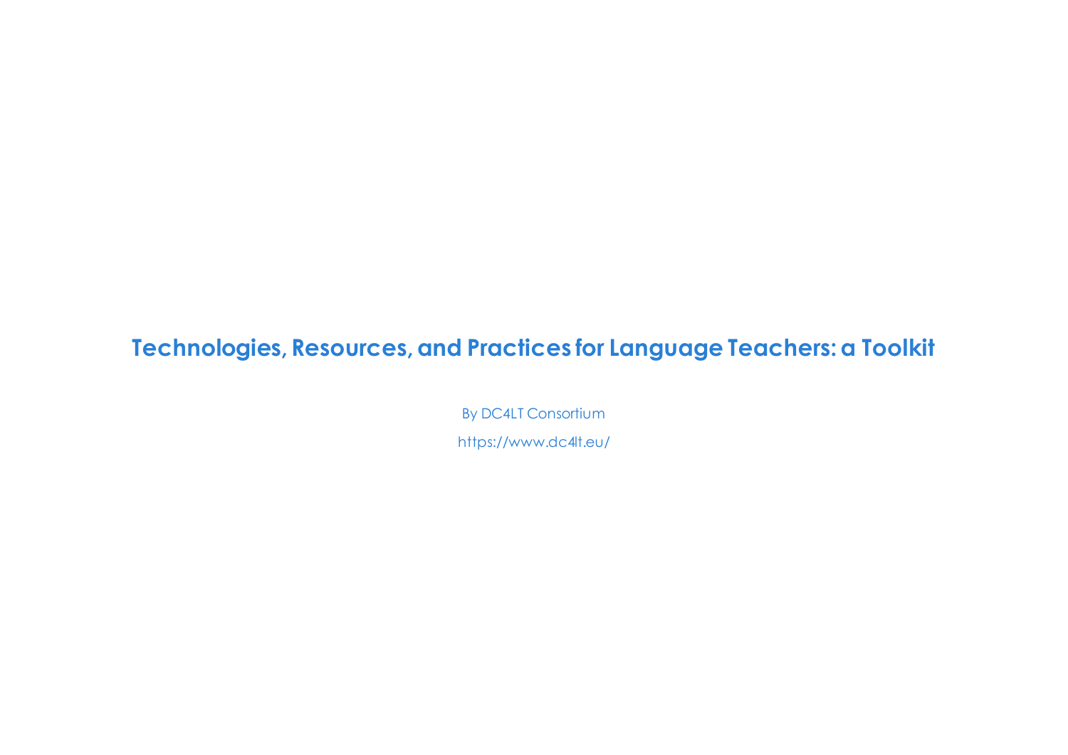**Technologies, Resources, and Practices for Language Teachers: a Toolkit**

By DC4LT Consortium

https://www.dc4lt.eu/